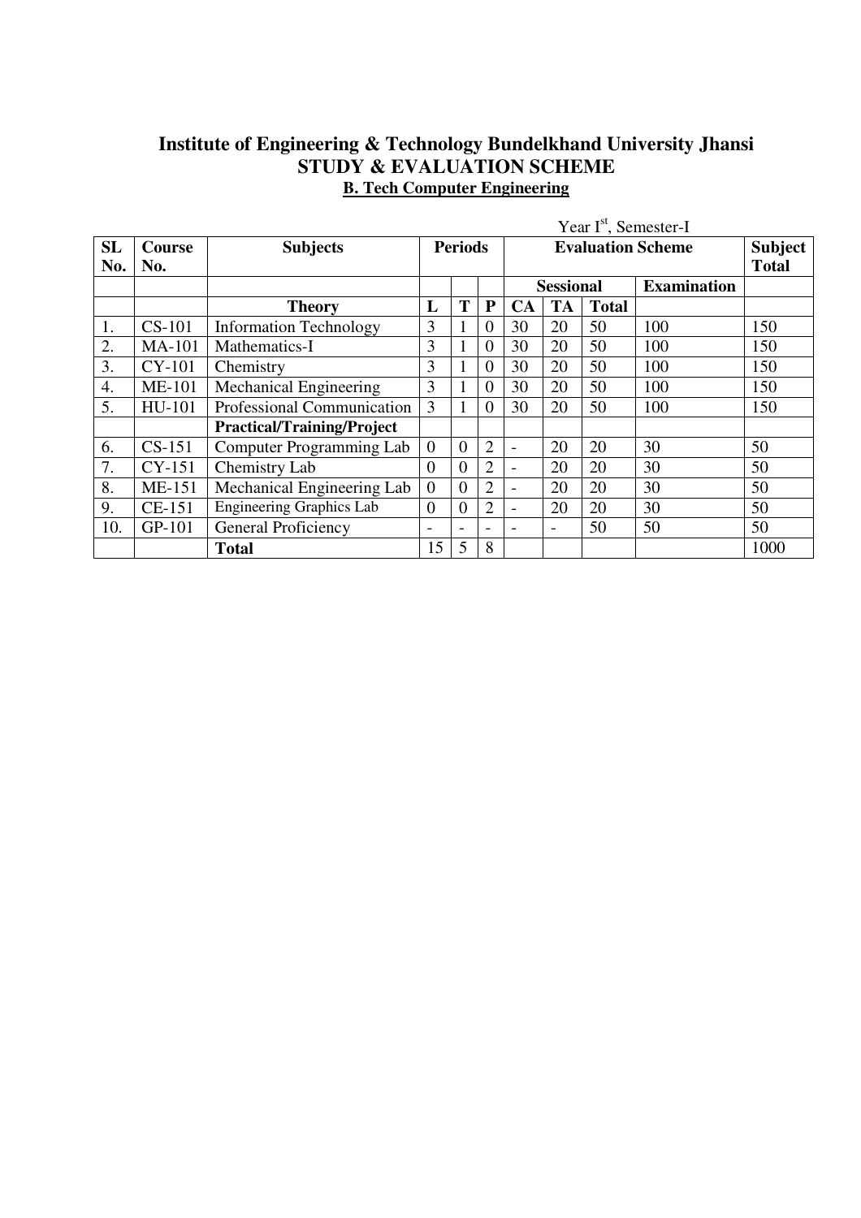# Institute of Engineering & Technology Bundelkhand University Jhansi
## STUDY & EVALUATION SCHEME
### B. Tech Computer Engineering

Year I[st], Semester-I

| SL No. | Course No. | Subjects | Periods | | | Evaluation Scheme | | | | Subject Total |
|---|---|---|---|---|---|---|---|---|---|---|
| | | | | | | Sessional | | | Examination | |
| | | **Theory** | L | T | P | CA | TA | Total | | |
| 1. | CS-101 | Information Technology | 3 | 1 | 0 | 30 | 20 | 50 | 100 | 150 |
| 2. | MA-101 | Mathematics-I | 3 | 1 | 0 | 30 | 20 | 50 | 100 | 150 |
| 3. | CY-101 | Chemistry | 3 | 1 | 0 | 30 | 20 | 50 | 100 | 150 |
| 4. | ME-101 | Mechanical Engineering | 3 | 1 | 0 | 30 | 20 | 50 | 100 | 150 |
| 5. | HU-101 | Professional Communication | 3 | 1 | 0 | 30 | 20 | 50 | 100 | 150 |
| | | **Practical/Training/Project** | | | | | | | | |
| 6. | CS-151 | Computer Programming Lab | 0 | 0 | 2 | - | 20 | 20 | 30 | 50 |
| 7. | CY-151 | Chemistry Lab | 0 | 0 | 2 | - | 20 | 20 | 30 | 50 |
| 8. | ME-151 | Mechanical Engineering Lab | 0 | 0 | 2 | - | 20 | 20 | 30 | 50 |
| 9. | CE-151 | Engineering Graphics Lab | 0 | 0 | 2 | - | 20 | 20 | 30 | 50 |
| 10. | GP-101 | General Proficiency | - | - | - | - | - | 50 | 50 | 50 |
| | | **Total** | 15 | 5 | 8 | | | | | 1000 |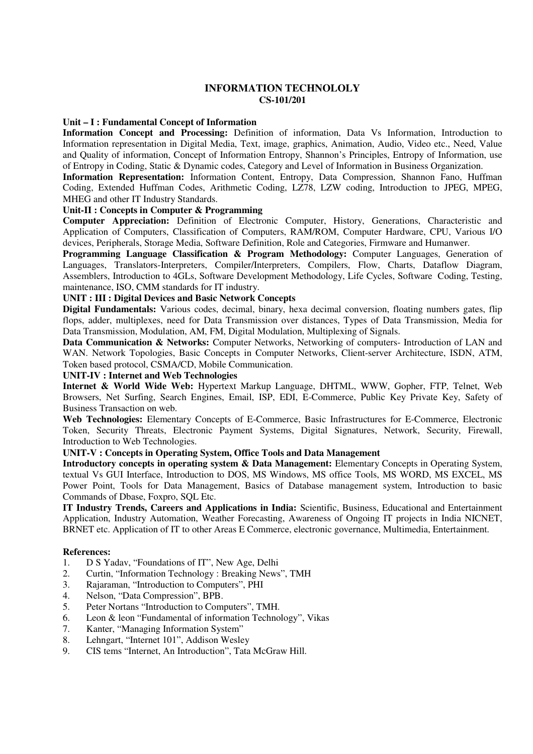# INFORMATION TECHNOLOLY
## CS-101/201

**Unit – I : Fundamental Concept of Information**

**Information Concept and Processing:** Definition of information, Data Vs Information, Introduction to Information representation in Digital Media, Text, image, graphics, Animation, Audio, Video etc., Need, Value and Quality of information, Concept of Information Entropy, Shannon's Principles, Entropy of Information, use of Entropy in Coding, Static & Dynamic codes, Category and Level of Information in Business Organization.

**Information Representation:** Information Content, Entropy, Data Compression, Shannon Fano, Huffman Coding, Extended Huffman Codes, Arithmetic Coding, LZ78, LZW coding, Introduction to JPEG, MPEG, MHEG and other IT Industry Standards.

**Unit-II : Concepts in Computer & Programming**

**Computer Appreciation:** Definition of Electronic Computer, History, Generations, Characteristic and Application of Computers, Classification of Computers, RAM/ROM, Computer Hardware, CPU, Various I/O devices, Peripherals, Storage Media, Software Definition, Role and Categories, Firmware and Humanwer.

**Programming Language Classification & Program Methodology:** Computer Languages, Generation of Languages, Translators-Interpreters, Compiler/Interpreters, Compilers, Flow, Charts, Dataflow Diagram, Assemblers, Introduction to 4GLs, Software Development Methodology, Life Cycles, Software Coding, Testing, maintenance, ISO, CMM standards for IT industry.

**UNIT : III : Digital Devices and Basic Network Concepts**

**Digital Fundamentals:** Various codes, decimal, binary, hexa decimal conversion, floating numbers gates, flip flops, adder, multiplexes, need for Data Transmission over distances, Types of Data Transmission, Media for Data Transmission, Modulation, AM, FM, Digital Modulation, Multiplexing of Signals.

**Data Communication & Networks:** Computer Networks, Networking of computers- Introduction of LAN and WAN. Network Topologies, Basic Concepts in Computer Networks, Client-server Architecture, ISDN, ATM, Token based protocol, CSMA/CD, Mobile Communication.

**UNIT-IV : Internet and Web Technologies**

**Internet & World Wide Web:** Hypertext Markup Language, DHTML, WWW, Gopher, FTP, Telnet, Web Browsers, Net Surfing, Search Engines, Email, ISP, EDI, E-Commerce, Public Key Private Key, Safety of Business Transaction on web.

**Web Technologies:** Elementary Concepts of E-Commerce, Basic Infrastructures for E-Commerce, Electronic Token, Security Threats, Electronic Payment Systems, Digital Signatures, Network, Security, Firewall, Introduction to Web Technologies.

**UNIT-V : Concepts in Operating System, Office Tools and Data Management**

**Introductory concepts in operating system & Data Management:** Elementary Concepts in Operating System, textual Vs GUI Interface, Introduction to DOS, MS Windows, MS office Tools, MS WORD, MS EXCEL, MS Power Point, Tools for Data Management, Basics of Database management system, Introduction to basic Commands of Dbase, Foxpro, SQL Etc.

**IT Industry Trends, Careers and Applications in India:** Scientific, Business, Educational and Entertainment Application, Industry Automation, Weather Forecasting, Awareness of Ongoing IT projects in India NICNET, BRNET etc. Application of IT to other Areas E Commerce, electronic governance, Multimedia, Entertainment.

**References:**

1. D S Yadav, "Foundations of IT", New Age, Delhi
2. Curtin, "Information Technology : Breaking News", TMH
3. Rajaraman, "Introduction to Computers", PHI
4. Nelson, "Data Compression", BPB.
5. Peter Nortans "Introduction to Computers", TMH.
6. Leon & leon "Fundamental of information Technology", Vikas
7. Kanter, "Managing Information System"
8. Lehngart, "Internet 101", Addison Wesley
9. CIS tems "Internet, An Introduction", Tata McGraw Hill.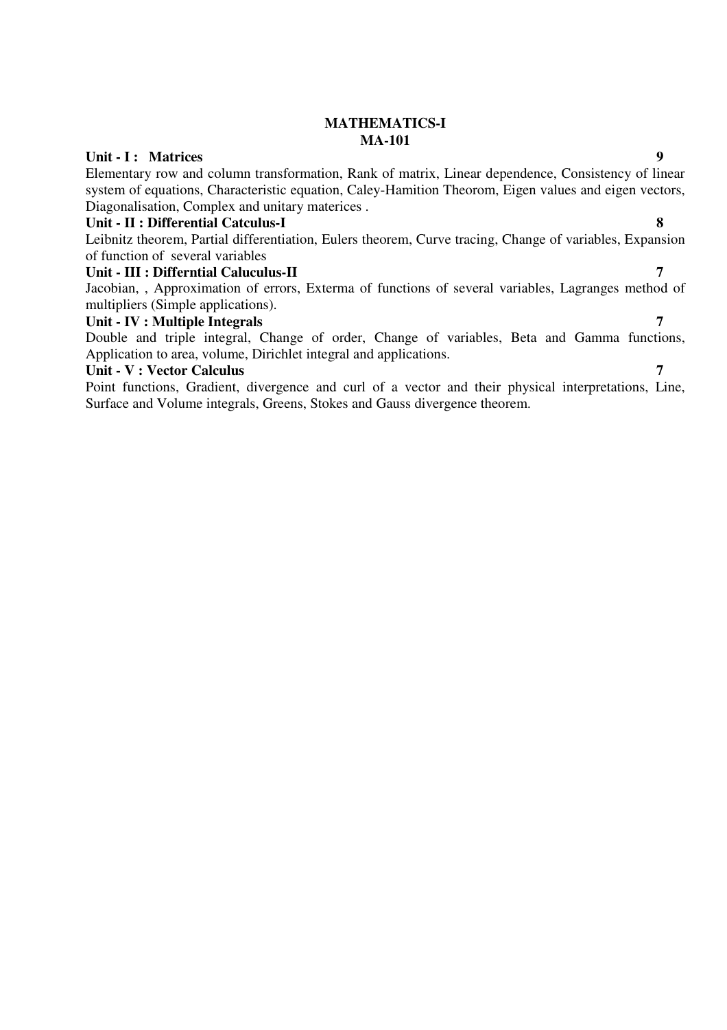# MATHEMATICS-I
## MA-101

**Unit - I : Matrices** **9**

Elementary row and column transformation, Rank of matrix, Linear dependence, Consistency of linear system of equations, Characteristic equation, Caley-Hamition Theorom, Eigen values and eigen vectors, Diagonalisation, Complex and unitary materices .

**Unit - II : Differential Catculus-I** **8**

Leibnitz theorem, Partial differentiation, Eulers theorem, Curve tracing, Change of variables, Expansion of function of several variables

**Unit - III : Differntial Caluculus-II** **7**

Jacobian, , Approximation of errors, Exterma of functions of several variables, Lagranges method of multipliers (Simple applications).

**Unit - IV : Multiple Integrals** **7**

Double and triple integral, Change of order, Change of variables, Beta and Gamma functions, Application to area, volume, Dirichlet integral and applications.

**Unit - V : Vector Calculus** **7**

Point functions, Gradient, divergence and curl of a vector and their physical interpretations, Line, Surface and Volume integrals, Greens, Stokes and Gauss divergence theorem.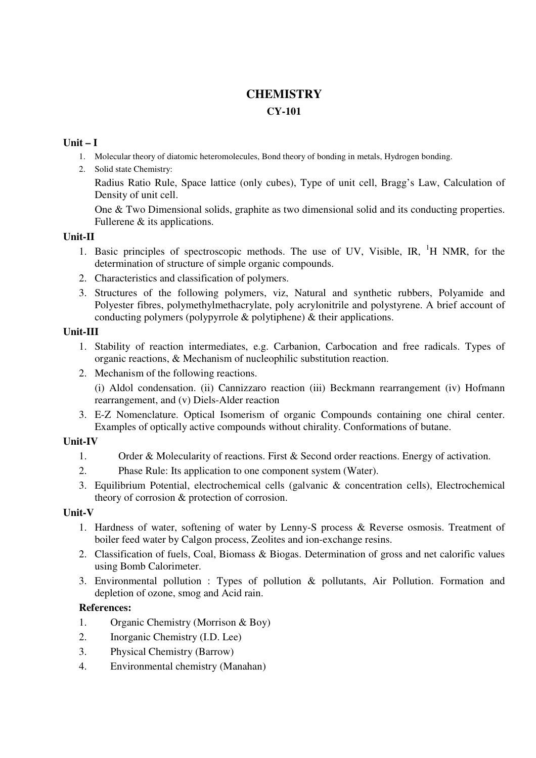# CHEMISTRY

## CY-101

### Unit – I

1. Molecular theory of diatomic heteromolecules, Bond theory of bonding in metals, Hydrogen bonding.
2. Solid state Chemistry:

   Radius Ratio Rule, Space lattice (only cubes), Type of unit cell, Bragg's Law, Calculation of Density of unit cell.

   One & Two Dimensional solids, graphite as two dimensional solid and its conducting properties. Fullerene & its applications.

### Unit-II

1. Basic principles of spectroscopic methods. The use of UV, Visible, IR, $^{1}H$ NMR, for the determination of structure of simple organic compounds.
2. Characteristics and classification of polymers.
3. Structures of the following polymers, viz, Natural and synthetic rubbers, Polyamide and Polyester fibres, polymethylmethacrylate, poly acrylonitrile and polystyrene. A brief account of conducting polymers (polypyrrole & polytiphene) & their applications.

### Unit-III

1. Stability of reaction intermediates, e.g. Carbanion, Carbocation and free radicals. Types of organic reactions, & Mechanism of nucleophilic substitution reaction.
2. Mechanism of the following reactions.

   (i) Aldol condensation. (ii) Cannizzaro reaction (iii) Beckmann rearrangement (iv) Hofmann rearrangement, and (v) Diels-Alder reaction
3. E-Z Nomenclature. Optical Isomerism of organic Compounds containing one chiral center. Examples of optically active compounds without chirality. Conformations of butane.

### Unit-IV

1. Order & Molecularity of reactions. First & Second order reactions. Energy of activation.
2. Phase Rule: Its application to one component system (Water).
3. Equilibrium Potential, electrochemical cells (galvanic & concentration cells), Electrochemical theory of corrosion & protection of corrosion.

### Unit-V

1. Hardness of water, softening of water by Lenny-S process & Reverse osmosis. Treatment of boiler feed water by Calgon process, Zeolites and ion-exchange resins.
2. Classification of fuels, Coal, Biomass & Biogas. Determination of gross and net calorific values using Bomb Calorimeter.
3. Environmental pollution : Types of pollution & pollutants, Air Pollution. Formation and depletion of ozone, smog and Acid rain.

**References:**

1. Organic Chemistry (Morrison & Boy)
2. Inorganic Chemistry (I.D. Lee)
3. Physical Chemistry (Barrow)
4. Environmental chemistry (Manahan)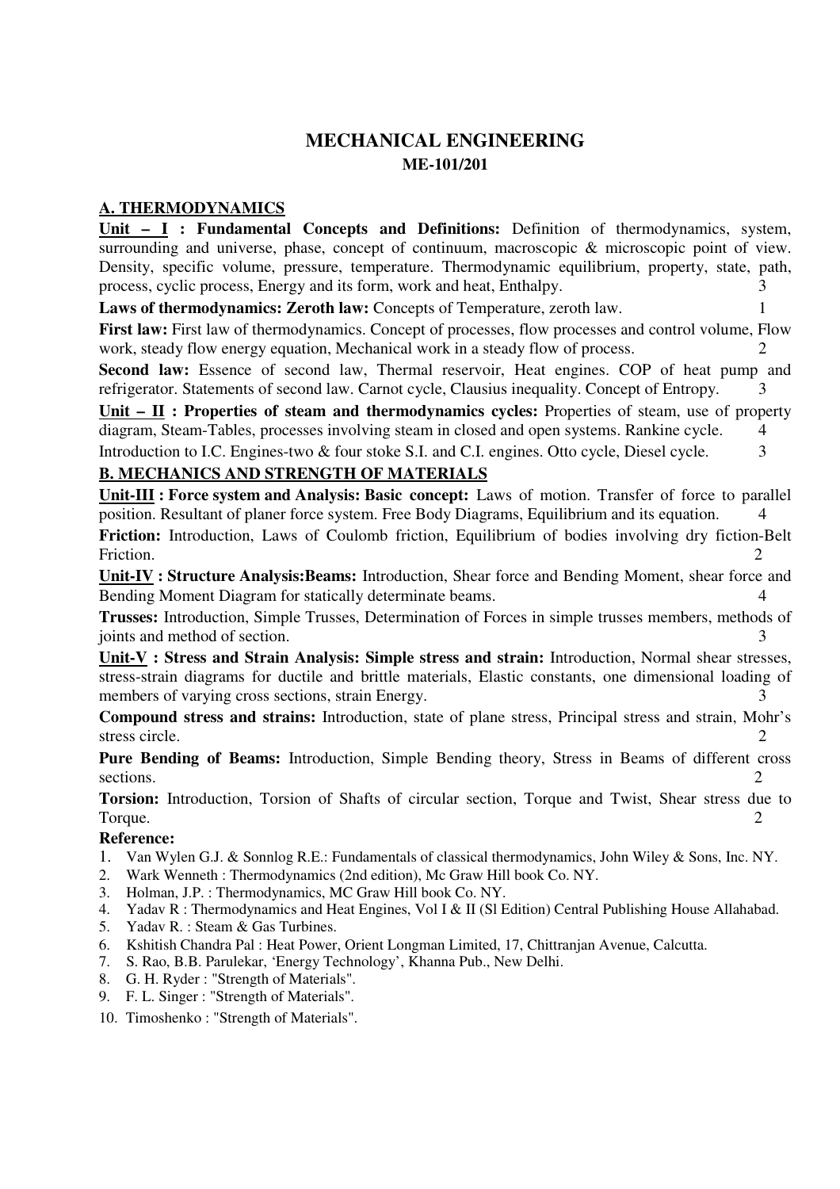# MECHANICAL ENGINEERING

## ME-101/201

### A. THERMODYNAMICS

**Unit – I : Fundamental Concepts and Definitions:** Definition of thermodynamics, system, surrounding and universe, phase, concept of continuum, macroscopic & microscopic point of view. Density, specific volume, pressure, temperature. Thermodynamic equilibrium, property, state, path, process, cyclic process, Energy and its form, work and heat, Enthalpy. 3

**Laws of thermodynamics: Zeroth law:** Concepts of Temperature, zeroth law. 1

**First law:** First law of thermodynamics. Concept of processes, flow processes and control volume, Flow work, steady flow energy equation, Mechanical work in a steady flow of process. 2

**Second law:** Essence of second law, Thermal reservoir, Heat engines. COP of heat pump and refrigerator. Statements of second law. Carnot cycle, Clausius inequality. Concept of Entropy. 3

**Unit – II : Properties of steam and thermodynamics cycles:** Properties of steam, use of property diagram, Steam-Tables, processes involving steam in closed and open systems. Rankine cycle. 4

Introduction to I.C. Engines-two & four stoke S.I. and C.I. engines. Otto cycle, Diesel cycle. 3

### B. MECHANICS AND STRENGTH OF MATERIALS

**Unit-III : Force system and Analysis: Basic concept:** Laws of motion. Transfer of force to parallel position. Resultant of planer force system. Free Body Diagrams, Equilibrium and its equation. 4

**Friction:** Introduction, Laws of Coulomb friction, Equilibrium of bodies involving dry fiction-Belt Friction. 2

**Unit-IV : Structure Analysis:Beams:** Introduction, Shear force and Bending Moment, shear force and Bending Moment Diagram for statically determinate beams. 4

**Trusses:** Introduction, Simple Trusses, Determination of Forces in simple trusses members, methods of joints and method of section. 3

**Unit-V : Stress and Strain Analysis: Simple stress and strain:** Introduction, Normal shear stresses, stress-strain diagrams for ductile and brittle materials, Elastic constants, one dimensional loading of members of varying cross sections, strain Energy. 3

**Compound stress and strains:** Introduction, state of plane stress, Principal stress and strain, Mohr's stress circle. 2

**Pure Bending of Beams:** Introduction, Simple Bending theory, Stress in Beams of different cross sections. 2

**Torsion:** Introduction, Torsion of Shafts of circular section, Torque and Twist, Shear stress due to Torque. 2

**Reference:**

1. Van Wylen G.J. & Sonnlog R.E.: Fundamentals of classical thermodynamics, John Wiley & Sons, Inc. NY.
2. Wark Wenneth : Thermodynamics (2nd edition), Mc Graw Hill book Co. NY.
3. Holman, J.P. : Thermodynamics, MC Graw Hill book Co. NY.
4. Yadav R : Thermodynamics and Heat Engines, Vol I & II (Sl Edition) Central Publishing House Allahabad.
5. Yadav R. : Steam & Gas Turbines.
6. Kshitish Chandra Pal : Heat Power, Orient Longman Limited, 17, Chittranjan Avenue, Calcutta.
7. S. Rao, B.B. Parulekar, 'Energy Technology', Khanna Pub., New Delhi.
8. G. H. Ryder : "Strength of Materials".
9. F. L. Singer : "Strength of Materials".
10. Timoshenko : "Strength of Materials".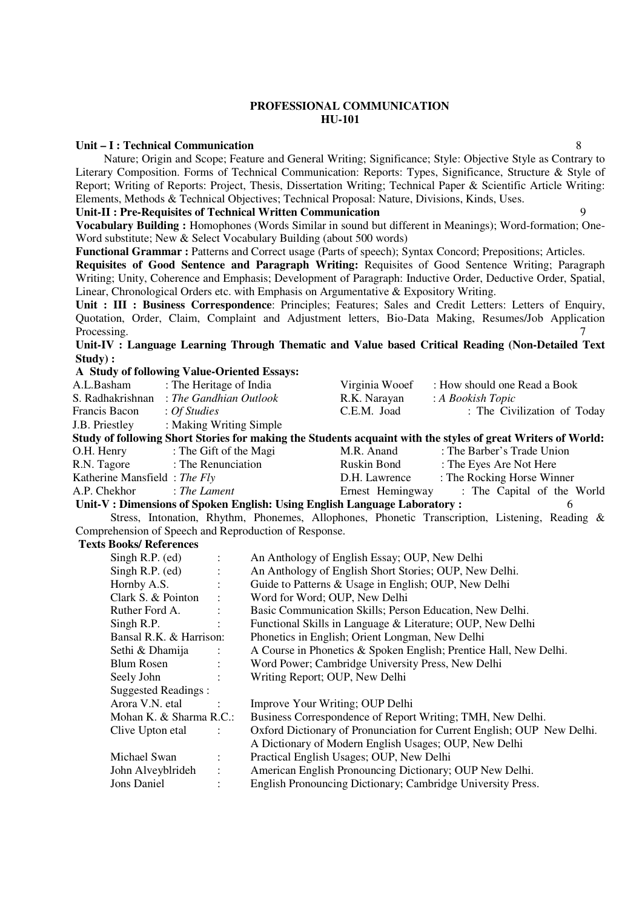# PROFESSIONAL COMMUNICATION
## HU-101

**Unit – I : Technical Communication** 8

Nature; Origin and Scope; Feature and General Writing; Significance; Style: Objective Style as Contrary to Literary Composition. Forms of Technical Communication: Reports: Types, Significance, Structure & Style of Report; Writing of Reports: Project, Thesis, Dissertation Writing; Technical Paper & Scientific Article Writing: Elements, Methods & Technical Objectives; Technical Proposal: Nature, Divisions, Kinds, Uses.

**Unit-II : Pre-Requisites of Technical Written Communication** 9

**Vocabulary Building :** Homophones (Words Similar in sound but different in Meanings); Word-formation; One-Word substitute; New & Select Vocabulary Building (about 500 words)

**Functional Grammar :** Patterns and Correct usage (Parts of speech); Syntax Concord; Prepositions; Articles.

**Requisites of Good Sentence and Paragraph Writing:** Requisites of Good Sentence Writing; Paragraph Writing; Unity, Coherence and Emphasis; Development of Paragraph: Inductive Order, Deductive Order, Spatial, Linear, Chronological Orders etc. with Emphasis on Argumentative & Expository Writing.

**Unit : III : Business Correspondence**: Principles; Features; Sales and Credit Letters: Letters of Enquiry, Quotation, Order, Claim, Complaint and Adjustment letters, Bio-Data Making, Resumes/Job Application Processing. 7

**Unit-IV : Language Learning Through Thematic and Value based Critical Reading (Non-Detailed Text Study) :**

**A Study of following Value-Oriented Essays:**

| | | | |
|---|---|---|---|
| A.L.Basham | : The Heritage of India | Virginia Wooef | : How should one Read a Book |
| S. Radhakrishnan | : *The Gandhian Outlook* | R.K. Narayan | : *A Bookish Topic* |
| Francis Bacon | : *Of Studies* | C.E.M. Joad | : The Civilization of Today |
| J.B. Priestley | : Making Writing Simple | | |

**Study of following Short Stories for making the Students acquaint with the styles of great Writers of World:**

| | | | |
|---|---|---|---|
| O.H. Henry | : The Gift of the Magi | M.R. Anand | : The Barber's Trade Union |
| R.N. Tagore | : The Renunciation | Ruskin Bond | : The Eyes Are Not Here |
| Katherine Mansfield | : *The Fly* | D.H. Lawrence | : The Rocking Horse Winner |
| A.P. Chekhor | : *The Lament* | Ernest Hemingway | : The Capital of the World |

**Unit-V : Dimensions of Spoken English: Using English Language Laboratory :** 6

Stress, Intonation, Rhythm, Phonemes, Allophones, Phonetic Transcription, Listening, Reading & Comprehension of Speech and Reproduction of Response.

**Texts Books/ References**

| | | |
|---|---|---|
| Singh R.P. (ed) | : | An Anthology of English Essay; OUP, New Delhi |
| Singh R.P. (ed) | : | An Anthology of English Short Stories; OUP, New Delhi. |
| Hornby A.S. | : | Guide to Patterns & Usage in English; OUP, New Delhi |
| Clark S. & Pointon | : | Word for Word; OUP, New Delhi |
| Ruther Ford A. | : | Basic Communication Skills; Person Education, New Delhi. |
| Singh R.P. | : | Functional Skills in Language & Literature; OUP, New Delhi |
| Bansal R.K. & Harrison | : | Phonetics in English; Orient Longman, New Delhi |
| Sethi & Dhamija | : | A Course in Phonetics & Spoken English; Prentice Hall, New Delhi. |
| Blum Rosen | : | Word Power; Cambridge University Press, New Delhi |
| Seely John | : | Writing Report; OUP, New Delhi |

Suggested Readings :

| | | |
|---|---|---|
| Arora V.N. etal | : | Improve Your Writing; OUP Delhi |
| Mohan K. & Sharma R.C. | : | Business Correspondence of Report Writing; TMH, New Delhi. |
| Clive Upton etal | : | Oxford Dictionary of Pronunciation for Current English; OUP New Delhi. |
| | | A Dictionary of Modern English Usages; OUP, New Delhi |
| Michael Swan | : | Practical English Usages; OUP, New Delhi |
| John Alveyblrideh | : | American English Pronouncing Dictionary; OUP New Delhi. |
| Jons Daniel | : | English Pronouncing Dictionary; Cambridge University Press. |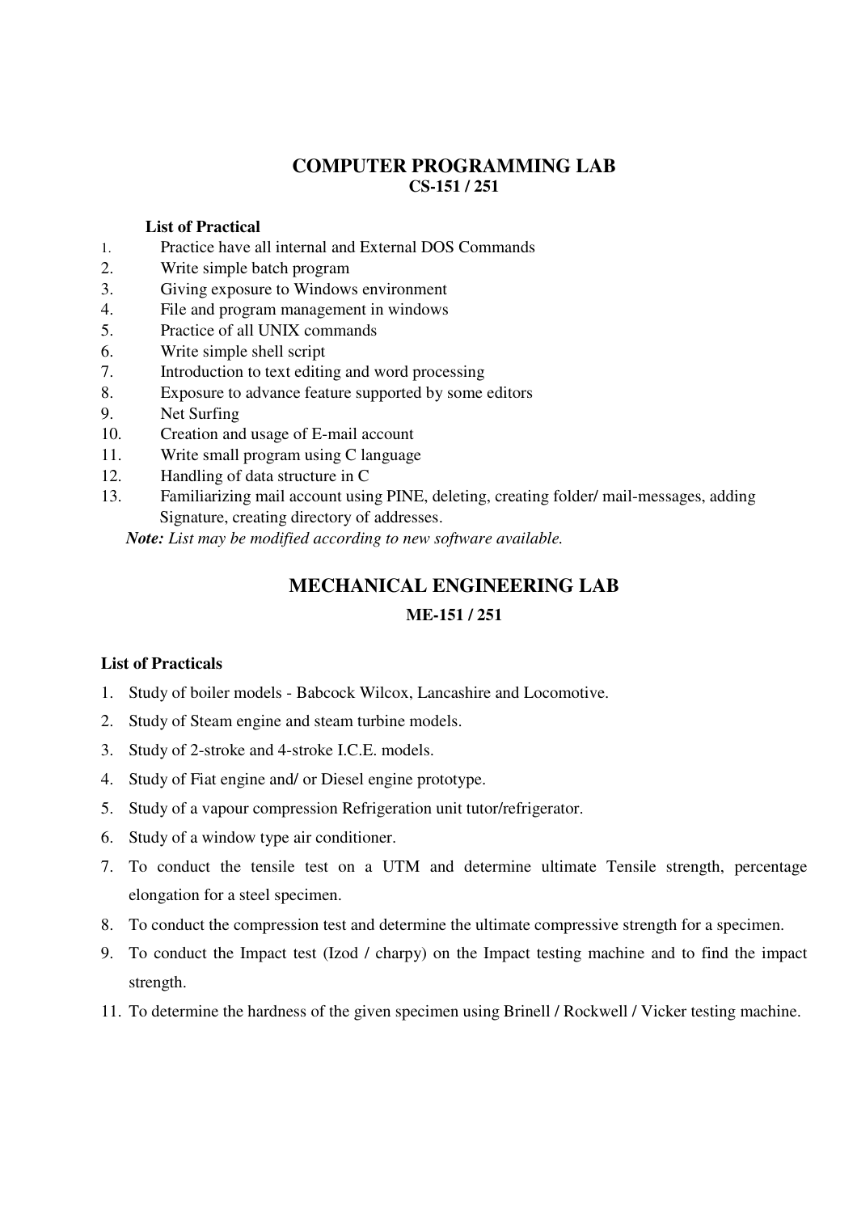## COMPUTER PROGRAMMING LAB

**CS-151 / 251**

**List of Practical**

1. Practice have all internal and External DOS Commands
2. Write simple batch program
3. Giving exposure to Windows environment
4. File and program management in windows
5. Practice of all UNIX commands
6. Write simple shell script
7. Introduction to text editing and word processing
8. Exposure to advance feature supported by some editors
9. Net Surfing
10. Creation and usage of E-mail account
11. Write small program using C language
12. Handling of data structure in C
13. Familiarizing mail account using PINE, deleting, creating folder/ mail-messages, adding Signature, creating directory of addresses.

***Note:*** *List may be modified according to new software available.*

## MECHANICAL ENGINEERING LAB

**ME-151 / 251**

**List of Practicals**

1. Study of boiler models - Babcock Wilcox, Lancashire and Locomotive.
2. Study of Steam engine and steam turbine models.
3. Study of 2-stroke and 4-stroke I.C.E. models.
4. Study of Fiat engine and/ or Diesel engine prototype.
5. Study of a vapour compression Refrigeration unit tutor/refrigerator.
6. Study of a window type air conditioner.
7. To conduct the tensile test on a UTM and determine ultimate Tensile strength, percentage elongation for a steel specimen.
8. To conduct the compression test and determine the ultimate compressive strength for a specimen.
9. To conduct the Impact test (Izod / charpy) on the Impact testing machine and to find the impact strength.

11. To determine the hardness of the given specimen using Brinell / Rockwell / Vicker testing machine.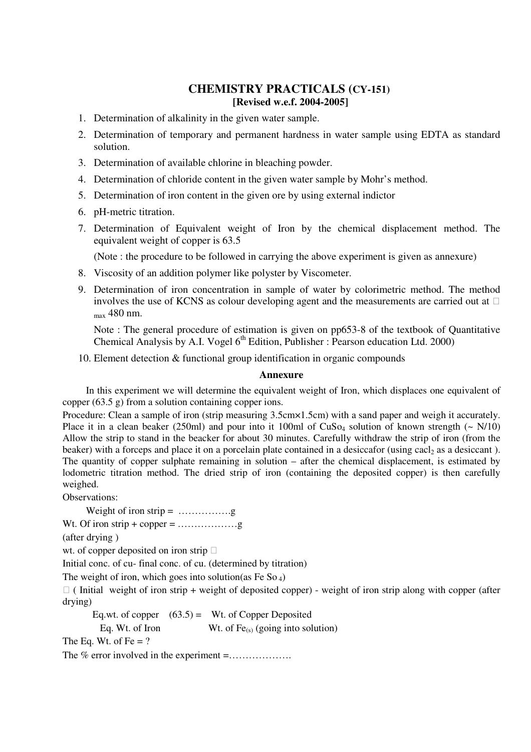# CHEMISTRY PRACTICALS (CY-151)

**[Revised w.e.f. 2004-2005]**

1. Determination of alkalinity in the given water sample.
2. Determination of temporary and permanent hardness in water sample using EDTA as standard solution.
3. Determination of available chlorine in bleaching powder.
4. Determination of chloride content in the given water sample by Mohr's method.
5. Determination of iron content in the given ore by using external indictor
6. pH-metric titration.
7. Determination of Equivalent weight of Iron by the chemical displacement method. The equivalent weight of copper is 63.5

   (Note : the procedure to be followed in carrying the above experiment is given as annexure)
8. Viscosity of an addition polymer like polyster by Viscometer.
9. Determination of iron concentration in sample of water by colorimetric method. The method involves the use of KCNS as colour developing agent and the measurements are carried out at $\lambda_{max}$ 480 nm.

   Note : The general procedure of estimation is given on pp653-8 of the textbook of Quantitative Chemical Analysis by A.I. Vogel 6th Edition, Publisher : Pearson education Ltd. 2000)
10. Element detection & functional group identification in organic compounds

## Annexure

In this experiment we will determine the equivalent weight of Iron, which displaces one equivalent of copper (63.5 g) from a solution containing copper ions.

Procedure: Clean a sample of iron (strip measuring 3.5cm×1.5cm) with a sand paper and weigh it accurately. Place it in a clean beaker (250ml) and pour into it 100ml of $CuSo_4$ solution of known strength (~ N/10) Allow the strip to stand in the beacker for about 30 minutes. Carefully withdraw the strip of iron (from the beaker) with a forceps and place it on a porcelain plate contained in a desiccafor (using $cacl_2$ as a desiccant ). The quantity of copper sulphate remaining in solution – after the chemical displacement, is estimated by lodometric titration method. The dried strip of iron (containing the deposited copper) is then carefully weighed.

Observations:

Weight of iron strip = …………….g

Wt. Of iron strip + copper = ………………g

(after drying )

wt. of copper deposited on iron strip $\propto$

Initial conc. of cu- final conc. of cu. (determined by titration)

The weight of iron, which goes into solution(as Fe $So_4$)

$\propto$ ( Initial weight of iron strip + weight of deposited copper) - weight of iron strip along with copper (after drying)

$$\frac{\text{Eq.wt. of copper } (63.5)}{\text{Eq. Wt. of Iron}} = \frac{\text{Wt. of Copper Deposited}}{\text{Wt. of } Fe_{(s)} \text{ (going into solution)}}$$

The Eq. Wt. of Fe = ?

The % error involved in the experiment =……………….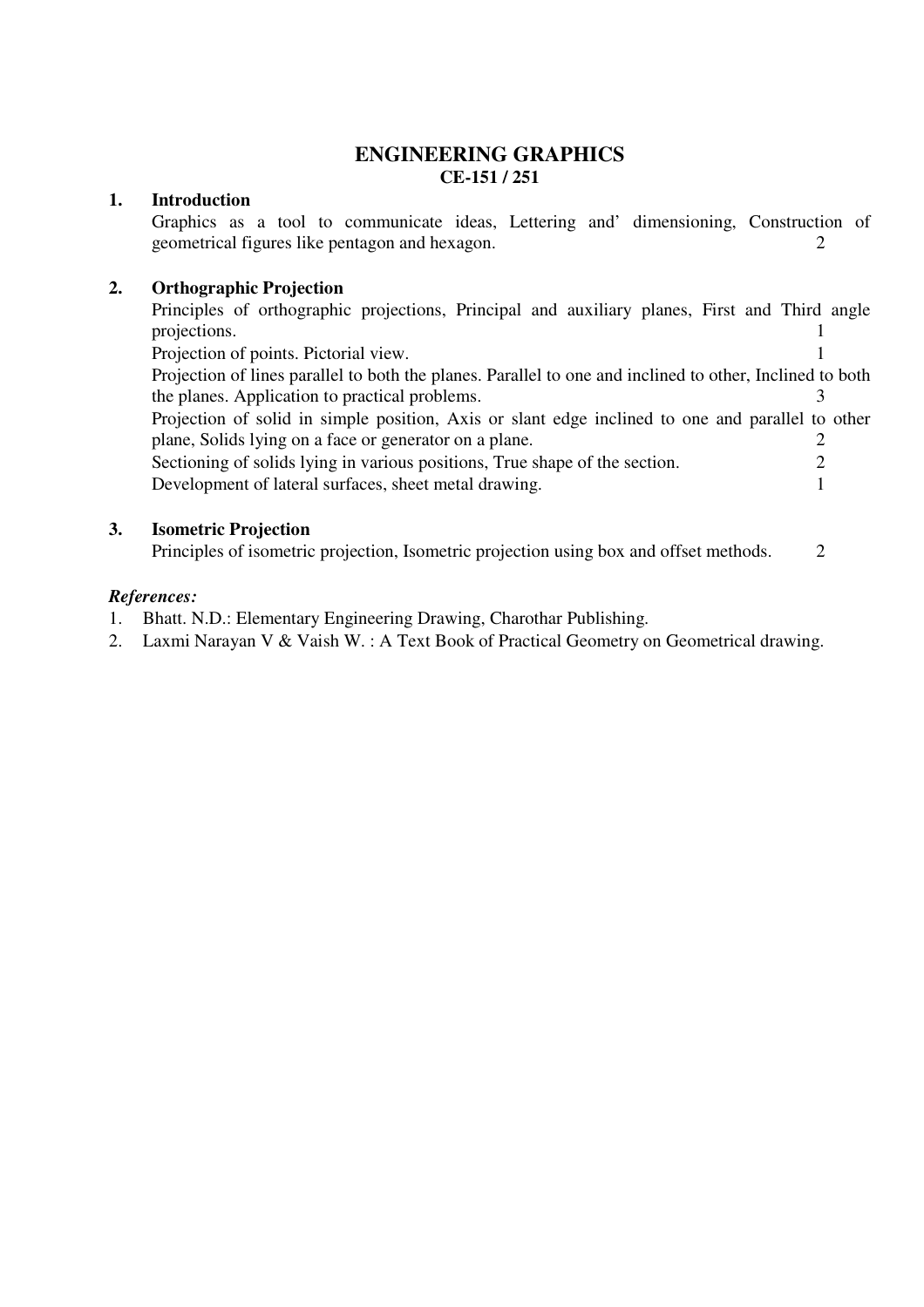# ENGINEERING GRAPHICS

## CE-151 / 251

### 1. Introduction

Graphics as a tool to communicate ideas, Lettering and' dimensioning, Construction of geometrical figures like pentagon and hexagon. 2

### 2. Orthographic Projection

Principles of orthographic projections, Principal and auxiliary planes, First and Third angle projections. 1

Projection of points. Pictorial view. 1

Projection of lines parallel to both the planes. Parallel to one and inclined to other, Inclined to both the planes. Application to practical problems. 3

Projection of solid in simple position, Axis or slant edge inclined to one and parallel to other plane, Solids lying on a face or generator on a plane. 2

Sectioning of solids lying in various positions, True shape of the section. 2

Development of lateral surfaces, sheet metal drawing. 1

### 3. Isometric Projection

Principles of isometric projection, Isometric projection using box and offset methods. 2

***References:***

1. Bhatt. N.D.: Elementary Engineering Drawing, Charothar Publishing.
2. Laxmi Narayan V & Vaish W. : A Text Book of Practical Geometry on Geometrical drawing.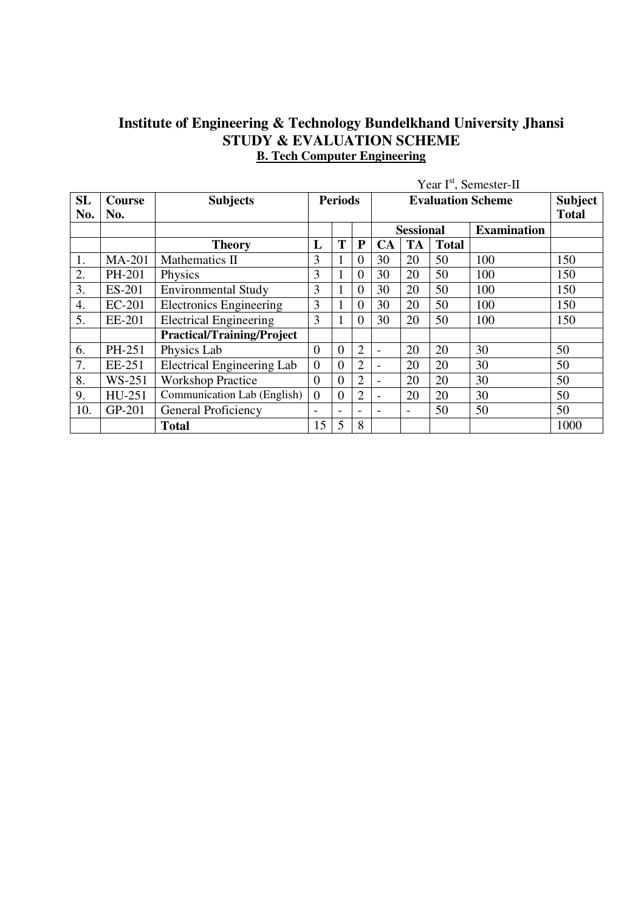# Institute of Engineering & Technology Bundelkhand University Jhansi
## STUDY & EVALUATION SCHEME
### B. Tech Computer Engineering

Year I[st], Semester-II

| SL No. | Course No. | Subjects | Periods | | | Evaluation Scheme | | | | Subject Total |
|---|---|---|---|---|---|---|---|---|---|---|
| | | | | | | Sessional | | | Examination | |
| | | **Theory** | L | T | P | CA | TA | Total | | |
| 1. | MA-201 | Mathematics II | 3 | 1 | 0 | 30 | 20 | 50 | 100 | 150 |
| 2. | PH-201 | Physics | 3 | 1 | 0 | 30 | 20 | 50 | 100 | 150 |
| 3. | ES-201 | Environmental Study | 3 | 1 | 0 | 30 | 20 | 50 | 100 | 150 |
| 4. | EC-201 | Electronics Engineering | 3 | 1 | 0 | 30 | 20 | 50 | 100 | 150 |
| 5. | EE-201 | Electrical Engineering | 3 | 1 | 0 | 30 | 20 | 50 | 100 | 150 |
| | | **Practical/Training/Project** | | | | | | | | |
| 6. | PH-251 | Physics Lab | 0 | 0 | 2 | - | 20 | 20 | 30 | 50 |
| 7. | EE-251 | Electrical Engineering Lab | 0 | 0 | 2 | - | 20 | 20 | 30 | 50 |
| 8. | WS-251 | Workshop Practice | 0 | 0 | 2 | - | 20 | 20 | 30 | 50 |
| 9. | HU-251 | Communication Lab (English) | 0 | 0 | 2 | - | 20 | 20 | 30 | 50 |
| 10. | GP-201 | General Proficiency | - | - | - | - | - | 50 | 50 | 50 |
| | | **Total** | 15 | 5 | 8 | | | | | 1000 |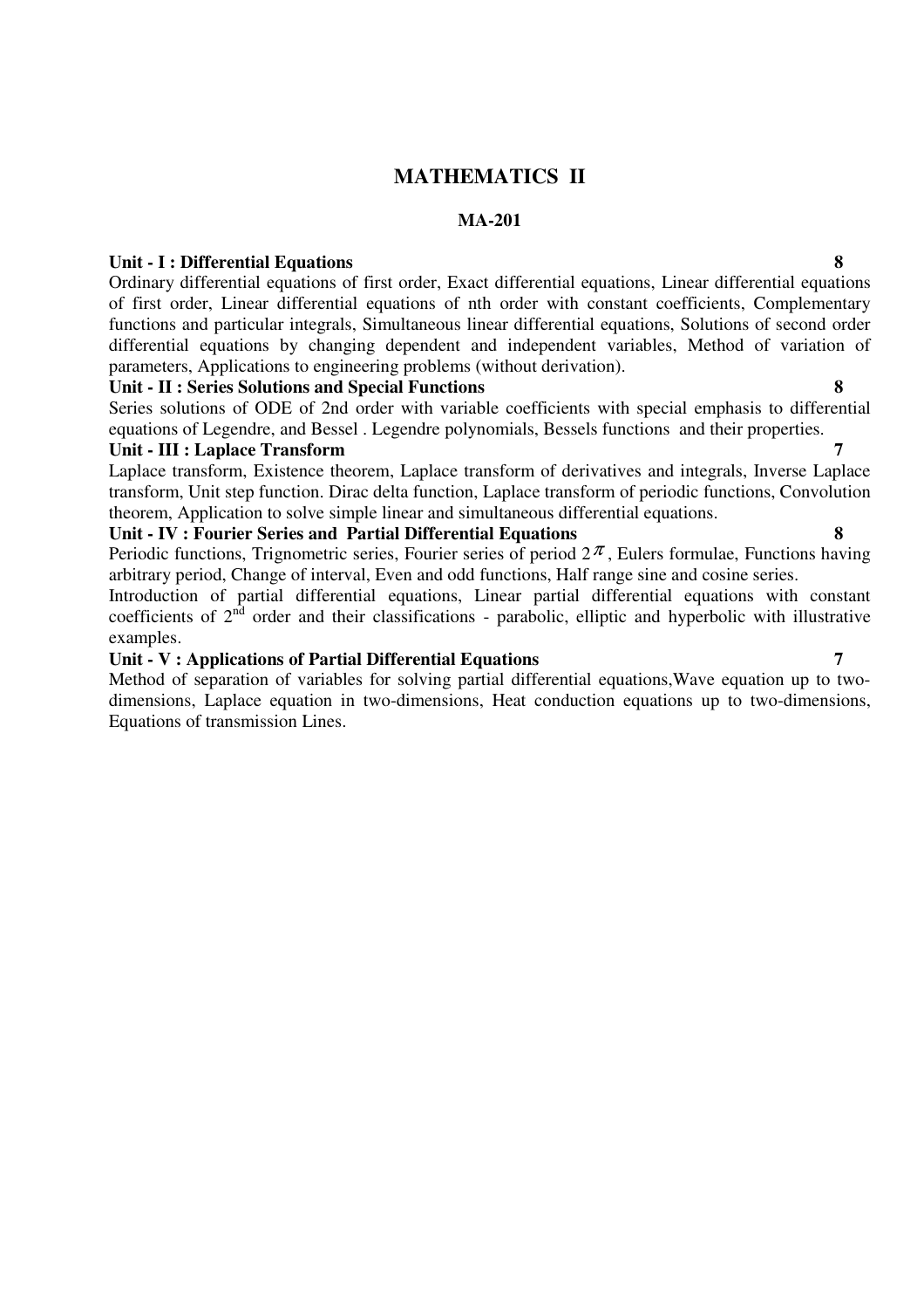# MATHEMATICS II

## MA-201

**Unit - I : Differential Equations** **8**

Ordinary differential equations of first order, Exact differential equations, Linear differential equations of first order, Linear differential equations of nth order with constant coefficients, Complementary functions and particular integrals, Simultaneous linear differential equations, Solutions of second order differential equations by changing dependent and independent variables, Method of variation of parameters, Applications to engineering problems (without derivation).

**Unit - II : Series Solutions and Special Functions** **8**

Series solutions of ODE of 2nd order with variable coefficients with special emphasis to differential equations of Legendre, and Bessel . Legendre polynomials, Bessels functions and their properties.

**Unit - III : Laplace Transform** **7**

Laplace transform, Existence theorem, Laplace transform of derivatives and integrals, Inverse Laplace transform, Unit step function. Dirac delta function, Laplace transform of periodic functions, Convolution theorem, Application to solve simple linear and simultaneous differential equations.

**Unit - IV : Fourier Series and Partial Differential Equations** **8**

Periodic functions, Trignometric series, Fourier series of period $2\pi$, Eulers formulae, Functions having arbitrary period, Change of interval, Even and odd functions, Half range sine and cosine series.

Introduction of partial differential equations, Linear partial differential equations with constant coefficients of $2^{nd}$ order and their classifications - parabolic, elliptic and hyperbolic with illustrative examples.

**Unit - V : Applications of Partial Differential Equations** **7**

Method of separation of variables for solving partial differential equations,Wave equation up to two-dimensions, Laplace equation in two-dimensions, Heat conduction equations up to two-dimensions, Equations of transmission Lines.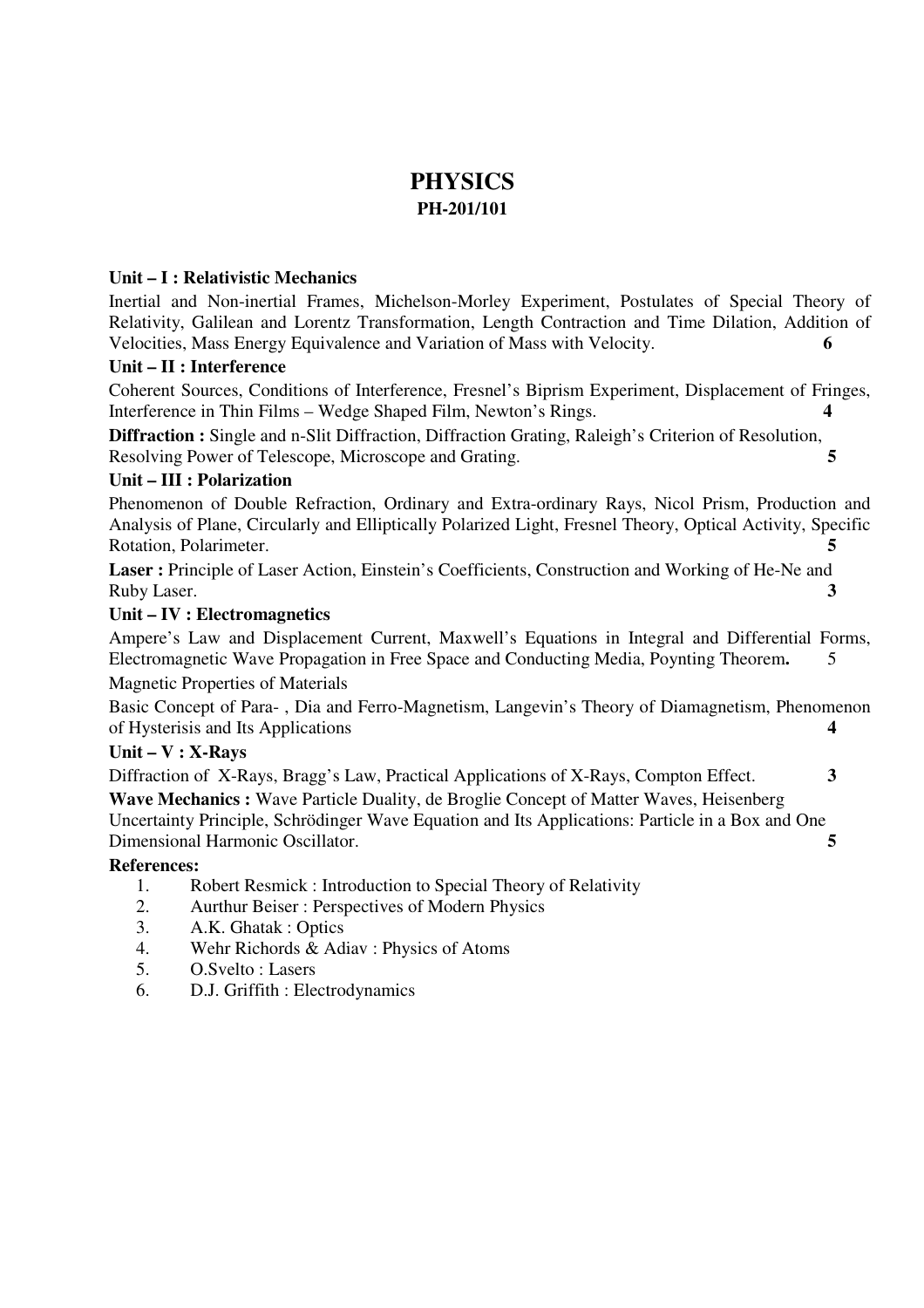# PHYSICS

## PH-201/101

**Unit – I : Relativistic Mechanics**

Inertial and Non-inertial Frames, Michelson-Morley Experiment, Postulates of Special Theory of Relativity, Galilean and Lorentz Transformation, Length Contraction and Time Dilation, Addition of Velocities, Mass Energy Equivalence and Variation of Mass with Velocity. **6**

**Unit – II : Interference**

Coherent Sources, Conditions of Interference, Fresnel's Biprism Experiment, Displacement of Fringes, Interference in Thin Films – Wedge Shaped Film, Newton's Rings. **4**

**Diffraction :** Single and n-Slit Diffraction, Diffraction Grating, Raleigh's Criterion of Resolution, Resolving Power of Telescope, Microscope and Grating. **5**

**Unit – III : Polarization**

Phenomenon of Double Refraction, Ordinary and Extra-ordinary Rays, Nicol Prism, Production and Analysis of Plane, Circularly and Elliptically Polarized Light, Fresnel Theory, Optical Activity, Specific Rotation, Polarimeter. **5**

**Laser :** Principle of Laser Action, Einstein's Coefficients, Construction and Working of He-Ne and Ruby Laser. **3**

**Unit – IV : Electromagnetics**

Ampere's Law and Displacement Current, Maxwell's Equations in Integral and Differential Forms, Electromagnetic Wave Propagation in Free Space and Conducting Media, Poynting Theorem**.** 5

Magnetic Properties of Materials

Basic Concept of Para- , Dia and Ferro-Magnetism, Langevin's Theory of Diamagnetism, Phenomenon of Hysterisis and Its Applications **4**

**Unit – V : X-Rays**

Diffraction of X-Rays, Bragg's Law, Practical Applications of X-Rays, Compton Effect. **3**

**Wave Mechanics :** Wave Particle Duality, de Broglie Concept of Matter Waves, Heisenberg Uncertainty Principle, Schrödinger Wave Equation and Its Applications: Particle in a Box and One Dimensional Harmonic Oscillator. **5**

**References:**

1. Robert Resmick : Introduction to Special Theory of Relativity
2. Aurthur Beiser : Perspectives of Modern Physics
3. A.K. Ghatak : Optics
4. Wehr Richords & Adiav : Physics of Atoms
5. O.Svelto : Lasers
6. D.J. Griffith : Electrodynamics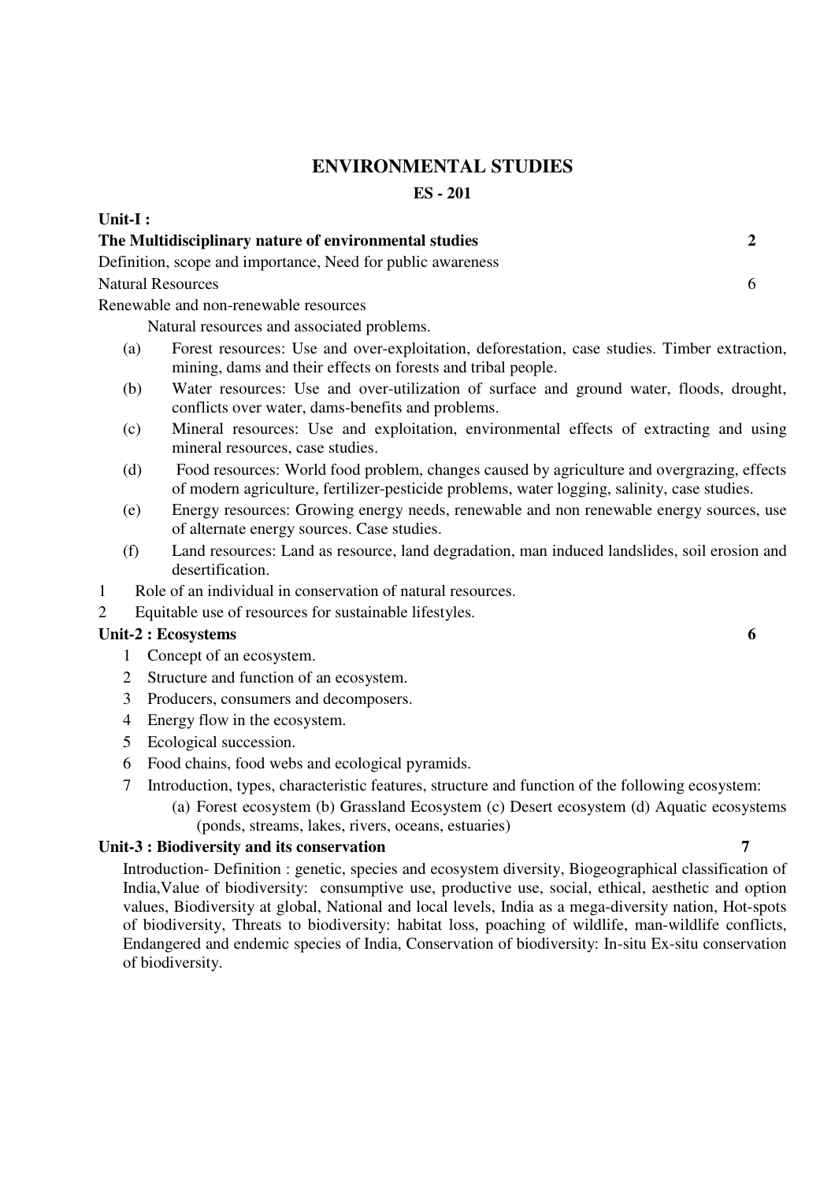# ENVIRONMENTAL STUDIES

## ES - 201

**Unit-I :**

**The Multidisciplinary nature of environmental studies** **2**

Definition, scope and importance, Need for public awareness

Natural Resources 6

Renewable and non-renewable resources

Natural resources and associated problems.

(a) Forest resources: Use and over-exploitation, deforestation, case studies. Timber extraction, mining, dams and their effects on forests and tribal people.

(b) Water resources: Use and over-utilization of surface and ground water, floods, drought, conflicts over water, dams-benefits and problems.

(c) Mineral resources: Use and exploitation, environmental effects of extracting and using mineral resources, case studies.

(d) Food resources: World food problem, changes caused by agriculture and overgrazing, effects of modern agriculture, fertilizer-pesticide problems, water logging, salinity, case studies.

(e) Energy resources: Growing energy needs, renewable and non renewable energy sources, use of alternate energy sources. Case studies.

(f) Land resources: Land as resource, land degradation, man induced landslides, soil erosion and desertification.

1. Role of an individual in conservation of natural resources.
2. Equitable use of resources for sustainable lifestyles.

**Unit-2 : Ecosystems** **6**

1. Concept of an ecosystem.
2. Structure and function of an ecosystem.
3. Producers, consumers and decomposers.
4. Energy flow in the ecosystem.
5. Ecological succession.
6. Food chains, food webs and ecological pyramids.
7. Introduction, types, characteristic features, structure and function of the following ecosystem:
   (a) Forest ecosystem (b) Grassland Ecosystem (c) Desert ecosystem (d) Aquatic ecosystems (ponds, streams, lakes, rivers, oceans, estuaries)

**Unit-3 : Biodiversity and its conservation** **7**

Introduction- Definition : genetic, species and ecosystem diversity, Biogeographical classification of India,Value of biodiversity: consumptive use, productive use, social, ethical, aesthetic and option values, Biodiversity at global, National and local levels, India as a mega-diversity nation, Hot-spots of biodiversity, Threats to biodiversity: habitat loss, poaching of wildlife, man-wildlife conflicts, Endangered and endemic species of India, Conservation of biodiversity: In-situ Ex-situ conservation of biodiversity.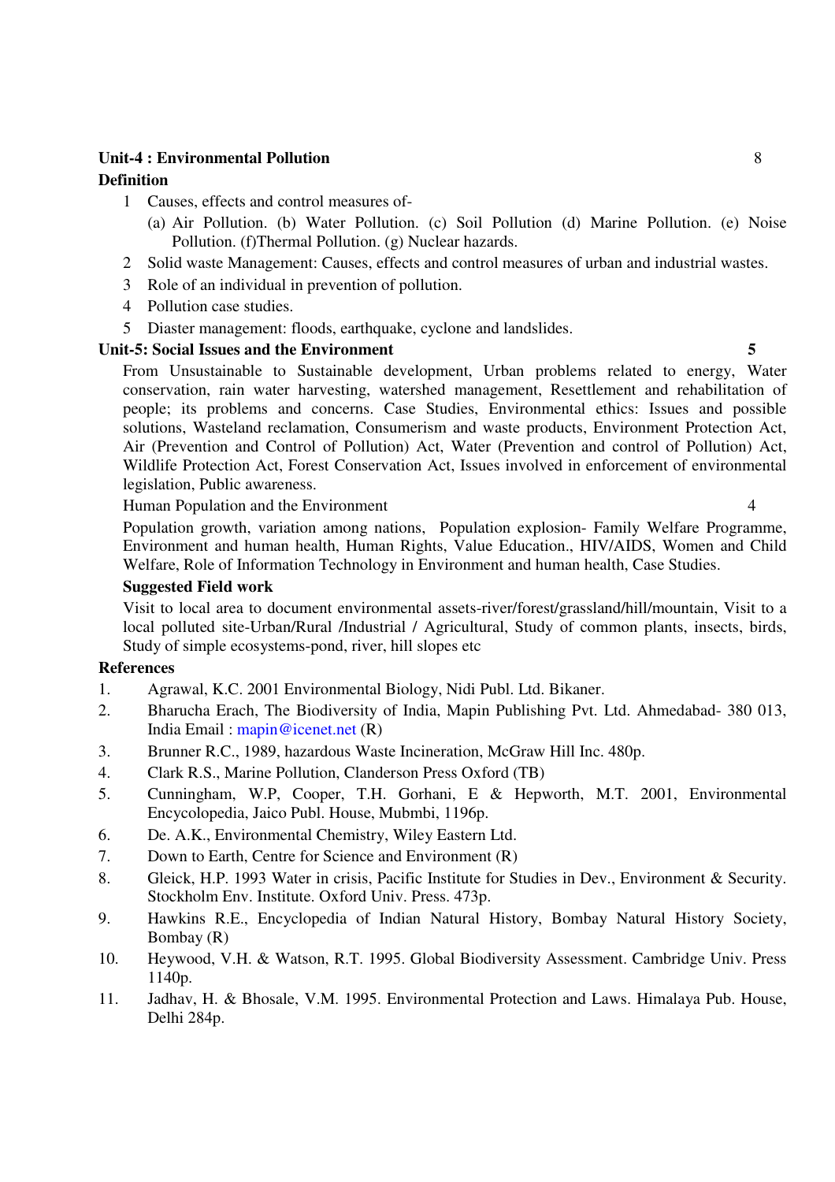**Unit-4 : Environmental Pollution** 8

**Definition**

1 Causes, effects and control measures of-
   (a) Air Pollution. (b) Water Pollution. (c) Soil Pollution (d) Marine Pollution. (e) Noise Pollution. (f)Thermal Pollution. (g) Nuclear hazards.
2 Solid waste Management: Causes, effects and control measures of urban and industrial wastes.
3 Role of an individual in prevention of pollution.
4 Pollution case studies.
5 Diaster management: floods, earthquake, cyclone and landslides.

**Unit-5: Social Issues and the Environment** **5**

From Unsustainable to Sustainable development, Urban problems related to energy, Water conservation, rain water harvesting, watershed management, Resettlement and rehabilitation of people; its problems and concerns. Case Studies, Environmental ethics: Issues and possible solutions, Wasteland reclamation, Consumerism and waste products, Environment Protection Act, Air (Prevention and Control of Pollution) Act, Water (Prevention and control of Pollution) Act, Wildlife Protection Act, Forest Conservation Act, Issues involved in enforcement of environmental legislation, Public awareness.

Human Population and the Environment 4

Population growth, variation among nations, Population explosion- Family Welfare Programme, Environment and human health, Human Rights, Value Education., HIV/AIDS, Women and Child Welfare, Role of Information Technology in Environment and human health, Case Studies.

**Suggested Field work**

Visit to local area to document environmental assets-river/forest/grassland/hill/mountain, Visit to a local polluted site-Urban/Rural /Industrial / Agricultural, Study of common plants, insects, birds, Study of simple ecosystems-pond, river, hill slopes etc

**References**

1. Agrawal, K.C. 2001 Environmental Biology, Nidi Publ. Ltd. Bikaner.
2. Bharucha Erach, The Biodiversity of India, Mapin Publishing Pvt. Ltd. Ahmedabad- 380 013, India Email : mapin@icenet.net (R)
3. Brunner R.C., 1989, hazardous Waste Incineration, McGraw Hill Inc. 480p.
4. Clark R.S., Marine Pollution, Clanderson Press Oxford (TB)
5. Cunningham, W.P, Cooper, T.H. Gorhani, E & Hepworth, M.T. 2001, Environmental Encycolopedia, Jaico Publ. House, Mubmbi, 1196p.
6. De. A.K., Environmental Chemistry, Wiley Eastern Ltd.
7. Down to Earth, Centre for Science and Environment (R)
8. Gleick, H.P. 1993 Water in crisis, Pacific Institute for Studies in Dev., Environment & Security. Stockholm Env. Institute. Oxford Univ. Press. 473p.
9. Hawkins R.E., Encyclopedia of Indian Natural History, Bombay Natural History Society, Bombay (R)
10. Heywood, V.H. & Watson, R.T. 1995. Global Biodiversity Assessment. Cambridge Univ. Press 1140p.
11. Jadhav, H. & Bhosale, V.M. 1995. Environmental Protection and Laws. Himalaya Pub. House, Delhi 284p.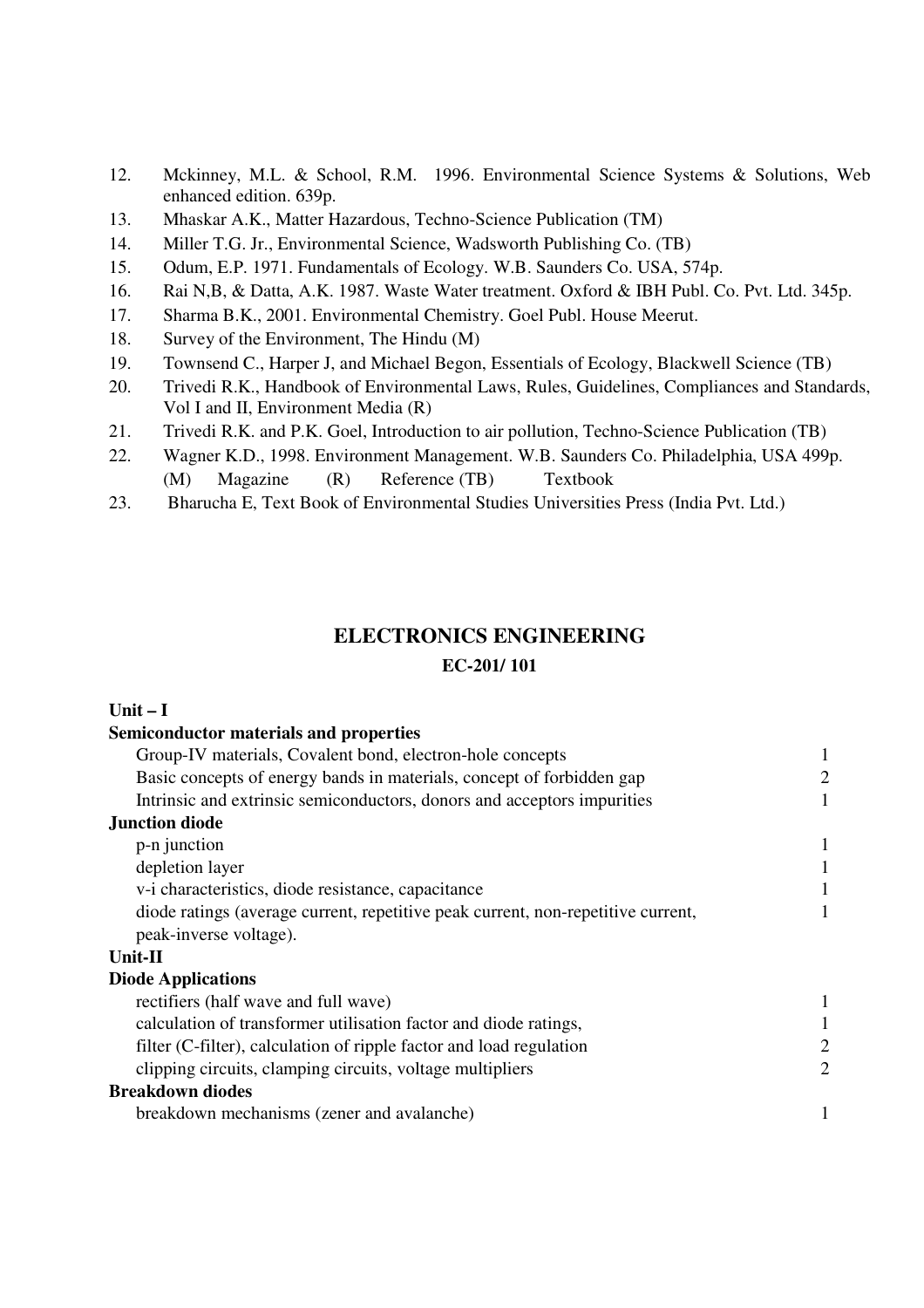12. Mckinney, M.L. & School, R.M. 1996. Environmental Science Systems & Solutions, Web enhanced edition. 639p.
13. Mhaskar A.K., Matter Hazardous, Techno-Science Publication (TM)
14. Miller T.G. Jr., Environmental Science, Wadsworth Publishing Co. (TB)
15. Odum, E.P. 1971. Fundamentals of Ecology. W.B. Saunders Co. USA, 574p.
16. Rai N,B, & Datta, A.K. 1987. Waste Water treatment. Oxford & IBH Publ. Co. Pvt. Ltd. 345p.
17. Sharma B.K., 2001. Environmental Chemistry. Goel Publ. House Meerut.
18. Survey of the Environment, The Hindu (M)
19. Townsend C., Harper J, and Michael Begon, Essentials of Ecology, Blackwell Science (TB)
20. Trivedi R.K., Handbook of Environmental Laws, Rules, Guidelines, Compliances and Standards, Vol I and II, Environment Media (R)
21. Trivedi R.K. and P.K. Goel, Introduction to air pollution, Techno-Science Publication (TB)
22. Wagner K.D., 1998. Environment Management. W.B. Saunders Co. Philadelphia, USA 499p.
    (M) Magazine (R) Reference (TB) Textbook
23. Bharucha E, Text Book of Environmental Studies Universities Press (India Pvt. Ltd.)

## ELECTRONICS ENGINEERING

### EC-201/ 101

| | |
|---|---|
| **Unit – I** | |
| **Semiconductor materials and properties** | |
| Group-IV materials, Covalent bond, electron-hole concepts | 1 |
| Basic concepts of energy bands in materials, concept of forbidden gap | 2 |
| Intrinsic and extrinsic semiconductors, donors and acceptors impurities | 1 |
| **Junction diode** | |
| p-n junction | 1 |
| depletion layer | 1 |
| v-i characteristics, diode resistance, capacitance | 1 |
| diode ratings (average current, repetitive peak current, non-repetitive current, peak-inverse voltage). | 1 |
| **Unit-II** | |
| **Diode Applications** | |
| rectifiers (half wave and full wave) | 1 |
| calculation of transformer utilisation factor and diode ratings, | 1 |
| filter (C-filter), calculation of ripple factor and load regulation | 2 |
| clipping circuits, clamping circuits, voltage multipliers | 2 |
| **Breakdown diodes** | |
| breakdown mechanisms (zener and avalanche) | 1 |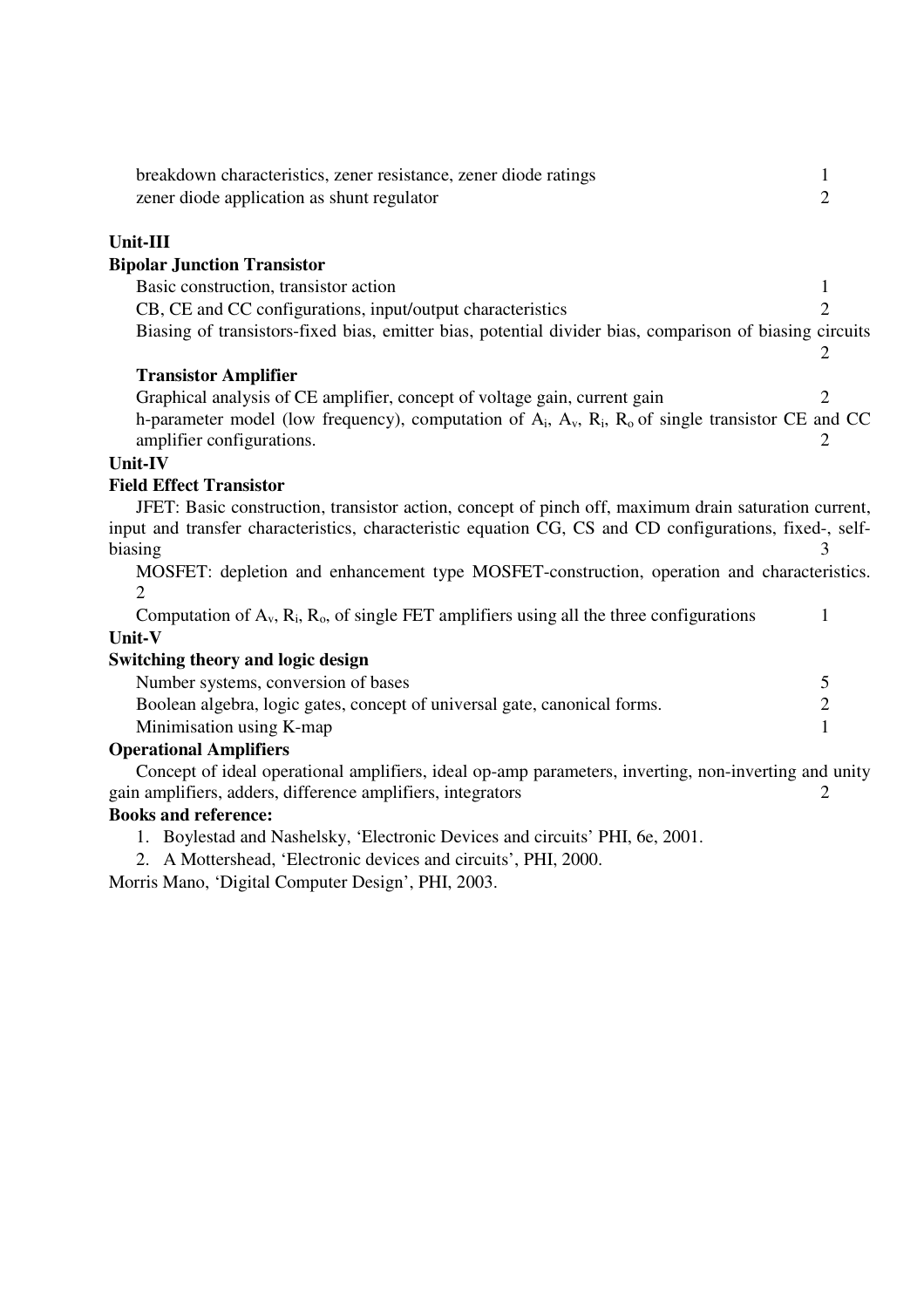breakdown characteristics, zener resistance, zener diode ratings 1
zener diode application as shunt regulator 2

**Unit-III**

**Bipolar Junction Transistor**

Basic construction, transistor action 1
CB, CE and CC configurations, input/output characteristics 2
Biasing of transistors-fixed bias, emitter bias, potential divider bias, comparison of biasing circuits 2

**Transistor Amplifier**

Graphical analysis of CE amplifier, concept of voltage gain, current gain 2
h-parameter model (low frequency), computation of $A_i$, $A_v$, $R_i$, $R_o$ of single transistor CE and CC amplifier configurations. 2

**Unit-IV**

**Field Effect Transistor**

JFET: Basic construction, transistor action, concept of pinch off, maximum drain saturation current, input and transfer characteristics, characteristic equation CG, CS and CD configurations, fixed-, self-biasing 3

MOSFET: depletion and enhancement type MOSFET-construction, operation and characteristics. 2

Computation of $A_v$, $R_i$, $R_o$, of single FET amplifiers using all the three configurations 1

**Unit-V**

**Switching theory and logic design**

Number systems, conversion of bases 5
Boolean algebra, logic gates, concept of universal gate, canonical forms. 2
Minimisation using K-map 1

**Operational Amplifiers**

Concept of ideal operational amplifiers, ideal op-amp parameters, inverting, non-inverting and unity gain amplifiers, adders, difference amplifiers, integrators 2

**Books and reference:**

1. Boylestad and Nashelsky, 'Electronic Devices and circuits' PHI, 6e, 2001.
2. A Mottershead, 'Electronic devices and circuits', PHI, 2000.

Morris Mano, 'Digital Computer Design', PHI, 2003.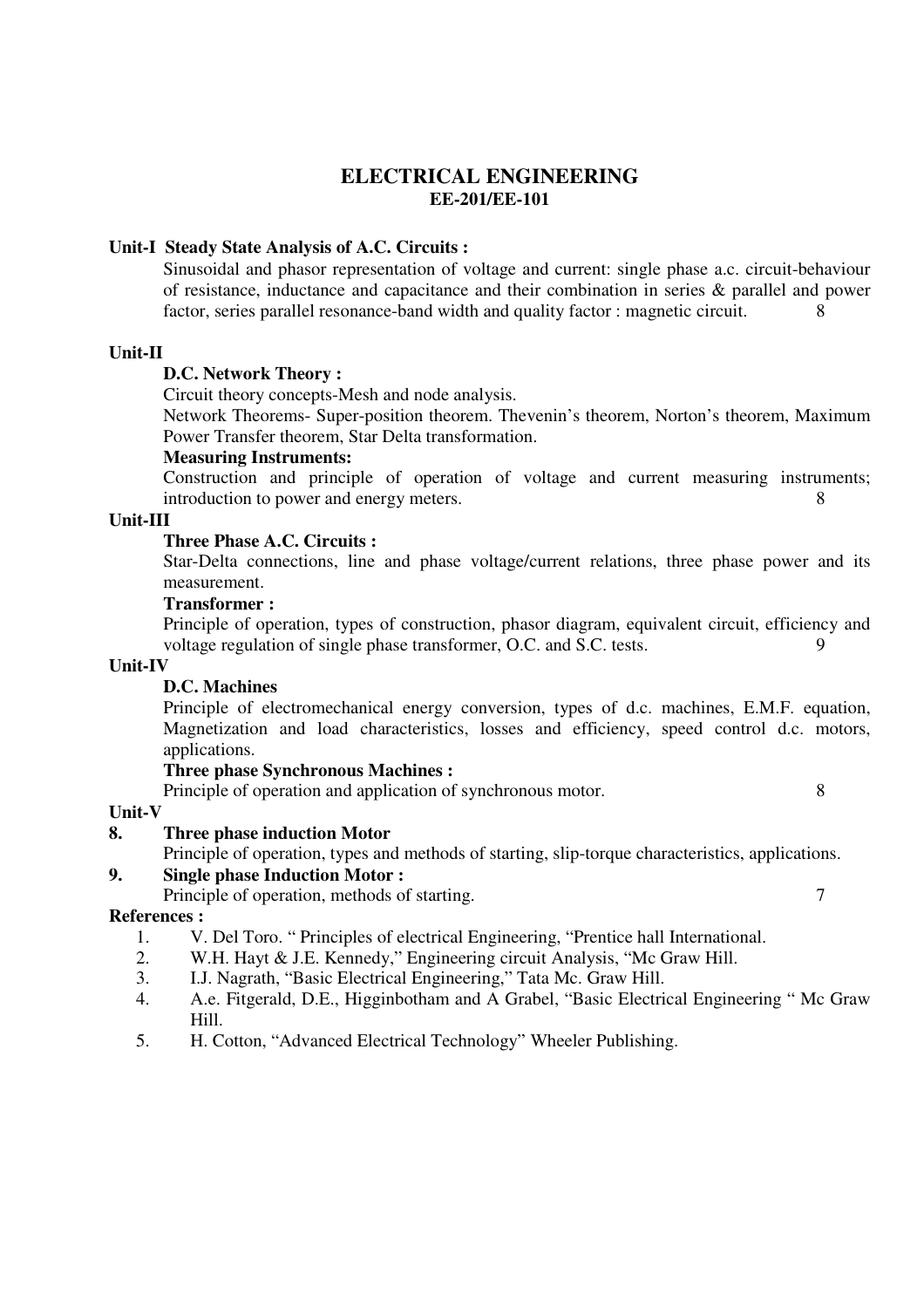# ELECTRICAL ENGINEERING
## EE-201/EE-101

**Unit-I Steady State Analysis of A.C. Circuits :**

Sinusoidal and phasor representation of voltage and current: single phase a.c. circuit-behaviour of resistance, inductance and capacitance and their combination in series & parallel and power factor, series parallel resonance-band width and quality factor : magnetic circuit. 8

**Unit-II**

**D.C. Network Theory :**

Circuit theory concepts-Mesh and node analysis.

Network Theorems- Super-position theorem. Thevenin's theorem, Norton's theorem, Maximum Power Transfer theorem, Star Delta transformation.

**Measuring Instruments:**

Construction and principle of operation of voltage and current measuring instruments; introduction to power and energy meters. 8

**Unit-III**

**Three Phase A.C. Circuits :**

Star-Delta connections, line and phase voltage/current relations, three phase power and its measurement.

**Transformer :**

Principle of operation, types of construction, phasor diagram, equivalent circuit, efficiency and voltage regulation of single phase transformer, O.C. and S.C. tests. 9

**Unit-IV**

**D.C. Machines**

Principle of electromechanical energy conversion, types of d.c. machines, E.M.F. equation, Magnetization and load characteristics, losses and efficiency, speed control d.c. motors, applications.

**Three phase Synchronous Machines :**

Principle of operation and application of synchronous motor. 8

**Unit-V**

**8. Three phase induction Motor**

Principle of operation, types and methods of starting, slip-torque characteristics, applications.

**9. Single phase Induction Motor :**

Principle of operation, methods of starting. 7

**References :**

1. V. Del Toro. " Principles of electrical Engineering, "Prentice hall International.
2. W.H. Hayt & J.E. Kennedy," Engineering circuit Analysis, "Mc Graw Hill.
3. I.J. Nagrath, "Basic Electrical Engineering," Tata Mc. Graw Hill.
4. A.e. Fitgerald, D.E., Higginbotham and A Grabel, "Basic Electrical Engineering " Mc Graw Hill.
5. H. Cotton, "Advanced Electrical Technology" Wheeler Publishing.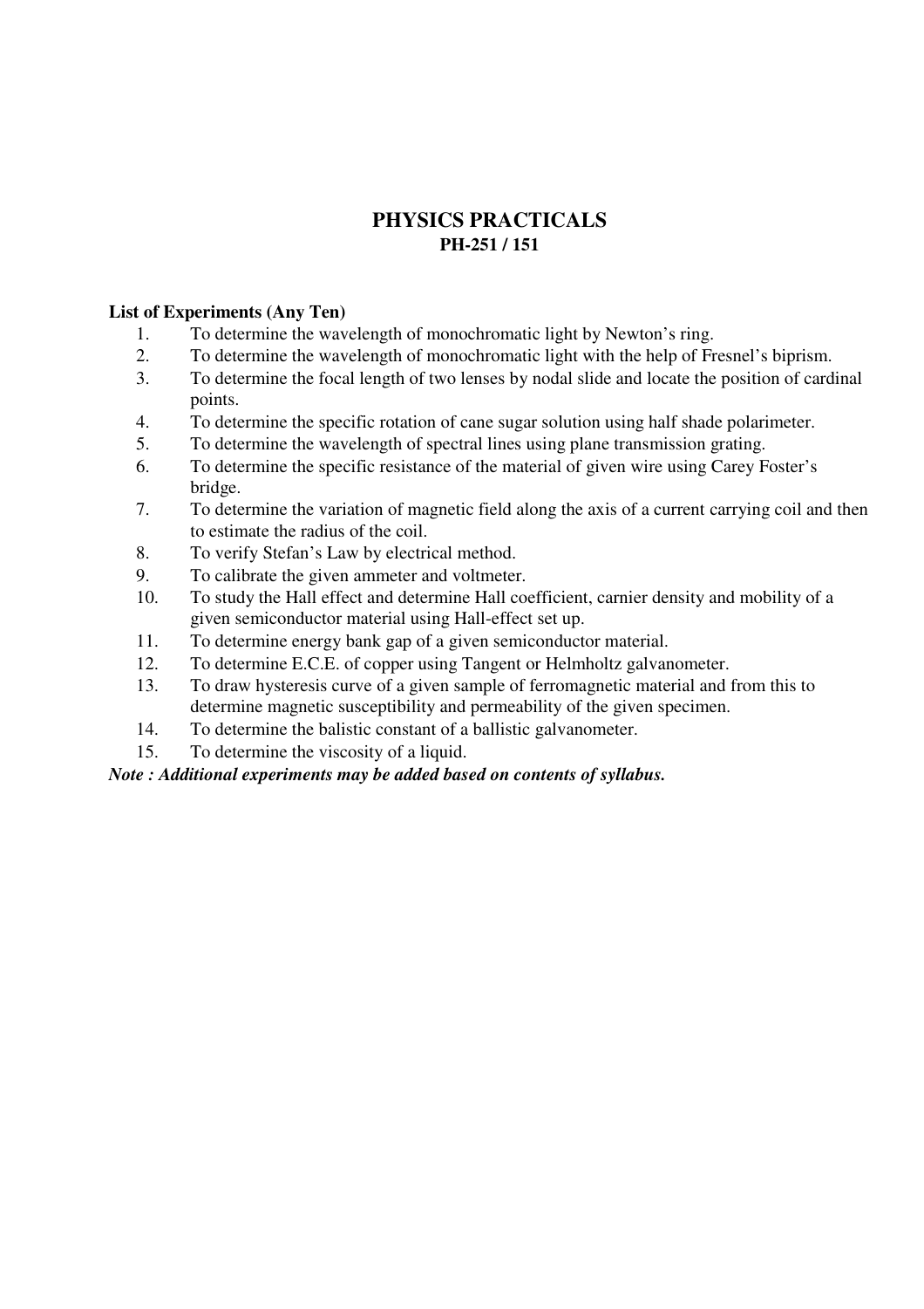# PHYSICS PRACTICALS

## PH-251 / 151

**List of Experiments (Any Ten)**

1. To determine the wavelength of monochromatic light by Newton's ring.
2. To determine the wavelength of monochromatic light with the help of Fresnel's biprism.
3. To determine the focal length of two lenses by nodal slide and locate the position of cardinal points.
4. To determine the specific rotation of cane sugar solution using half shade polarimeter.
5. To determine the wavelength of spectral lines using plane transmission grating.
6. To determine the specific resistance of the material of given wire using Carey Foster's bridge.
7. To determine the variation of magnetic field along the axis of a current carrying coil and then to estimate the radius of the coil.
8. To verify Stefan's Law by electrical method.
9. To calibrate the given ammeter and voltmeter.
10. To study the Hall effect and determine Hall coefficient, carnier density and mobility of a given semiconductor material using Hall-effect set up.
11. To determine energy bank gap of a given semiconductor material.
12. To determine E.C.E. of copper using Tangent or Helmholtz galvanometer.
13. To draw hysteresis curve of a given sample of ferromagnetic material and from this to determine magnetic susceptibility and permeability of the given specimen.
14. To determine the balistic constant of a ballistic galvanometer.
15. To determine the viscosity of a liquid.

***Note : Additional experiments may be added based on contents of syllabus.***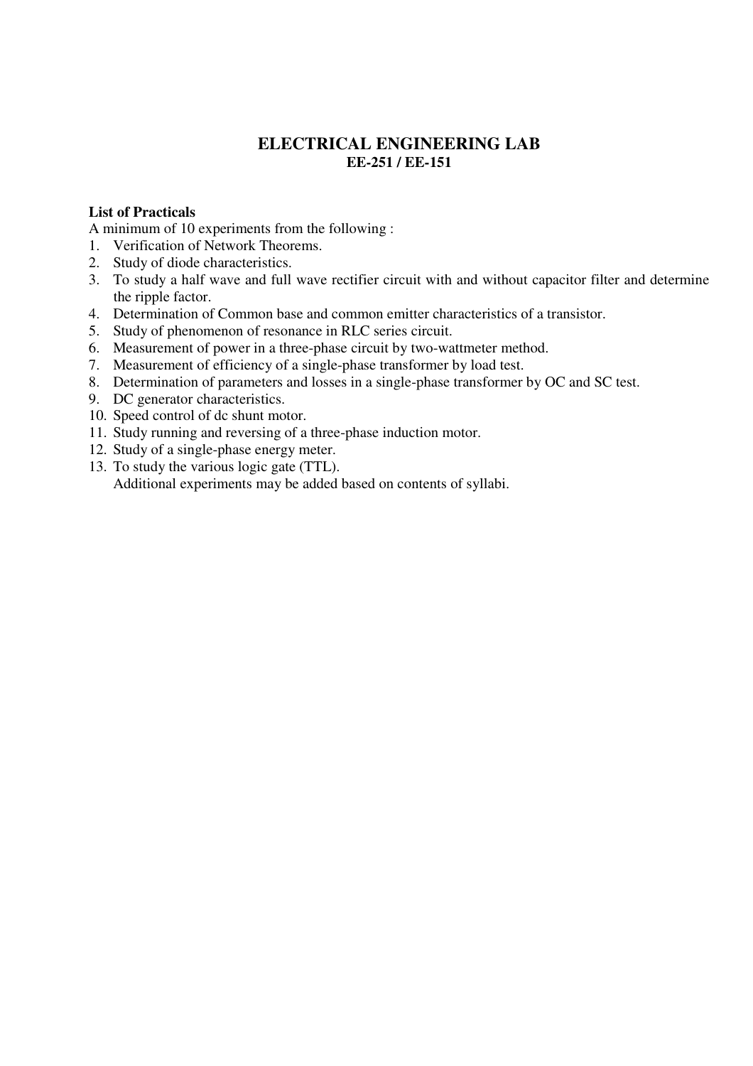# ELECTRICAL ENGINEERING LAB
## EE-251 / EE-151

**List of Practicals**

A minimum of 10 experiments from the following :

1. Verification of Network Theorems.
2. Study of diode characteristics.
3. To study a half wave and full wave rectifier circuit with and without capacitor filter and determine the ripple factor.
4. Determination of Common base and common emitter characteristics of a transistor.
5. Study of phenomenon of resonance in RLC series circuit.
6. Measurement of power in a three-phase circuit by two-wattmeter method.
7. Measurement of efficiency of a single-phase transformer by load test.
8. Determination of parameters and losses in a single-phase transformer by OC and SC test.
9. DC generator characteristics.
10. Speed control of dc shunt motor.
11. Study running and reversing of a three-phase induction motor.
12. Study of a single-phase energy meter.
13. To study the various logic gate (TTL).
    Additional experiments may be added based on contents of syllabi.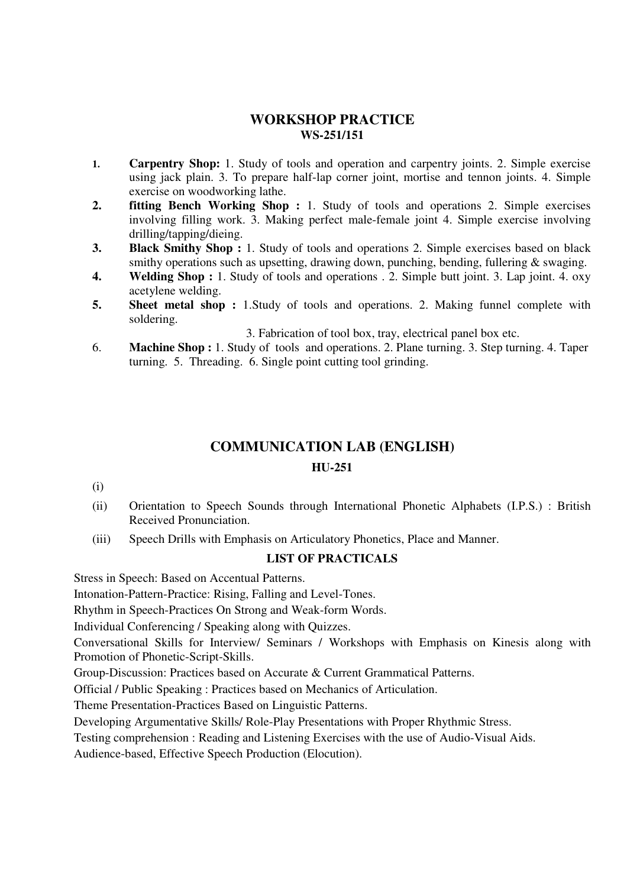## WORKSHOP PRACTICE
### WS-251/151

1. **Carpentry Shop:** 1. Study of tools and operation and carpentry joints. 2. Simple exercise using jack plain. 3. To prepare half-lap corner joint, mortise and tennon joints. 4. Simple exercise on woodworking lathe.
2. **fitting Bench Working Shop :** 1. Study of tools and operations 2. Simple exercises involving filling work. 3. Making perfect male-female joint 4. Simple exercise involving drilling/tapping/dieing.
3. **Black Smithy Shop :** 1. Study of tools and operations 2. Simple exercises based on black smithy operations such as upsetting, drawing down, punching, bending, fullering & swaging.
4. **Welding Shop :** 1. Study of tools and operations . 2. Simple butt joint. 3. Lap joint. 4. oxy acetylene welding.
5. **Sheet metal shop :** 1.Study of tools and operations. 2. Making funnel complete with soldering.

   3. Fabrication of tool box, tray, electrical panel box etc.
6. **Machine Shop :** 1. Study of tools and operations. 2. Plane turning. 3. Step turning. 4. Taper turning. 5. Threading. 6. Single point cutting tool grinding.

## COMMUNICATION LAB (ENGLISH)
### HU-251

(i)

(ii) Orientation to Speech Sounds through International Phonetic Alphabets (I.P.S.) : British Received Pronunciation.

(iii) Speech Drills with Emphasis on Articulatory Phonetics, Place and Manner.

### LIST OF PRACTICALS

Stress in Speech: Based on Accentual Patterns.

Intonation-Pattern-Practice: Rising, Falling and Level-Tones.

Rhythm in Speech-Practices On Strong and Weak-form Words.

Individual Conferencing / Speaking along with Quizzes.

Conversational Skills for Interview/ Seminars / Workshops with Emphasis on Kinesis along with Promotion of Phonetic-Script-Skills.

Group-Discussion: Practices based on Accurate & Current Grammatical Patterns.

Official / Public Speaking : Practices based on Mechanics of Articulation.

Theme Presentation-Practices Based on Linguistic Patterns.

Developing Argumentative Skills/ Role-Play Presentations with Proper Rhythmic Stress.

Testing comprehension : Reading and Listening Exercises with the use of Audio-Visual Aids.

Audience-based, Effective Speech Production (Elocution).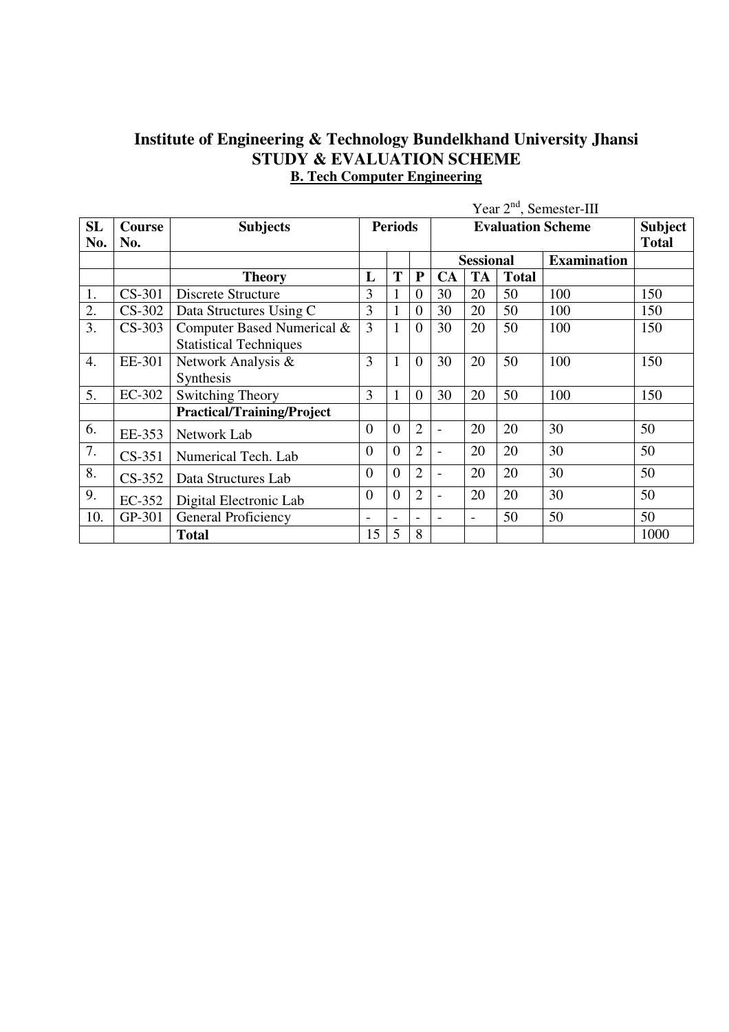# Institute of Engineering & Technology Bundelkhand University Jhansi
## STUDY & EVALUATION SCHEME
### B. Tech Computer Engineering

Year 2nd, Semester-III

| SL No. | Course No. | Subjects | Periods | | | Evaluation Scheme | | | | Subject Total |
|---|---|---|---|---|---|---|---|---|---|---|
| | | | | | | Sessional | | | Examination | |
| | | **Theory** | **L** | **T** | **P** | **CA** | **TA** | **Total** | | |
| 1. | CS-301 | Discrete Structure | 3 | 1 | 0 | 30 | 20 | 50 | 100 | 150 |
| 2. | CS-302 | Data Structures Using C | 3 | 1 | 0 | 30 | 20 | 50 | 100 | 150 |
| 3. | CS-303 | Computer Based Numerical & Statistical Techniques | 3 | 1 | 0 | 30 | 20 | 50 | 100 | 150 |
| 4. | EE-301 | Network Analysis & Synthesis | 3 | 1 | 0 | 30 | 20 | 50 | 100 | 150 |
| 5. | EC-302 | Switching Theory | 3 | 1 | 0 | 30 | 20 | 50 | 100 | 150 |
| | | **Practical/Training/Project** | | | | | | | | |
| 6. | EE-353 | Network Lab | 0 | 0 | 2 | - | 20 | 20 | 30 | 50 |
| 7. | CS-351 | Numerical Tech. Lab | 0 | 0 | 2 | - | 20 | 20 | 30 | 50 |
| 8. | CS-352 | Data Structures Lab | 0 | 0 | 2 | - | 20 | 20 | 30 | 50 |
| 9. | EC-352 | Digital Electronic Lab | 0 | 0 | 2 | - | 20 | 20 | 30 | 50 |
| 10. | GP-301 | General Proficiency | - | - | - | - | - | 50 | 50 | 50 |
| | | **Total** | 15 | 5 | 8 | | | | | 1000 |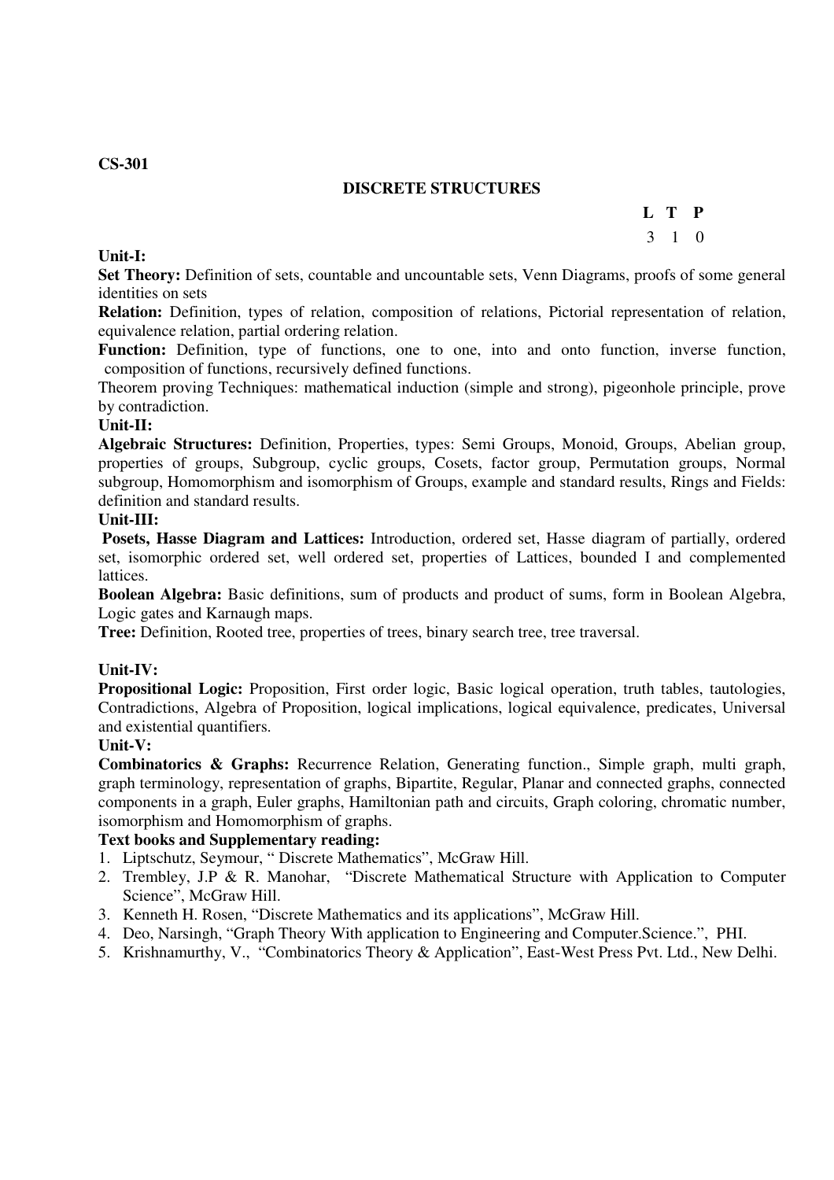**CS-301**

## DISCRETE STRUCTURES

| L | T | P |
|---|---|---|
| 3 | 1 | 0 |

**Unit-I:**

**Set Theory:** Definition of sets, countable and uncountable sets, Venn Diagrams, proofs of some general identities on sets

**Relation:** Definition, types of relation, composition of relations, Pictorial representation of relation, equivalence relation, partial ordering relation.

**Function:** Definition, type of functions, one to one, into and onto function, inverse function, composition of functions, recursively defined functions.

Theorem proving Techniques: mathematical induction (simple and strong), pigeonhole principle, prove by contradiction.

**Unit-II:**

**Algebraic Structures:** Definition, Properties, types: Semi Groups, Monoid, Groups, Abelian group, properties of groups, Subgroup, cyclic groups, Cosets, factor group, Permutation groups, Normal subgroup, Homomorphism and isomorphism of Groups, example and standard results, Rings and Fields: definition and standard results.

**Unit-III:**

**Posets, Hasse Diagram and Lattices:** Introduction, ordered set, Hasse diagram of partially, ordered set, isomorphic ordered set, well ordered set, properties of Lattices, bounded I and complemented lattices.

**Boolean Algebra:** Basic definitions, sum of products and product of sums, form in Boolean Algebra, Logic gates and Karnaugh maps.

**Tree:** Definition, Rooted tree, properties of trees, binary search tree, tree traversal.

**Unit-IV:**

**Propositional Logic:** Proposition, First order logic, Basic logical operation, truth tables, tautologies, Contradictions, Algebra of Proposition, logical implications, logical equivalence, predicates, Universal and existential quantifiers.

**Unit-V:**

**Combinatorics & Graphs:** Recurrence Relation, Generating function., Simple graph, multi graph, graph terminology, representation of graphs, Bipartite, Regular, Planar and connected graphs, connected components in a graph, Euler graphs, Hamiltonian path and circuits, Graph coloring, chromatic number, isomorphism and Homomorphism of graphs.

**Text books and Supplementary reading:**

1. Liptschutz, Seymour, " Discrete Mathematics", McGraw Hill.
2. Trembley, J.P & R. Manohar, "Discrete Mathematical Structure with Application to Computer Science", McGraw Hill.
3. Kenneth H. Rosen, "Discrete Mathematics and its applications", McGraw Hill.
4. Deo, Narsingh, "Graph Theory With application to Engineering and Computer.Science.", PHI.
5. Krishnamurthy, V., "Combinatorics Theory & Application", East-West Press Pvt. Ltd., New Delhi.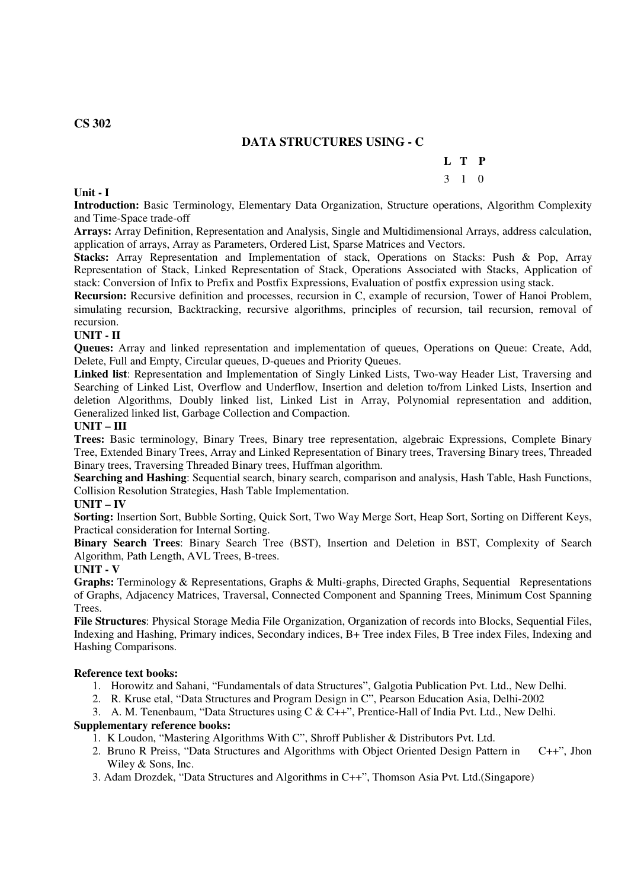**CS 302**

## DATA STRUCTURES USING - C

| L | T | P |
|---|---|---|
| 3 | 1 | 0 |

**Unit - I**

**Introduction:** Basic Terminology, Elementary Data Organization, Structure operations, Algorithm Complexity and Time-Space trade-off

**Arrays:** Array Definition, Representation and Analysis, Single and Multidimensional Arrays, address calculation, application of arrays, Array as Parameters, Ordered List, Sparse Matrices and Vectors.

**Stacks:** Array Representation and Implementation of stack, Operations on Stacks: Push & Pop, Array Representation of Stack, Linked Representation of Stack, Operations Associated with Stacks, Application of stack: Conversion of Infix to Prefix and Postfix Expressions, Evaluation of postfix expression using stack.

**Recursion:** Recursive definition and processes, recursion in C, example of recursion, Tower of Hanoi Problem, simulating recursion, Backtracking, recursive algorithms, principles of recursion, tail recursion, removal of recursion.

**UNIT - II**

**Queues:** Array and linked representation and implementation of queues, Operations on Queue: Create, Add, Delete, Full and Empty, Circular queues, D-queues and Priority Queues.

**Linked list**: Representation and Implementation of Singly Linked Lists, Two-way Header List, Traversing and Searching of Linked List, Overflow and Underflow, Insertion and deletion to/from Linked Lists, Insertion and deletion Algorithms, Doubly linked list, Linked List in Array, Polynomial representation and addition, Generalized linked list, Garbage Collection and Compaction.

**UNIT – III**

**Trees:** Basic terminology, Binary Trees, Binary tree representation, algebraic Expressions, Complete Binary Tree, Extended Binary Trees, Array and Linked Representation of Binary trees, Traversing Binary trees, Threaded Binary trees, Traversing Threaded Binary trees, Huffman algorithm.

**Searching and Hashing**: Sequential search, binary search, comparison and analysis, Hash Table, Hash Functions, Collision Resolution Strategies, Hash Table Implementation.

**UNIT – IV**

**Sorting:** Insertion Sort, Bubble Sorting, Quick Sort, Two Way Merge Sort, Heap Sort, Sorting on Different Keys, Practical consideration for Internal Sorting.

**Binary Search Trees**: Binary Search Tree (BST), Insertion and Deletion in BST, Complexity of Search Algorithm, Path Length, AVL Trees, B-trees.

**UNIT - V**

**Graphs:** Terminology & Representations, Graphs & Multi-graphs, Directed Graphs, Sequential Representations of Graphs, Adjacency Matrices, Traversal, Connected Component and Spanning Trees, Minimum Cost Spanning Trees.

**File Structures**: Physical Storage Media File Organization, Organization of records into Blocks, Sequential Files, Indexing and Hashing, Primary indices, Secondary indices, B+ Tree index Files, B Tree index Files, Indexing and Hashing Comparisons.

**Reference text books:**

1. Horowitz and Sahani, "Fundamentals of data Structures", Galgotia Publication Pvt. Ltd., New Delhi.
2. R. Kruse etal, "Data Structures and Program Design in C", Pearson Education Asia, Delhi-2002
3. A. M. Tenenbaum, "Data Structures using C & C++", Prentice-Hall of India Pvt. Ltd., New Delhi.

**Supplementary reference books:**

1. K Loudon, "Mastering Algorithms With C", Shroff Publisher & Distributors Pvt. Ltd.
2. Bruno R Preiss, "Data Structures and Algorithms with Object Oriented Design Pattern in C++", Jhon Wiley & Sons, Inc.
3. Adam Drozdek, "Data Structures and Algorithms in C++", Thomson Asia Pvt. Ltd.(Singapore)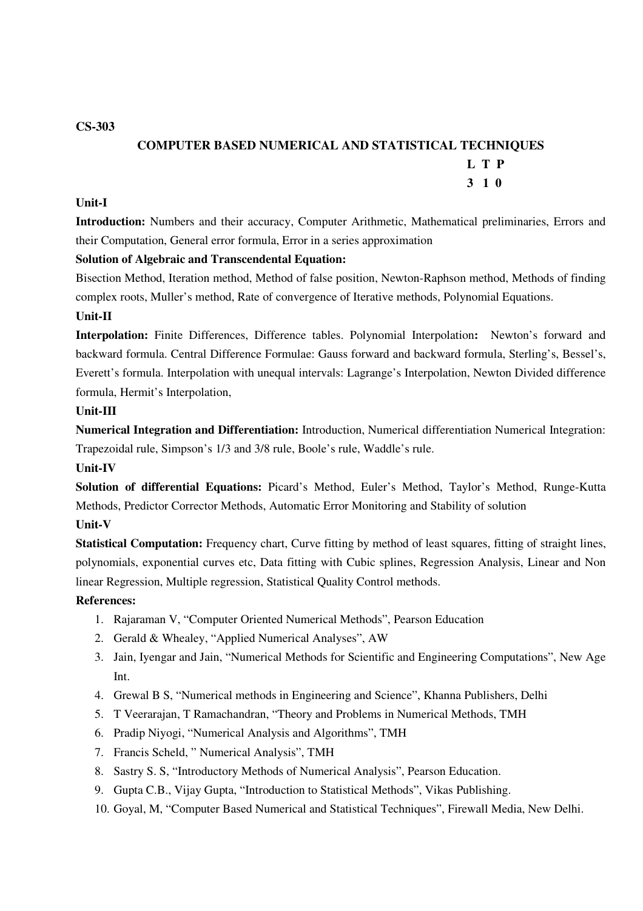**CS-303**

## COMPUTER BASED NUMERICAL AND STATISTICAL TECHNIQUES

| L | T | P |
|---|---|---|
| 3 | 1 | 0 |

**Unit-I**

**Introduction:** Numbers and their accuracy, Computer Arithmetic, Mathematical preliminaries, Errors and their Computation, General error formula, Error in a series approximation

**Solution of Algebraic and Transcendental Equation:**

Bisection Method, Iteration method, Method of false position, Newton-Raphson method, Methods of finding complex roots, Muller's method, Rate of convergence of Iterative methods, Polynomial Equations.

**Unit-II**

**Interpolation:** Finite Differences, Difference tables. Polynomial Interpolation**:** Newton's forward and backward formula. Central Difference Formulae: Gauss forward and backward formula, Sterling's, Bessel's, Everett's formula. Interpolation with unequal intervals: Lagrange's Interpolation, Newton Divided difference formula, Hermit's Interpolation,

**Unit-III**

**Numerical Integration and Differentiation:** Introduction, Numerical differentiation Numerical Integration: Trapezoidal rule, Simpson's 1/3 and 3/8 rule, Boole's rule, Waddle's rule.

**Unit-IV**

**Solution of differential Equations:** Picard's Method, Euler's Method, Taylor's Method, Runge-Kutta Methods, Predictor Corrector Methods, Automatic Error Monitoring and Stability of solution

**Unit-V**

**Statistical Computation:** Frequency chart, Curve fitting by method of least squares, fitting of straight lines, polynomials, exponential curves etc, Data fitting with Cubic splines, Regression Analysis, Linear and Non linear Regression, Multiple regression, Statistical Quality Control methods.

**References:**

1. Rajaraman V, "Computer Oriented Numerical Methods", Pearson Education
2. Gerald & Whealey, "Applied Numerical Analyses", AW
3. Jain, Iyengar and Jain, "Numerical Methods for Scientific and Engineering Computations", New Age Int.
4. Grewal B S, "Numerical methods in Engineering and Science", Khanna Publishers, Delhi
5. T Veerarajan, T Ramachandran, "Theory and Problems in Numerical Methods, TMH
6. Pradip Niyogi, "Numerical Analysis and Algorithms", TMH
7. Francis Scheld, " Numerical Analysis", TMH
8. Sastry S. S, "Introductory Methods of Numerical Analysis", Pearson Education.
9. Gupta C.B., Vijay Gupta, "Introduction to Statistical Methods", Vikas Publishing.
10. Goyal, M, "Computer Based Numerical and Statistical Techniques", Firewall Media, New Delhi.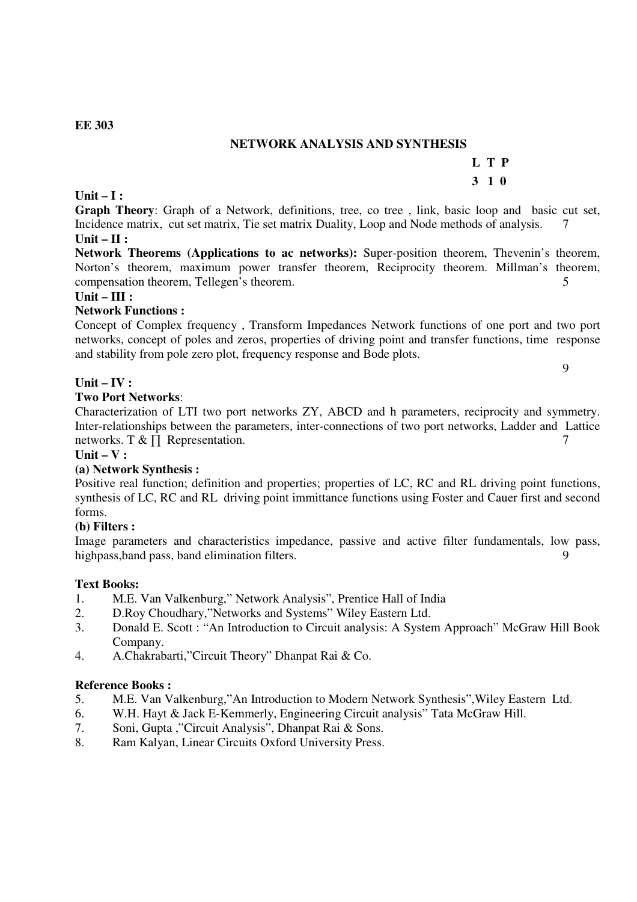**EE 303**

## NETWORK ANALYSIS AND SYNTHESIS

**L T P**
**3 1 0**

**Unit – I :**

**Graph Theory**: Graph of a Network, definitions, tree, co tree , link, basic loop and basic cut set, Incidence matrix, cut set matrix, Tie set matrix Duality, Loop and Node methods of analysis. 7

**Unit – II :**

**Network Theorems (Applications to ac networks):** Super-position theorem, Thevenin's theorem, Norton's theorem, maximum power transfer theorem, Reciprocity theorem. Millman's theorem, compensation theorem, Tellegen's theorem. 5

**Unit – III :**

**Network Functions :**

Concept of Complex frequency , Transform Impedances Network functions of one port and two port networks, concept of poles and zeros, properties of driving point and transfer functions, time response and stability from pole zero plot, frequency response and Bode plots.

9

**Unit – IV :**

**Two Port Networks**:

Characterization of LTI two port networks ZY, ABCD and h parameters, reciprocity and symmetry. Inter-relationships between the parameters, inter-connections of two port networks, Ladder and Lattice networks. T & ∏ Representation. 7

**Unit – V :**

**(a) Network Synthesis :**

Positive real function; definition and properties; properties of LC, RC and RL driving point functions, synthesis of LC, RC and RL driving point immittance functions using Foster and Cauer first and second forms.

**(b) Filters :**

Image parameters and characteristics impedance, passive and active filter fundamentals, low pass, highpass,band pass, band elimination filters. 9

**Text Books:**

1. M.E. Van Valkenburg," Network Analysis", Prentice Hall of India
2. D.Roy Choudhary,"Networks and Systems" Wiley Eastern Ltd.
3. Donald E. Scott : "An Introduction to Circuit analysis: A System Approach" McGraw Hill Book Company.
4. A.Chakrabarti,"Circuit Theory" Dhanpat Rai & Co.

**Reference Books :**

5. M.E. Van Valkenburg,"An Introduction to Modern Network Synthesis",Wiley Eastern Ltd.
6. W.H. Hayt & Jack E-Kemmerly, Engineering Circuit analysis" Tata McGraw Hill.
7. Soni, Gupta ,"Circuit Analysis", Dhanpat Rai & Sons.
8. Ram Kalyan, Linear Circuits Oxford University Press.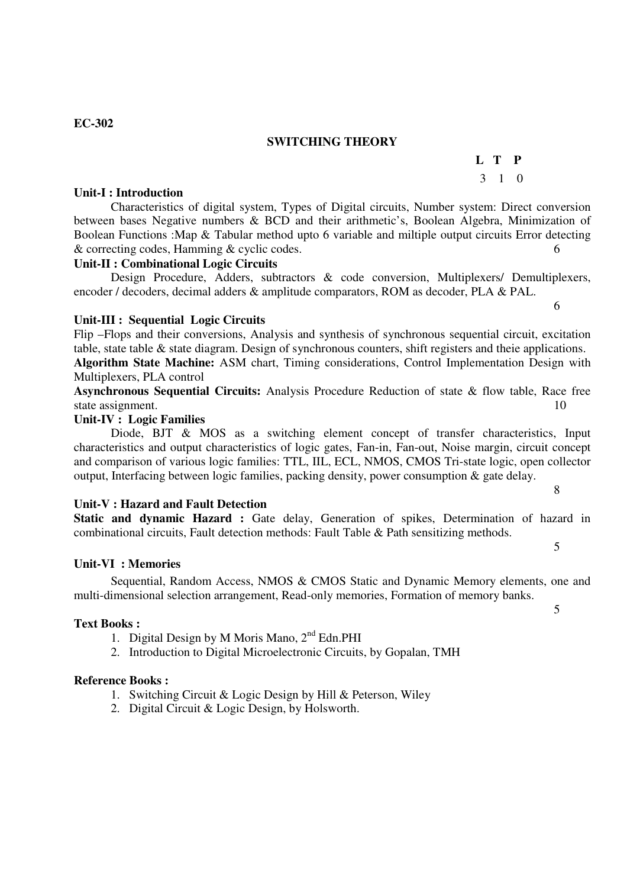**EC-302**

## SWITCHING THEORY

| L | T | P |
|---|---|---|
| 3 | 1 | 0 |

**Unit-I : Introduction**

Characteristics of digital system, Types of Digital circuits, Number system: Direct conversion between bases Negative numbers & BCD and their arithmetic's, Boolean Algebra, Minimization of Boolean Functions :Map & Tabular method upto 6 variable and miltiple output circuits Error detecting & correcting codes, Hamming & cyclic codes. 6

**Unit-II : Combinational Logic Circuits**

Design Procedure, Adders, subtractors & code conversion, Multiplexers/ Demultiplexers, encoder / decoders, decimal adders & amplitude comparators, ROM as decoder, PLA & PAL. 6

**Unit-III : Sequential Logic Circuits**

Flip –Flops and their conversions, Analysis and synthesis of synchronous sequential circuit, excitation table, state table & state diagram. Design of synchronous counters, shift registers and theie applications.

**Algorithm State Machine:** ASM chart, Timing considerations, Control Implementation Design with Multiplexers, PLA control

**Asynchronous Sequential Circuits:** Analysis Procedure Reduction of state & flow table, Race free state assignment. 10

**Unit-IV : Logic Families**

Diode, BJT & MOS as a switching element concept of transfer characteristics, Input characteristics and output characteristics of logic gates, Fan-in, Fan-out, Noise margin, circuit concept and comparison of various logic families: TTL, IIL, ECL, NMOS, CMOS Tri-state logic, open collector output, Interfacing between logic families, packing density, power consumption & gate delay. 8

**Unit-V : Hazard and Fault Detection**

**Static and dynamic Hazard :** Gate delay, Generation of spikes, Determination of hazard in combinational circuits, Fault detection methods: Fault Table & Path sensitizing methods. 5

**Unit-VI : Memories**

Sequential, Random Access, NMOS & CMOS Static and Dynamic Memory elements, one and multi-dimensional selection arrangement, Read-only memories, Formation of memory banks. 5

**Text Books :**

1. Digital Design by M Moris Mano, 2nd Edn.PHI
2. Introduction to Digital Microelectronic Circuits, by Gopalan, TMH

**Reference Books :**

1. Switching Circuit & Logic Design by Hill & Peterson, Wiley
2. Digital Circuit & Logic Design, by Holsworth.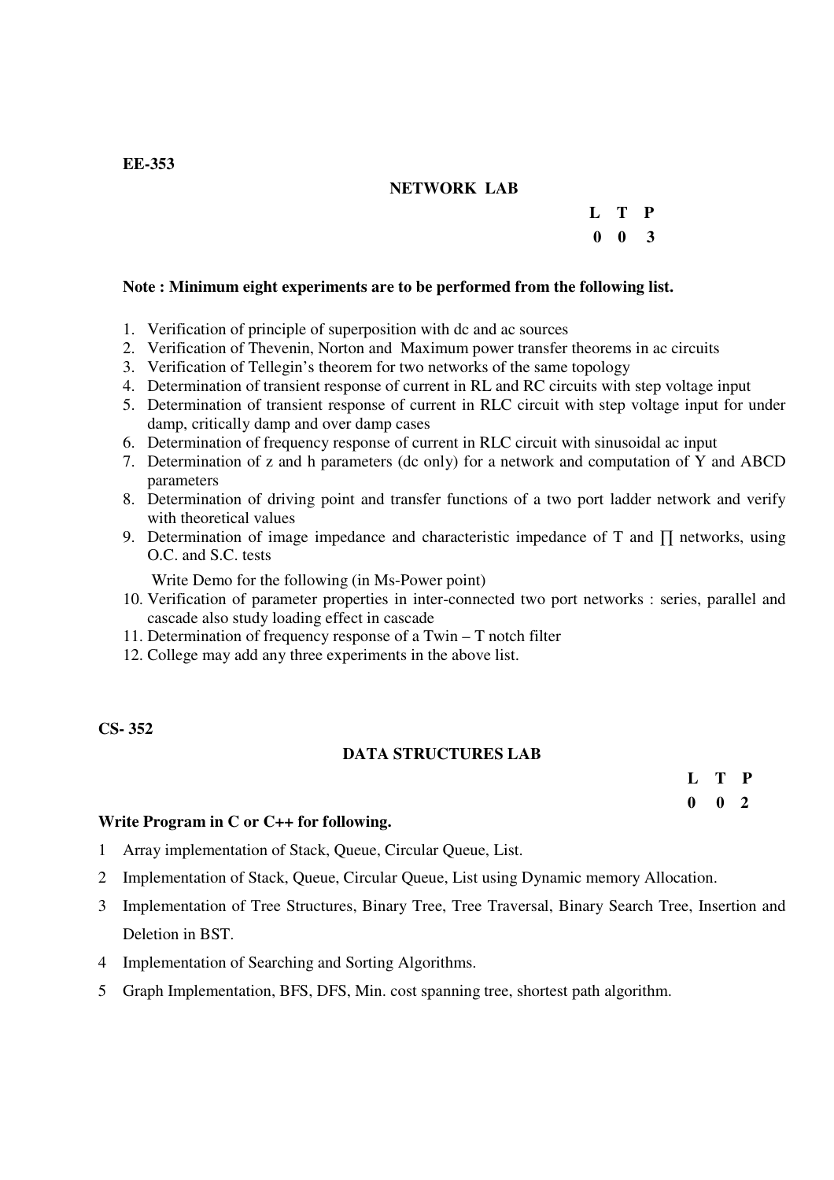**EE-353**

## NETWORK LAB

| L | T | P |
|---|---|---|
| 0 | 0 | 3 |

**Note : Minimum eight experiments are to be performed from the following list.**

1. Verification of principle of superposition with dc and ac sources
2. Verification of Thevenin, Norton and Maximum power transfer theorems in ac circuits
3. Verification of Tellegin's theorem for two networks of the same topology
4. Determination of transient response of current in RL and RC circuits with step voltage input
5. Determination of transient response of current in RLC circuit with step voltage input for under damp, critically damp and over damp cases
6. Determination of frequency response of current in RLC circuit with sinusoidal ac input
7. Determination of z and h parameters (dc only) for a network and computation of Y and ABCD parameters
8. Determination of driving point and transfer functions of a two port ladder network and verify with theoretical values
9. Determination of image impedance and characteristic impedance of T and ∏ networks, using O.C. and S.C. tests

   Write Demo for the following (in Ms-Power point)

10. Verification of parameter properties in inter-connected two port networks : series, parallel and cascade also study loading effect in cascade
11. Determination of frequency response of a Twin – T notch filter
12. College may add any three experiments in the above list.

**CS- 352**

## DATA STRUCTURES LAB

| L | T | P |
|---|---|---|
| 0 | 0 | 2 |

**Write Program in C or C++ for following.**

1. Array implementation of Stack, Queue, Circular Queue, List.
2. Implementation of Stack, Queue, Circular Queue, List using Dynamic memory Allocation.
3. Implementation of Tree Structures, Binary Tree, Tree Traversal, Binary Search Tree, Insertion and Deletion in BST.
4. Implementation of Searching and Sorting Algorithms.
5. Graph Implementation, BFS, DFS, Min. cost spanning tree, shortest path algorithm.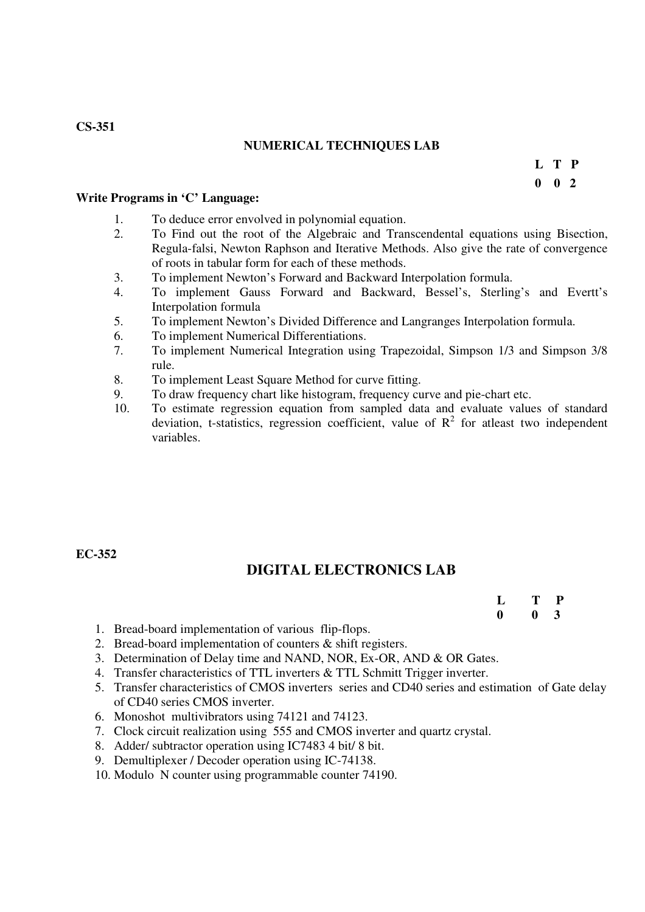**CS-351**

## NUMERICAL TECHNIQUES LAB

| L | T | P |
|---|---|---|
| 0 | 0 | 2 |

**Write Programs in 'C' Language:**

1. To deduce error envolved in polynomial equation.
2. To Find out the root of the Algebraic and Transcendental equations using Bisection, Regula-falsi, Newton Raphson and Iterative Methods. Also give the rate of convergence of roots in tabular form for each of these methods.
3. To implement Newton's Forward and Backward Interpolation formula.
4. To implement Gauss Forward and Backward, Bessel's, Sterling's and Evertt's Interpolation formula
5. To implement Newton's Divided Difference and Langranges Interpolation formula.
6. To implement Numerical Differentiations.
7. To implement Numerical Integration using Trapezoidal, Simpson 1/3 and Simpson 3/8 rule.
8. To implement Least Square Method for curve fitting.
9. To draw frequency chart like histogram, frequency curve and pie-chart etc.
10. To estimate regression equation from sampled data and evaluate values of standard deviation, t-statistics, regression coefficient, value of $R^2$ for atleast two independent variables.

**EC-352**

## DIGITAL ELECTRONICS LAB

| L | T | P |
|---|---|---|
| 0 | 0 | 3 |

1. Bread-board implementation of various flip-flops.
2. Bread-board implementation of counters & shift registers.
3. Determination of Delay time and NAND, NOR, Ex-OR, AND & OR Gates.
4. Transfer characteristics of TTL inverters & TTL Schmitt Trigger inverter.
5. Transfer characteristics of CMOS inverters series and CD40 series and estimation of Gate delay of CD40 series CMOS inverter.
6. Monoshot multivibrators using 74121 and 74123.
7. Clock circuit realization using 555 and CMOS inverter and quartz crystal.
8. Adder/ subtractor operation using IC7483 4 bit/ 8 bit.
9. Demultiplexer / Decoder operation using IC-74138.
10. Modulo N counter using programmable counter 74190.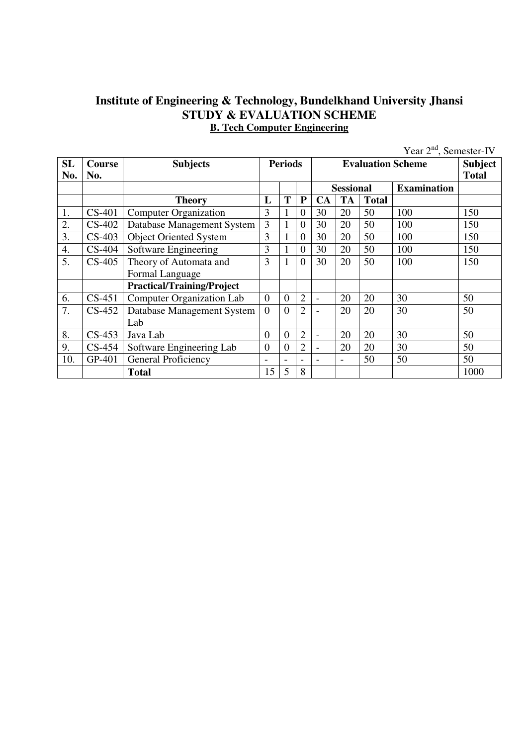# Institute of Engineering & Technology, Bundelkhand University Jhansi

## STUDY & EVALUATION SCHEME

### B. Tech Computer Engineering

Year 2nd, Semester-IV

| SL No. | Course No. | Subjects | Periods | | | Evaluation Scheme | | | | Subject Total |
|---|---|---|---|---|---|---|---|---|---|---|
| | | | | | | Sessional | | | Examination | |
| | | **Theory** | L | T | P | CA | TA | Total | | |
| 1. | CS-401 | Computer Organization | 3 | 1 | 0 | 30 | 20 | 50 | 100 | 150 |
| 2. | CS-402 | Database Management System | 3 | 1 | 0 | 30 | 20 | 50 | 100 | 150 |
| 3. | CS-403 | Object Oriented System | 3 | 1 | 0 | 30 | 20 | 50 | 100 | 150 |
| 4. | CS-404 | Software Engineering | 3 | 1 | 0 | 30 | 20 | 50 | 100 | 150 |
| 5. | CS-405 | Theory of Automata and Formal Language | 3 | 1 | 0 | 30 | 20 | 50 | 100 | 150 |
| | | **Practical/Training/Project** | | | | | | | | |
| 6. | CS-451 | Computer Organization Lab | 0 | 0 | 2 | - | 20 | 20 | 30 | 50 |
| 7. | CS-452 | Database Management System Lab | 0 | 0 | 2 | - | 20 | 20 | 30 | 50 |
| 8. | CS-453 | Java Lab | 0 | 0 | 2 | - | 20 | 20 | 30 | 50 |
| 9. | CS-454 | Software Engineering Lab | 0 | 0 | 2 | - | 20 | 20 | 30 | 50 |
| 10. | GP-401 | General Proficiency | - | - | - | - | - | 50 | 50 | 50 |
| | | **Total** | 15 | 5 | 8 | | | | | 1000 |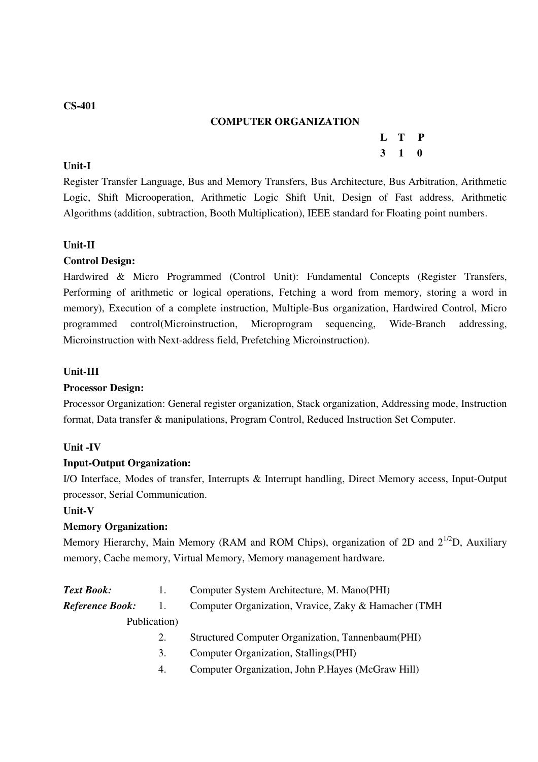**CS-401**

## COMPUTER ORGANIZATION

| L | T | P |
|---|---|---|
| 3 | 1 | 0 |

**Unit-I**

Register Transfer Language, Bus and Memory Transfers, Bus Architecture, Bus Arbitration, Arithmetic Logic, Shift Microoperation, Arithmetic Logic Shift Unit, Design of Fast address, Arithmetic Algorithms (addition, subtraction, Booth Multiplication), IEEE standard for Floating point numbers.

**Unit-II**

**Control Design:**

Hardwired & Micro Programmed (Control Unit): Fundamental Concepts (Register Transfers, Performing of arithmetic or logical operations, Fetching a word from memory, storing a word in memory), Execution of a complete instruction, Multiple-Bus organization, Hardwired Control, Micro programmed control(Microinstruction, Microprogram sequencing, Wide-Branch addressing, Microinstruction with Next-address field, Prefetching Microinstruction).

**Unit-III**

**Processor Design:**

Processor Organization: General register organization, Stack organization, Addressing mode, Instruction format, Data transfer & manipulations, Program Control, Reduced Instruction Set Computer.

**Unit -IV**

**Input-Output Organization:**

I/O Interface, Modes of transfer, Interrupts & Interrupt handling, Direct Memory access, Input-Output processor, Serial Communication.

**Unit-V**

**Memory Organization:**

Memory Hierarchy, Main Memory (RAM and ROM Chips), organization of 2D and $2^{1/2}$D, Auxiliary memory, Cache memory, Virtual Memory, Memory management hardware.

***Text Book:*** 1. Computer System Architecture, M. Mano(PHI)

***Reference Book:***

1. Computer Organization, Vravice, Zaky & Hamacher (TMH Publication)
2. Structured Computer Organization, Tannenbaum(PHI)
3. Computer Organization, Stallings(PHI)
4. Computer Organization, John P.Hayes (McGraw Hill)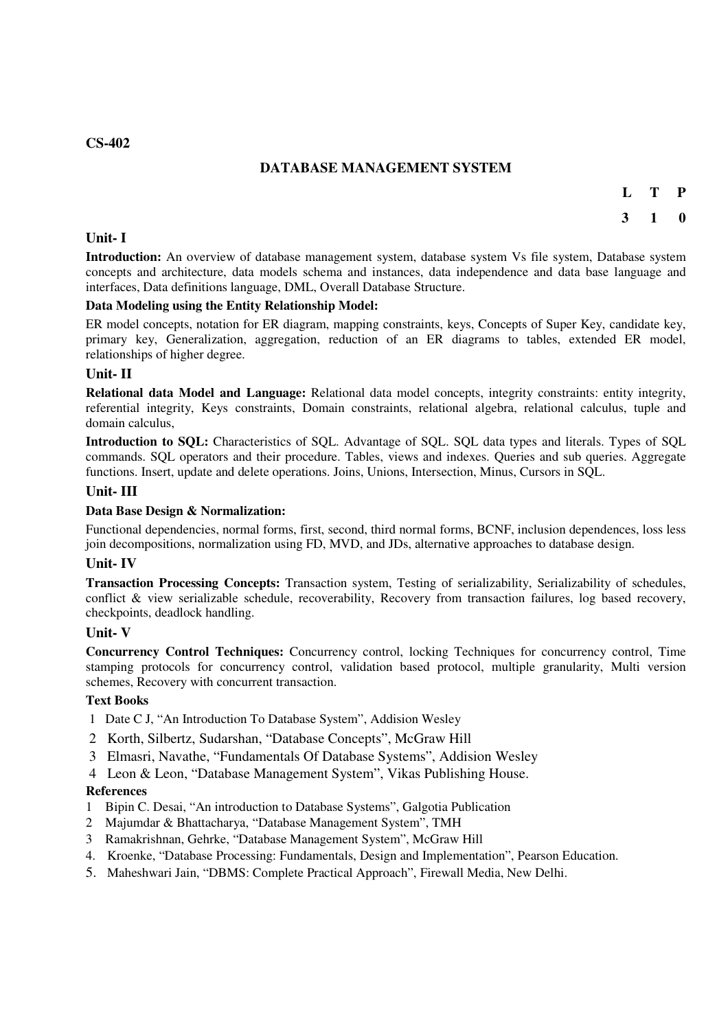**CS-402**

## DATABASE MANAGEMENT SYSTEM

| L | T | P |
|---|---|---|
| 3 | 1 | 0 |

### Unit- I

**Introduction:** An overview of database management system, database system Vs file system, Database system concepts and architecture, data models schema and instances, data independence and data base language and interfaces, Data definitions language, DML, Overall Database Structure.

**Data Modeling using the Entity Relationship Model:**

ER model concepts, notation for ER diagram, mapping constraints, keys, Concepts of Super Key, candidate key, primary key, Generalization, aggregation, reduction of an ER diagrams to tables, extended ER model, relationships of higher degree.

### Unit- II

**Relational data Model and Language:** Relational data model concepts, integrity constraints: entity integrity, referential integrity, Keys constraints, Domain constraints, relational algebra, relational calculus, tuple and domain calculus,

**Introduction to SQL:** Characteristics of SQL. Advantage of SQL. SQL data types and literals. Types of SQL commands. SQL operators and their procedure. Tables, views and indexes. Queries and sub queries. Aggregate functions. Insert, update and delete operations. Joins, Unions, Intersection, Minus, Cursors in SQL.

### Unit- III

**Data Base Design & Normalization:**

Functional dependencies, normal forms, first, second, third normal forms, BCNF, inclusion dependences, loss less join decompositions, normalization using FD, MVD, and JDs, alternative approaches to database design.

### Unit- IV

**Transaction Processing Concepts:** Transaction system, Testing of serializability, Serializability of schedules, conflict & view serializable schedule, recoverability, Recovery from transaction failures, log based recovery, checkpoints, deadlock handling.

### Unit- V

**Concurrency Control Techniques:** Concurrency control, locking Techniques for concurrency control, Time stamping protocols for concurrency control, validation based protocol, multiple granularity, Multi version schemes, Recovery with concurrent transaction.

**Text Books**

1. Date C J, "An Introduction To Database System", Addision Wesley
2. Korth, Silbertz, Sudarshan, "Database Concepts", McGraw Hill
3. Elmasri, Navathe, "Fundamentals Of Database Systems", Addision Wesley
4. Leon & Leon, "Database Management System", Vikas Publishing House.

**References**

1. Bipin C. Desai, "An introduction to Database Systems", Galgotia Publication
2. Majumdar & Bhattacharya, "Database Management System", TMH
3. Ramakrishnan, Gehrke, "Database Management System", McGraw Hill
4. Kroenke, "Database Processing: Fundamentals, Design and Implementation", Pearson Education.
5. Maheshwari Jain, "DBMS: Complete Practical Approach", Firewall Media, New Delhi.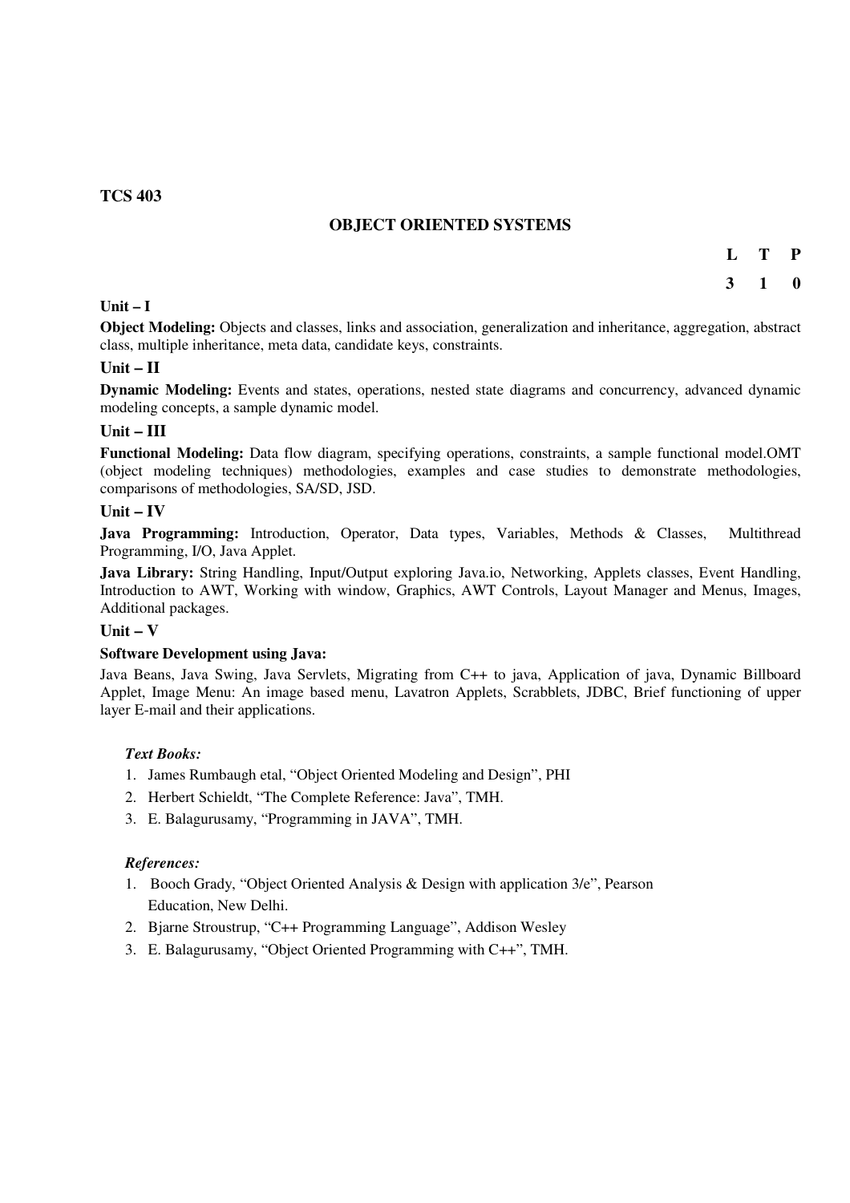**TCS 403**

## OBJECT ORIENTED SYSTEMS

| L | T | P |
|---|---|---|
| 3 | 1 | 0 |

### Unit – I

**Object Modeling:** Objects and classes, links and association, generalization and inheritance, aggregation, abstract class, multiple inheritance, meta data, candidate keys, constraints.

### Unit – II

**Dynamic Modeling:** Events and states, operations, nested state diagrams and concurrency, advanced dynamic modeling concepts, a sample dynamic model.

### Unit – III

**Functional Modeling:** Data flow diagram, specifying operations, constraints, a sample functional model.OMT (object modeling techniques) methodologies, examples and case studies to demonstrate methodologies, comparisons of methodologies, SA/SD, JSD.

### Unit – IV

**Java Programming:** Introduction, Operator, Data types, Variables, Methods & Classes, Multithread Programming, I/O, Java Applet.

**Java Library:** String Handling, Input/Output exploring Java.io, Networking, Applets classes, Event Handling, Introduction to AWT, Working with window, Graphics, AWT Controls, Layout Manager and Menus, Images, Additional packages.

### Unit – V

**Software Development using Java:**

Java Beans, Java Swing, Java Servlets, Migrating from C++ to java, Application of java, Dynamic Billboard Applet, Image Menu: An image based menu, Lavatron Applets, Scrabblets, JDBC, Brief functioning of upper layer E-mail and their applications.

*Text Books:*

1. James Rumbaugh etal, "Object Oriented Modeling and Design", PHI
2. Herbert Schieldt, "The Complete Reference: Java", TMH.
3. E. Balagurusamy, "Programming in JAVA", TMH.

*References:*

1. Booch Grady, "Object Oriented Analysis & Design with application 3/e", Pearson Education, New Delhi.
2. Bjarne Stroustrup, "C++ Programming Language", Addison Wesley
3. E. Balagurusamy, "Object Oriented Programming with C++", TMH.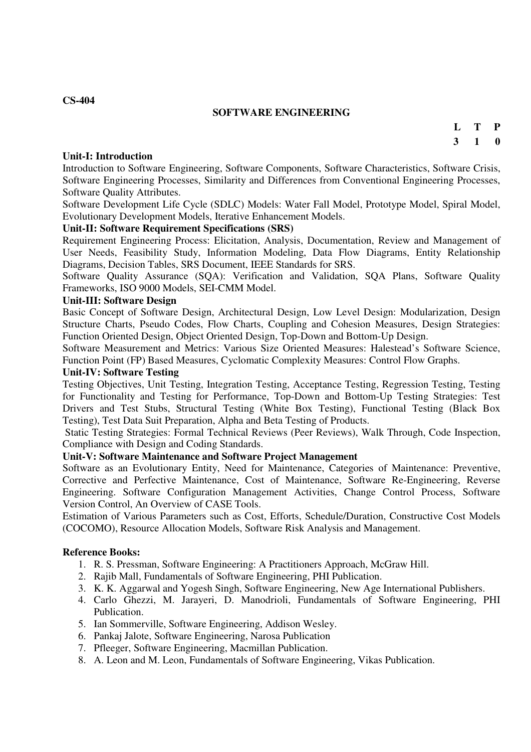**CS-404**

## SOFTWARE ENGINEERING

| L | T | P |
|---|---|---|
| 3 | 1 | 0 |

**Unit-I: Introduction**

Introduction to Software Engineering, Software Components, Software Characteristics, Software Crisis, Software Engineering Processes, Similarity and Differences from Conventional Engineering Processes, Software Quality Attributes.

Software Development Life Cycle (SDLC) Models: Water Fall Model, Prototype Model, Spiral Model, Evolutionary Development Models, Iterative Enhancement Models.

**Unit-II: Software Requirement Specifications (SRS)**

Requirement Engineering Process: Elicitation, Analysis, Documentation, Review and Management of User Needs, Feasibility Study, Information Modeling, Data Flow Diagrams, Entity Relationship Diagrams, Decision Tables, SRS Document, IEEE Standards for SRS.

Software Quality Assurance (SQA): Verification and Validation, SQA Plans, Software Quality Frameworks, ISO 9000 Models, SEI-CMM Model.

**Unit-III: Software Design**

Basic Concept of Software Design, Architectural Design, Low Level Design: Modularization, Design Structure Charts, Pseudo Codes, Flow Charts, Coupling and Cohesion Measures, Design Strategies: Function Oriented Design, Object Oriented Design, Top-Down and Bottom-Up Design.

Software Measurement and Metrics: Various Size Oriented Measures: Halestead's Software Science, Function Point (FP) Based Measures, Cyclomatic Complexity Measures: Control Flow Graphs.

**Unit-IV: Software Testing**

Testing Objectives, Unit Testing, Integration Testing, Acceptance Testing, Regression Testing, Testing for Functionality and Testing for Performance, Top-Down and Bottom-Up Testing Strategies: Test Drivers and Test Stubs, Structural Testing (White Box Testing), Functional Testing (Black Box Testing), Test Data Suit Preparation, Alpha and Beta Testing of Products.

Static Testing Strategies: Formal Technical Reviews (Peer Reviews), Walk Through, Code Inspection, Compliance with Design and Coding Standards.

**Unit-V: Software Maintenance and Software Project Management**

Software as an Evolutionary Entity, Need for Maintenance, Categories of Maintenance: Preventive, Corrective and Perfective Maintenance, Cost of Maintenance, Software Re-Engineering, Reverse Engineering. Software Configuration Management Activities, Change Control Process, Software Version Control, An Overview of CASE Tools.

Estimation of Various Parameters such as Cost, Efforts, Schedule/Duration, Constructive Cost Models (COCOMO), Resource Allocation Models, Software Risk Analysis and Management.

**Reference Books:**

1. R. S. Pressman, Software Engineering: A Practitioners Approach, McGraw Hill.
2. Rajib Mall, Fundamentals of Software Engineering, PHI Publication.
3. K. K. Aggarwal and Yogesh Singh, Software Engineering, New Age International Publishers.
4. Carlo Ghezzi, M. Jarayeri, D. Manodrioli, Fundamentals of Software Engineering, PHI Publication.
5. Ian Sommerville, Software Engineering, Addison Wesley.
6. Pankaj Jalote, Software Engineering, Narosa Publication
7. Pfleeger, Software Engineering, Macmillan Publication.
8. A. Leon and M. Leon, Fundamentals of Software Engineering, Vikas Publication.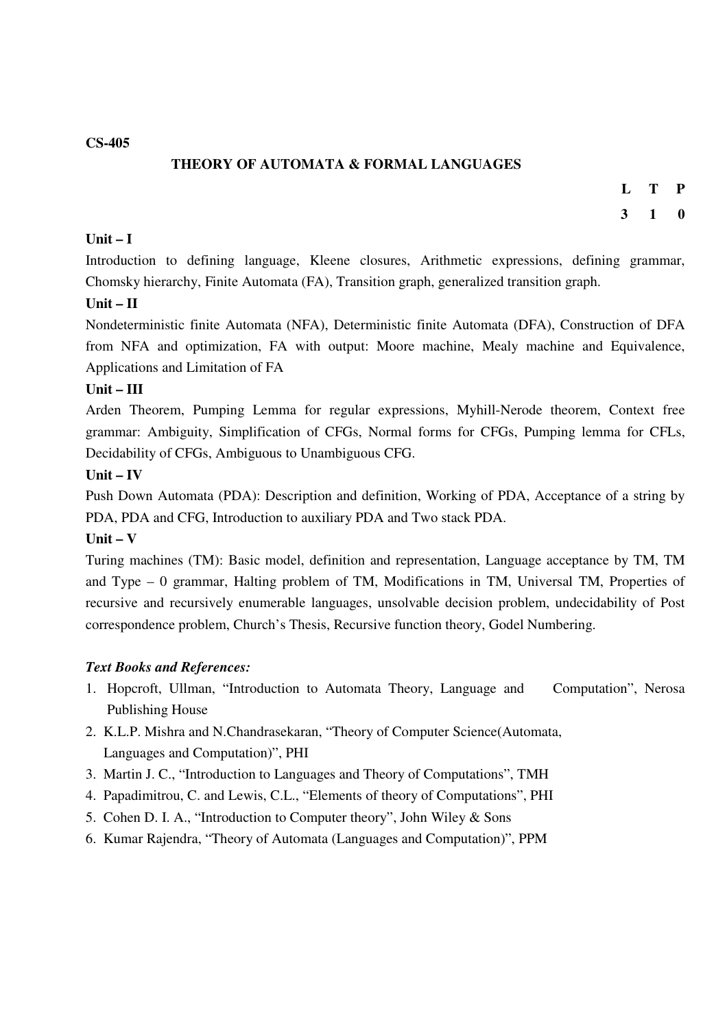**CS-405**

## THEORY OF AUTOMATA & FORMAL LANGUAGES

| L | T | P |
|---|---|---|
| 3 | 1 | 0 |

**Unit – I**

Introduction to defining language, Kleene closures, Arithmetic expressions, defining grammar, Chomsky hierarchy, Finite Automata (FA), Transition graph, generalized transition graph.

**Unit – II**

Nondeterministic finite Automata (NFA), Deterministic finite Automata (DFA), Construction of DFA from NFA and optimization, FA with output: Moore machine, Mealy machine and Equivalence, Applications and Limitation of FA

**Unit – III**

Arden Theorem, Pumping Lemma for regular expressions, Myhill-Nerode theorem, Context free grammar: Ambiguity, Simplification of CFGs, Normal forms for CFGs, Pumping lemma for CFLs, Decidability of CFGs, Ambiguous to Unambiguous CFG.

**Unit – IV**

Push Down Automata (PDA): Description and definition, Working of PDA, Acceptance of a string by PDA, PDA and CFG, Introduction to auxiliary PDA and Two stack PDA.

**Unit – V**

Turing machines (TM): Basic model, definition and representation, Language acceptance by TM, TM and Type – 0 grammar, Halting problem of TM, Modifications in TM, Universal TM, Properties of recursive and recursively enumerable languages, unsolvable decision problem, undecidability of Post correspondence problem, Church's Thesis, Recursive function theory, Godel Numbering.

***Text Books and References:***

1. Hopcroft, Ullman, "Introduction to Automata Theory, Language and Computation", Nerosa Publishing House
2. K.L.P. Mishra and N.Chandrasekaran, "Theory of Computer Science(Automata, Languages and Computation)", PHI
3. Martin J. C., "Introduction to Languages and Theory of Computations", TMH
4. Papadimitrou, C. and Lewis, C.L., "Elements of theory of Computations", PHI
5. Cohen D. I. A., "Introduction to Computer theory", John Wiley & Sons
6. Kumar Rajendra, "Theory of Automata (Languages and Computation)", PPM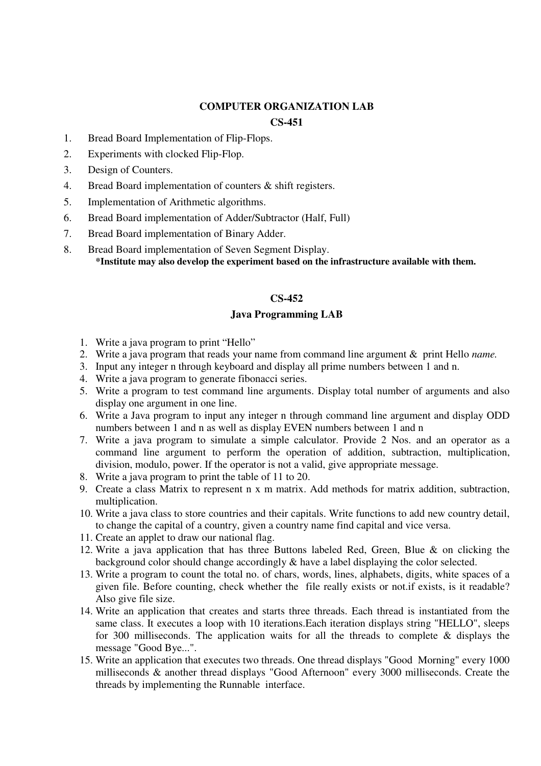## COMPUTER ORGANIZATION LAB

### CS-451

1. Bread Board Implementation of Flip-Flops.
2. Experiments with clocked Flip-Flop.
3. Design of Counters.
4. Bread Board implementation of counters & shift registers.
5. Implementation of Arithmetic algorithms.
6. Bread Board implementation of Adder/Subtractor (Half, Full)
7. Bread Board implementation of Binary Adder.
8. Bread Board implementation of Seven Segment Display.

**\*Institute may also develop the experiment based on the infrastructure available with them.**

## CS-452

### Java Programming LAB

1. Write a java program to print "Hello"
2. Write a java program that reads your name from command line argument & print Hello *name.*
3. Input any integer n through keyboard and display all prime numbers between 1 and n.
4. Write a java program to generate fibonacci series.
5. Write a program to test command line arguments. Display total number of arguments and also display one argument in one line.
6. Write a Java program to input any integer n through command line argument and display ODD numbers between 1 and n as well as display EVEN numbers between 1 and n
7. Write a java program to simulate a simple calculator. Provide 2 Nos. and an operator as a command line argument to perform the operation of addition, subtraction, multiplication, division, modulo, power. If the operator is not a valid, give appropriate message.
8. Write a java program to print the table of 11 to 20.
9. Create a class Matrix to represent n x m matrix. Add methods for matrix addition, subtraction, multiplication.
10. Write a java class to store countries and their capitals. Write functions to add new country detail, to change the capital of a country, given a country name find capital and vice versa.
11. Create an applet to draw our national flag.
12. Write a java application that has three Buttons labeled Red, Green, Blue & on clicking the background color should change accordingly & have a label displaying the color selected.
13. Write a program to count the total no. of chars, words, lines, alphabets, digits, white spaces of a given file. Before counting, check whether the file really exists or not.if exists, is it readable? Also give file size.
14. Write an application that creates and starts three threads. Each thread is instantiated from the same class. It executes a loop with 10 iterations.Each iteration displays string "HELLO", sleeps for 300 milliseconds. The application waits for all the threads to complete & displays the message "Good Bye...".
15. Write an application that executes two threads. One thread displays "Good Morning" every 1000 milliseconds & another thread displays "Good Afternoon" every 3000 milliseconds. Create the threads by implementing the Runnable interface.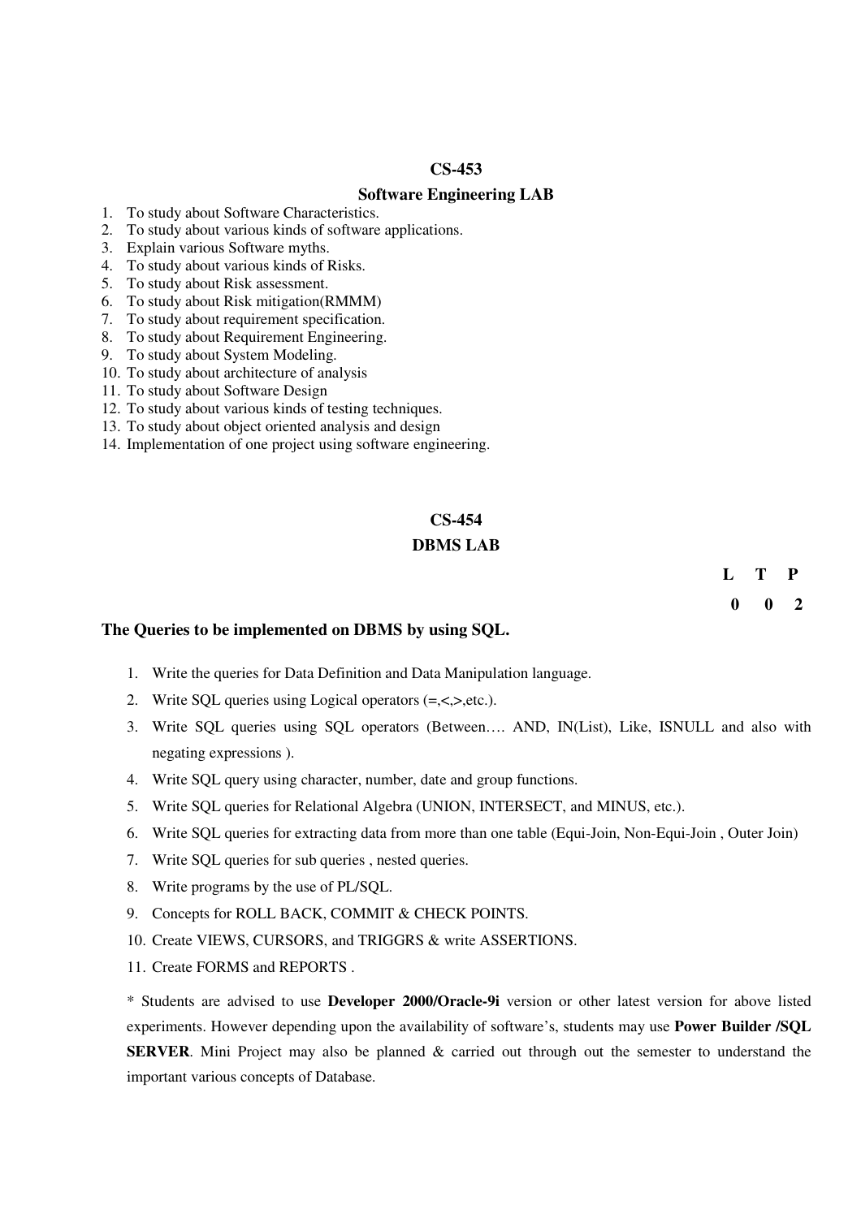## CS-453

## Software Engineering LAB

1. To study about Software Characteristics.
2. To study about various kinds of software applications.
3. Explain various Software myths.
4. To study about various kinds of Risks.
5. To study about Risk assessment.
6. To study about Risk mitigation(RMMM)
7. To study about requirement specification.
8. To study about Requirement Engineering.
9. To study about System Modeling.
10. To study about architecture of analysis
11. To study about Software Design
12. To study about various kinds of testing techniques.
13. To study about object oriented analysis and design
14. Implementation of one project using software engineering.

## CS-454

## DBMS LAB

| L | T | P |
|---|---|---|
| 0 | 0 | 2 |

**The Queries to be implemented on DBMS by using SQL.**

1. Write the queries for Data Definition and Data Manipulation language.
2. Write SQL queries using Logical operators (=,<,>,etc.).
3. Write SQL queries using SQL operators (Between…. AND, IN(List), Like, ISNULL and also with negating expressions ).
4. Write SQL query using character, number, date and group functions.
5. Write SQL queries for Relational Algebra (UNION, INTERSECT, and MINUS, etc.).
6. Write SQL queries for extracting data from more than one table (Equi-Join, Non-Equi-Join , Outer Join)
7. Write SQL queries for sub queries , nested queries.
8. Write programs by the use of PL/SQL.
9. Concepts for ROLL BACK, COMMIT & CHECK POINTS.
10. Create VIEWS, CURSORS, and TRIGGRS & write ASSERTIONS.
11. Create FORMS and REPORTS .

\* Students are advised to use **Developer 2000/Oracle-9i** version or other latest version for above listed experiments. However depending upon the availability of software's, students may use **Power Builder /SQL SERVER**. Mini Project may also be planned & carried out through out the semester to understand the important various concepts of Database.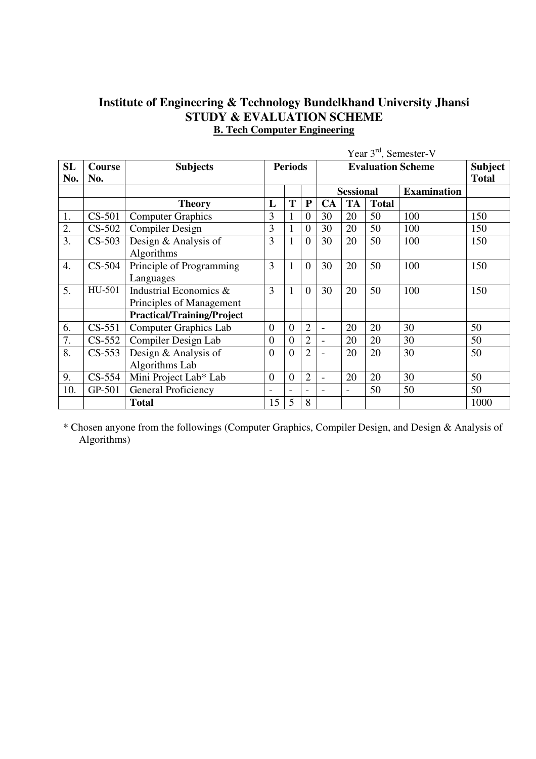# Institute of Engineering & Technology Bundelkhand University Jhansi
## STUDY & EVALUATION SCHEME
### B. Tech Computer Engineering

Year 3rd, Semester-V

| SL No. | Course No. | Subjects | Periods | | | Evaluation Scheme | | | | Subject Total |
|---|---|---|---|---|---|---|---|---|---|---|
| | | | | | | Sessional | | | Examination | |
| | | **Theory** | L | T | P | CA | TA | Total | | |
| 1. | CS-501 | Computer Graphics | 3 | 1 | 0 | 30 | 20 | 50 | 100 | 150 |
| 2. | CS-502 | Compiler Design | 3 | 1 | 0 | 30 | 20 | 50 | 100 | 150 |
| 3. | CS-503 | Design & Analysis of Algorithms | 3 | 1 | 0 | 30 | 20 | 50 | 100 | 150 |
| 4. | CS-504 | Principle of Programming Languages | 3 | 1 | 0 | 30 | 20 | 50 | 100 | 150 |
| 5. | HU-501 | Industrial Economics & Principles of Management | 3 | 1 | 0 | 30 | 20 | 50 | 100 | 150 |
| | | **Practical/Training/Project** | | | | | | | | |
| 6. | CS-551 | Computer Graphics Lab | 0 | 0 | 2 | - | 20 | 20 | 30 | 50 |
| 7. | CS-552 | Compiler Design Lab | 0 | 0 | 2 | - | 20 | 20 | 30 | 50 |
| 8. | CS-553 | Design & Analysis of Algorithms Lab | 0 | 0 | 2 | - | 20 | 20 | 30 | 50 |
| 9. | CS-554 | Mini Project Lab* Lab | 0 | 0 | 2 | - | 20 | 20 | 30 | 50 |
| 10. | GP-501 | General Proficiency | - | - | - | - | - | 50 | 50 | 50 |
| | | **Total** | 15 | 5 | 8 | | | | | 1000 |

* Chosen anyone from the followings (Computer Graphics, Compiler Design, and Design & Analysis of Algorithms)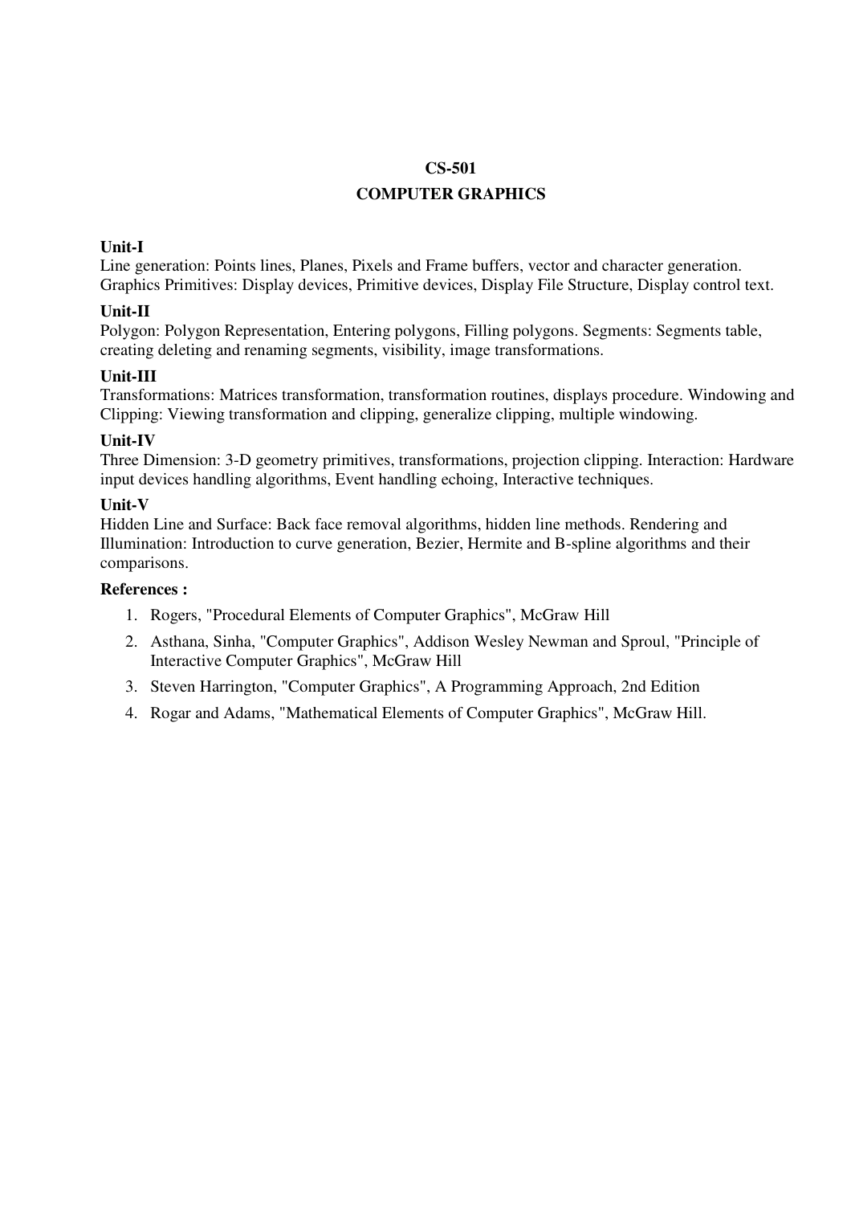# CS-501

# COMPUTER GRAPHICS

### Unit-I

Line generation: Points lines, Planes, Pixels and Frame buffers, vector and character generation. Graphics Primitives: Display devices, Primitive devices, Display File Structure, Display control text.

### Unit-II

Polygon: Polygon Representation, Entering polygons, Filling polygons. Segments: Segments table, creating deleting and renaming segments, visibility, image transformations.

### Unit-III

Transformations: Matrices transformation, transformation routines, displays procedure. Windowing and Clipping: Viewing transformation and clipping, generalize clipping, multiple windowing.

### Unit-IV

Three Dimension: 3-D geometry primitives, transformations, projection clipping. Interaction: Hardware input devices handling algorithms, Event handling echoing, Interactive techniques.

### Unit-V

Hidden Line and Surface: Back face removal algorithms, hidden line methods. Rendering and Illumination: Introduction to curve generation, Bezier, Hermite and B-spline algorithms and their comparisons.

### References :

1. Rogers, "Procedural Elements of Computer Graphics", McGraw Hill
2. Asthana, Sinha, "Computer Graphics", Addison Wesley Newman and Sproul, "Principle of Interactive Computer Graphics", McGraw Hill
3. Steven Harrington, "Computer Graphics", A Programming Approach, 2nd Edition
4. Rogar and Adams, "Mathematical Elements of Computer Graphics", McGraw Hill.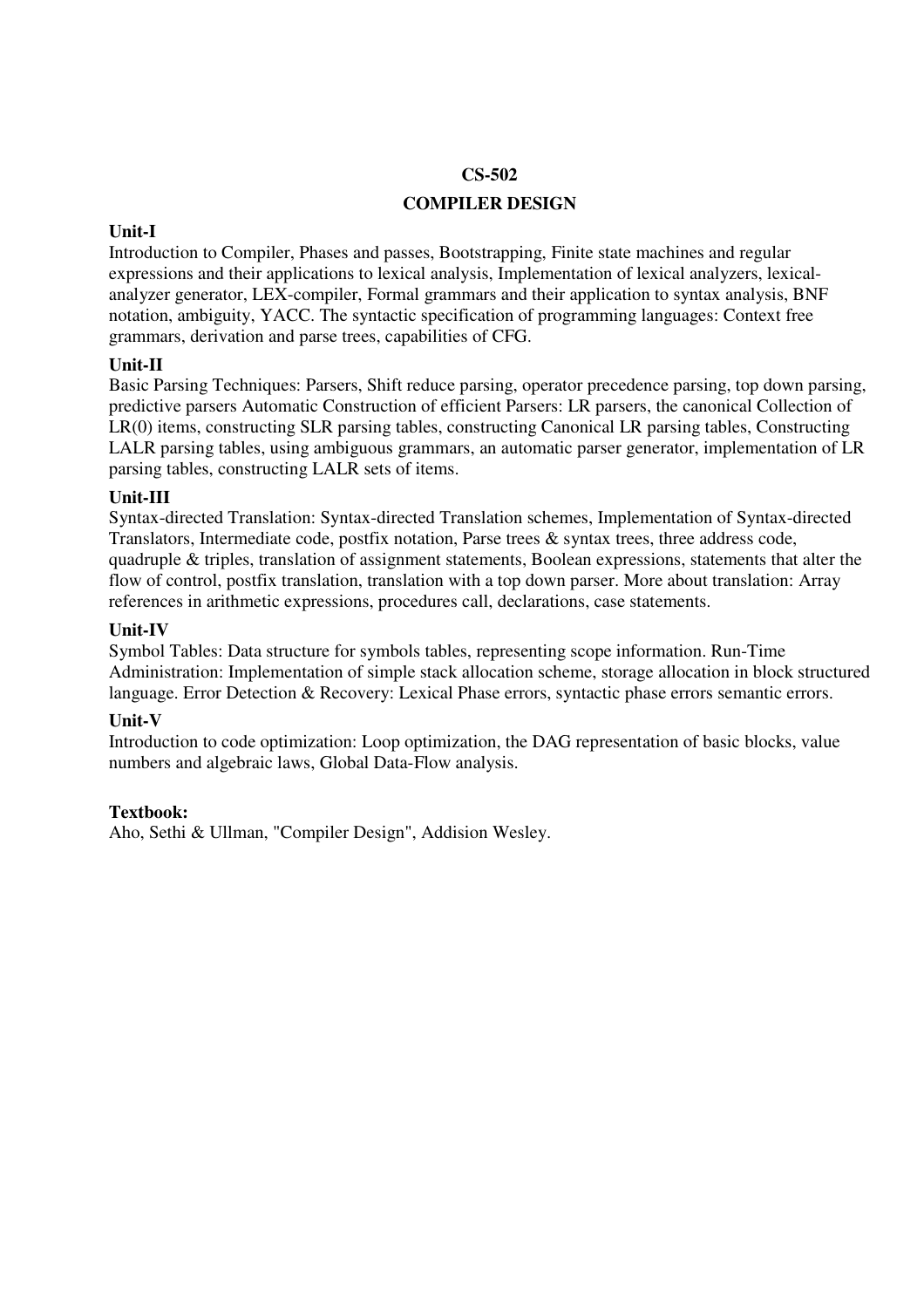# CS-502

## COMPILER DESIGN

**Unit-I**

Introduction to Compiler, Phases and passes, Bootstrapping, Finite state machines and regular expressions and their applications to lexical analysis, Implementation of lexical analyzers, lexical-analyzer generator, LEX-compiler, Formal grammars and their application to syntax analysis, BNF notation, ambiguity, YACC. The syntactic specification of programming languages: Context free grammars, derivation and parse trees, capabilities of CFG.

**Unit-II**

Basic Parsing Techniques: Parsers, Shift reduce parsing, operator precedence parsing, top down parsing, predictive parsers Automatic Construction of efficient Parsers: LR parsers, the canonical Collection of LR(0) items, constructing SLR parsing tables, constructing Canonical LR parsing tables, Constructing LALR parsing tables, using ambiguous grammars, an automatic parser generator, implementation of LR parsing tables, constructing LALR sets of items.

**Unit-III**

Syntax-directed Translation: Syntax-directed Translation schemes, Implementation of Syntax-directed Translators, Intermediate code, postfix notation, Parse trees & syntax trees, three address code, quadruple & triples, translation of assignment statements, Boolean expressions, statements that alter the flow of control, postfix translation, translation with a top down parser. More about translation: Array references in arithmetic expressions, procedures call, declarations, case statements.

**Unit-IV**

Symbol Tables: Data structure for symbols tables, representing scope information. Run-Time Administration: Implementation of simple stack allocation scheme, storage allocation in block structured language. Error Detection & Recovery: Lexical Phase errors, syntactic phase errors semantic errors.

**Unit-V**

Introduction to code optimization: Loop optimization, the DAG representation of basic blocks, value numbers and algebraic laws, Global Data-Flow analysis.

**Textbook:**

Aho, Sethi & Ullman, "Compiler Design", Addision Wesley.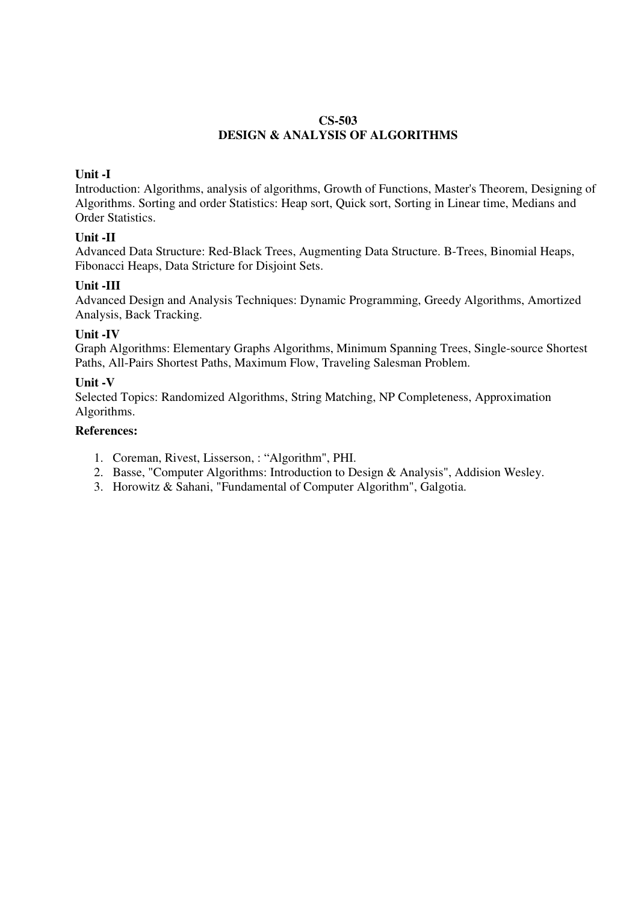## CS-503
## DESIGN & ANALYSIS OF ALGORITHMS

**Unit -I**

Introduction: Algorithms, analysis of algorithms, Growth of Functions, Master's Theorem, Designing of Algorithms. Sorting and order Statistics: Heap sort, Quick sort, Sorting in Linear time, Medians and Order Statistics.

**Unit -II**

Advanced Data Structure: Red-Black Trees, Augmenting Data Structure. B-Trees, Binomial Heaps, Fibonacci Heaps, Data Stricture for Disjoint Sets.

**Unit -III**

Advanced Design and Analysis Techniques: Dynamic Programming, Greedy Algorithms, Amortized Analysis, Back Tracking.

**Unit -IV**

Graph Algorithms: Elementary Graphs Algorithms, Minimum Spanning Trees, Single-source Shortest Paths, All-Pairs Shortest Paths, Maximum Flow, Traveling Salesman Problem.

**Unit -V**

Selected Topics: Randomized Algorithms, String Matching, NP Completeness, Approximation Algorithms.

**References:**

1. Coreman, Rivest, Lisserson, : "Algorithm", PHI.
2. Basse, "Computer Algorithms: Introduction to Design & Analysis", Addision Wesley.
3. Horowitz & Sahani, "Fundamental of Computer Algorithm", Galgotia.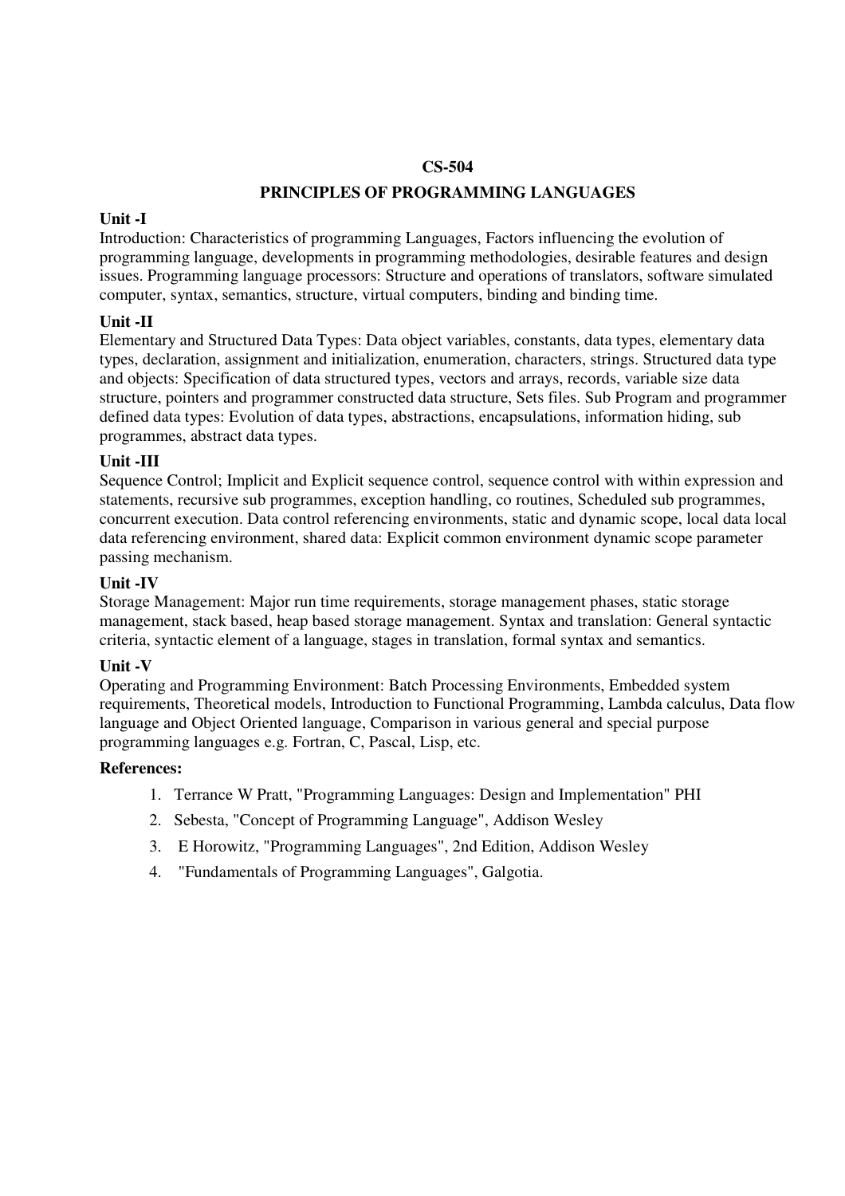# CS-504

## PRINCIPLES OF PROGRAMMING LANGUAGES

### Unit -I

Introduction: Characteristics of programming Languages, Factors influencing the evolution of programming language, developments in programming methodologies, desirable features and design issues. Programming language processors: Structure and operations of translators, software simulated computer, syntax, semantics, structure, virtual computers, binding and binding time.

### Unit -II

Elementary and Structured Data Types: Data object variables, constants, data types, elementary data types, declaration, assignment and initialization, enumeration, characters, strings. Structured data type and objects: Specification of data structured types, vectors and arrays, records, variable size data structure, pointers and programmer constructed data structure, Sets files. Sub Program and programmer defined data types: Evolution of data types, abstractions, encapsulations, information hiding, sub programmes, abstract data types.

### Unit -III

Sequence Control; Implicit and Explicit sequence control, sequence control with within expression and statements, recursive sub programmes, exception handling, co routines, Scheduled sub programmes, concurrent execution. Data control referencing environments, static and dynamic scope, local data local data referencing environment, shared data: Explicit common environment dynamic scope parameter passing mechanism.

### Unit -IV

Storage Management: Major run time requirements, storage management phases, static storage management, stack based, heap based storage management. Syntax and translation: General syntactic criteria, syntactic element of a language, stages in translation, formal syntax and semantics.

### Unit -V

Operating and Programming Environment: Batch Processing Environments, Embedded system requirements, Theoretical models, Introduction to Functional Programming, Lambda calculus, Data flow language and Object Oriented language, Comparison in various general and special purpose programming languages e.g. Fortran, C, Pascal, Lisp, etc.

### References:

1. Terrance W Pratt, "Programming Languages: Design and Implementation" PHI
2. Sebesta, "Concept of Programming Language", Addison Wesley
3. E Horowitz, "Programming Languages", 2nd Edition, Addison Wesley
4. "Fundamentals of Programming Languages", Galgotia.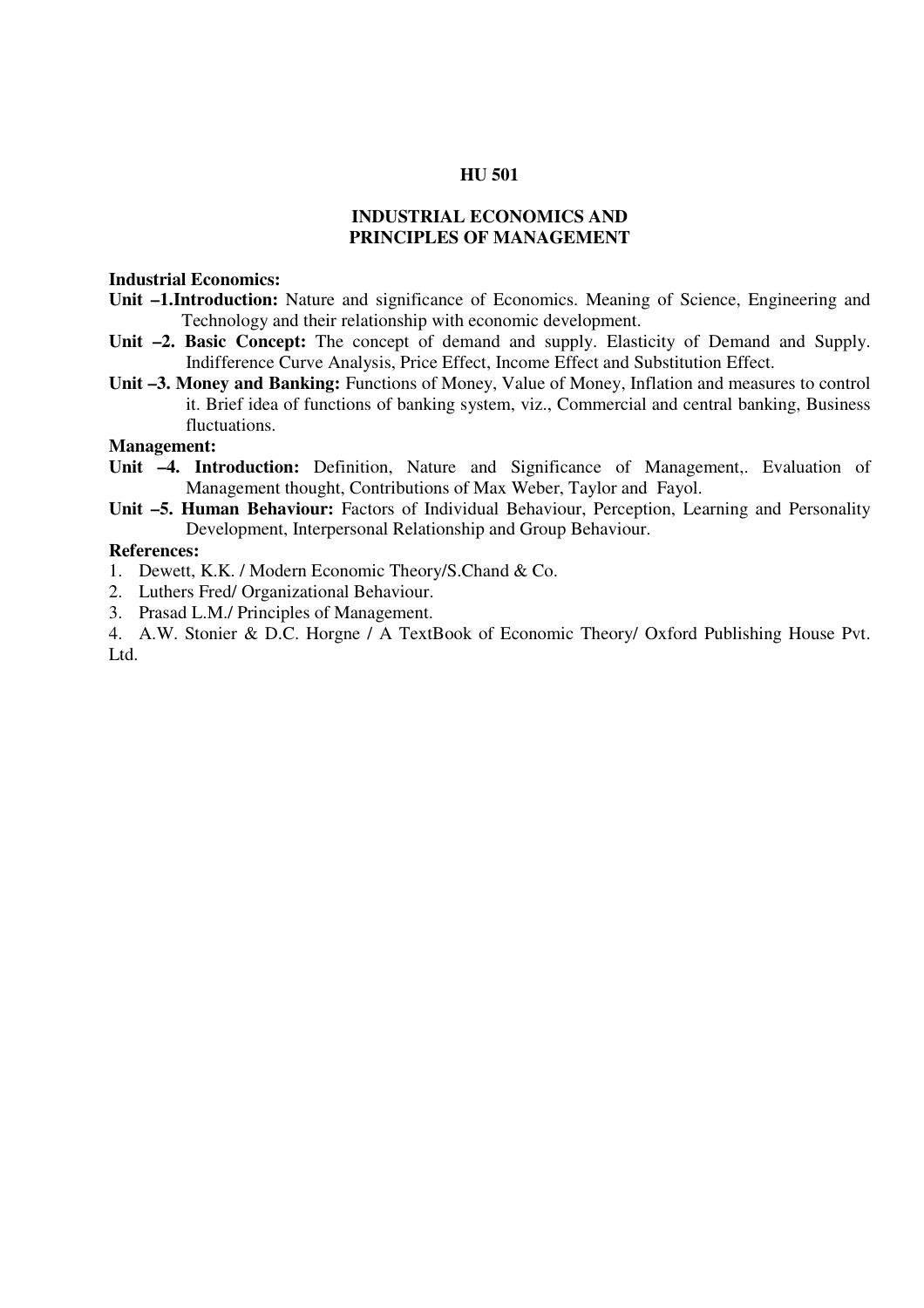**HU 501**

**INDUSTRIAL ECONOMICS AND PRINCIPLES OF MANAGEMENT**

**Industrial Economics:**

**Unit –1.Introduction:** Nature and significance of Economics. Meaning of Science, Engineering and Technology and their relationship with economic development.

**Unit –2. Basic Concept:** The concept of demand and supply. Elasticity of Demand and Supply. Indifference Curve Analysis, Price Effect, Income Effect and Substitution Effect.

**Unit –3. Money and Banking:** Functions of Money, Value of Money, Inflation and measures to control it. Brief idea of functions of banking system, viz., Commercial and central banking, Business fluctuations.

**Management:**

**Unit –4. Introduction:** Definition, Nature and Significance of Management,. Evaluation of Management thought, Contributions of Max Weber, Taylor and Fayol.

**Unit –5. Human Behaviour:** Factors of Individual Behaviour, Perception, Learning and Personality Development, Interpersonal Relationship and Group Behaviour.

**References:**

1. Dewett, K.K. / Modern Economic Theory/S.Chand & Co.
2. Luthers Fred/ Organizational Behaviour.
3. Prasad L.M./ Principles of Management.
4. A.W. Stonier & D.C. Horgne / A TextBook of Economic Theory/ Oxford Publishing House Pvt. Ltd.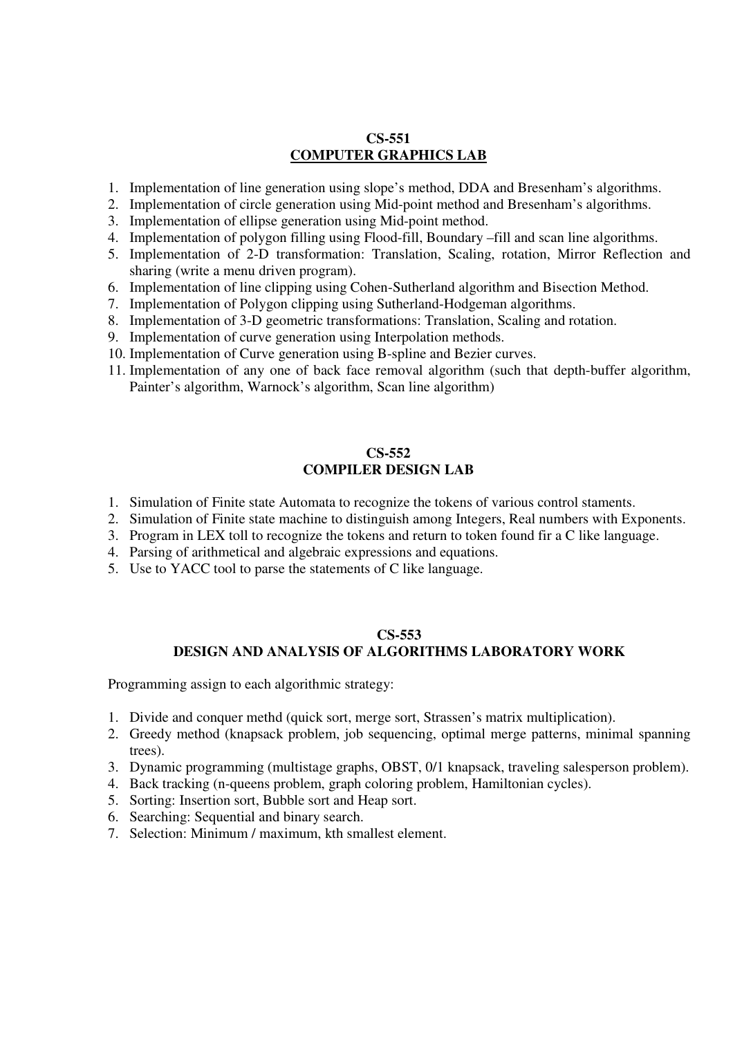## CS-551
## COMPUTER GRAPHICS LAB

1. Implementation of line generation using slope's method, DDA and Bresenham's algorithms.
2. Implementation of circle generation using Mid-point method and Bresenham's algorithms.
3. Implementation of ellipse generation using Mid-point method.
4. Implementation of polygon filling using Flood-fill, Boundary –fill and scan line algorithms.
5. Implementation of 2-D transformation: Translation, Scaling, rotation, Mirror Reflection and sharing (write a menu driven program).
6. Implementation of line clipping using Cohen-Sutherland algorithm and Bisection Method.
7. Implementation of Polygon clipping using Sutherland-Hodgeman algorithms.
8. Implementation of 3-D geometric transformations: Translation, Scaling and rotation.
9. Implementation of curve generation using Interpolation methods.
10. Implementation of Curve generation using B-spline and Bezier curves.
11. Implementation of any one of back face removal algorithm (such that depth-buffer algorithm, Painter's algorithm, Warnock's algorithm, Scan line algorithm)

## CS-552
## COMPILER DESIGN LAB

1. Simulation of Finite state Automata to recognize the tokens of various control staments.
2. Simulation of Finite state machine to distinguish among Integers, Real numbers with Exponents.
3. Program in LEX toll to recognize the tokens and return to token found fir a C like language.
4. Parsing of arithmetical and algebraic expressions and equations.
5. Use to YACC tool to parse the statements of C like language.

## CS-553
## DESIGN AND ANALYSIS OF ALGORITHMS LABORATORY WORK

Programming assign to each algorithmic strategy:

1. Divide and conquer methd (quick sort, merge sort, Strassen's matrix multiplication).
2. Greedy method (knapsack problem, job sequencing, optimal merge patterns, minimal spanning trees).
3. Dynamic programming (multistage graphs, OBST, 0/1 knapsack, traveling salesperson problem).
4. Back tracking (n-queens problem, graph coloring problem, Hamiltonian cycles).
5. Sorting: Insertion sort, Bubble sort and Heap sort.
6. Searching: Sequential and binary search.
7. Selection: Minimum / maximum, kth smallest element.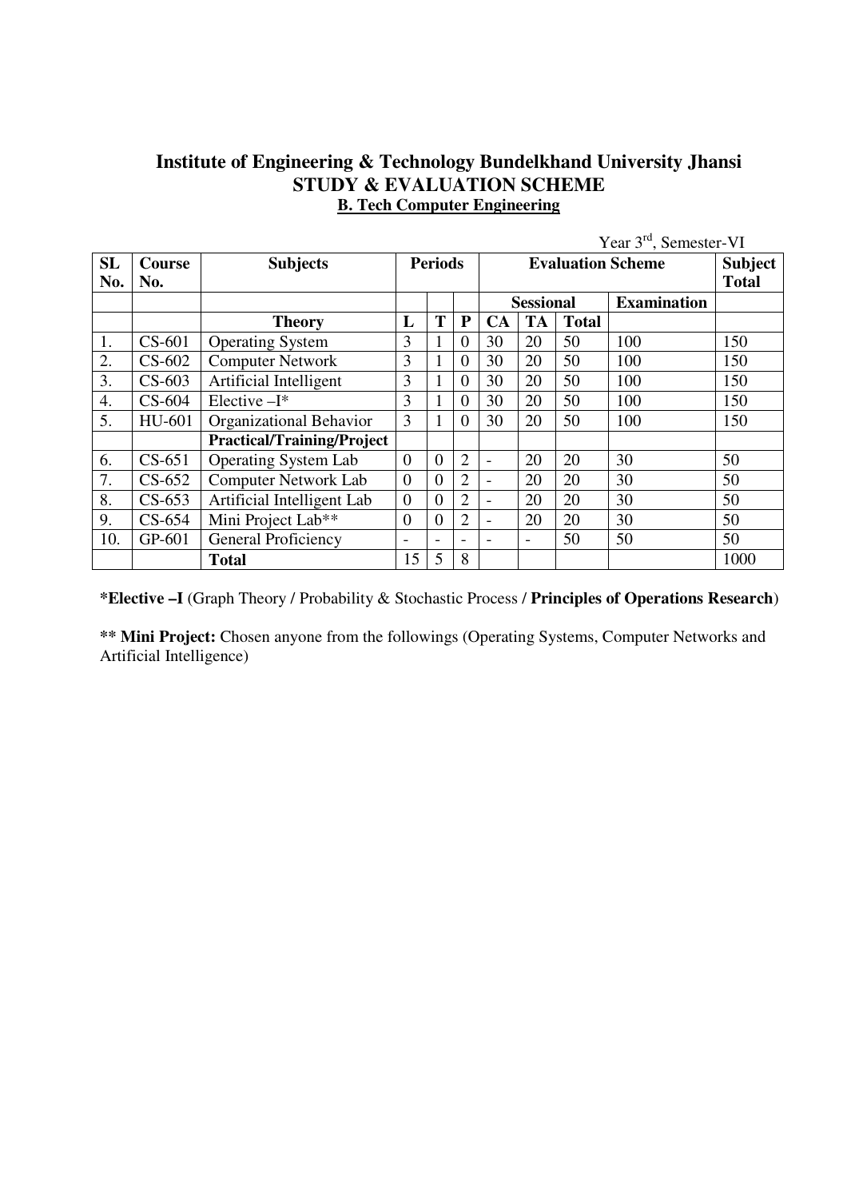# Institute of Engineering & Technology Bundelkhand University Jhansi
## STUDY & EVALUATION SCHEME
### B. Tech Computer Engineering

Year 3rd, Semester-VI

| SL No. | Course No. | Subjects | Periods | | | Evaluation Scheme | | | | Subject Total |
|---|---|---|---|---|---|---|---|---|---|---|
| | | | | | | Sessional | | | Examination | |
| | | **Theory** | L | T | P | CA | TA | Total | | |
| 1. | CS-601 | Operating System | 3 | 1 | 0 | 30 | 20 | 50 | 100 | 150 |
| 2. | CS-602 | Computer Network | 3 | 1 | 0 | 30 | 20 | 50 | 100 | 150 |
| 3. | CS-603 | Artificial Intelligent | 3 | 1 | 0 | 30 | 20 | 50 | 100 | 150 |
| 4. | CS-604 | Elective –I* | 3 | 1 | 0 | 30 | 20 | 50 | 100 | 150 |
| 5. | HU-601 | Organizational Behavior | 3 | 1 | 0 | 30 | 20 | 50 | 100 | 150 |
| | | **Practical/Training/Project** | | | | | | | | |
| 6. | CS-651 | Operating System Lab | 0 | 0 | 2 | - | 20 | 20 | 30 | 50 |
| 7. | CS-652 | Computer Network Lab | 0 | 0 | 2 | - | 20 | 20 | 30 | 50 |
| 8. | CS-653 | Artificial Intelligent Lab | 0 | 0 | 2 | - | 20 | 20 | 30 | 50 |
| 9. | CS-654 | Mini Project Lab** | 0 | 0 | 2 | - | 20 | 20 | 30 | 50 |
| 10. | GP-601 | General Proficiency | - | - | - | - | - | 50 | 50 | 50 |
| | | **Total** | 15 | 5 | 8 | | | | | 1000 |

***Elective –I** (Graph Theory / Probability & Stochastic Process / **Principles of Operations Research**)

**** Mini Project:** Chosen anyone from the followings (Operating Systems, Computer Networks and Artificial Intelligence)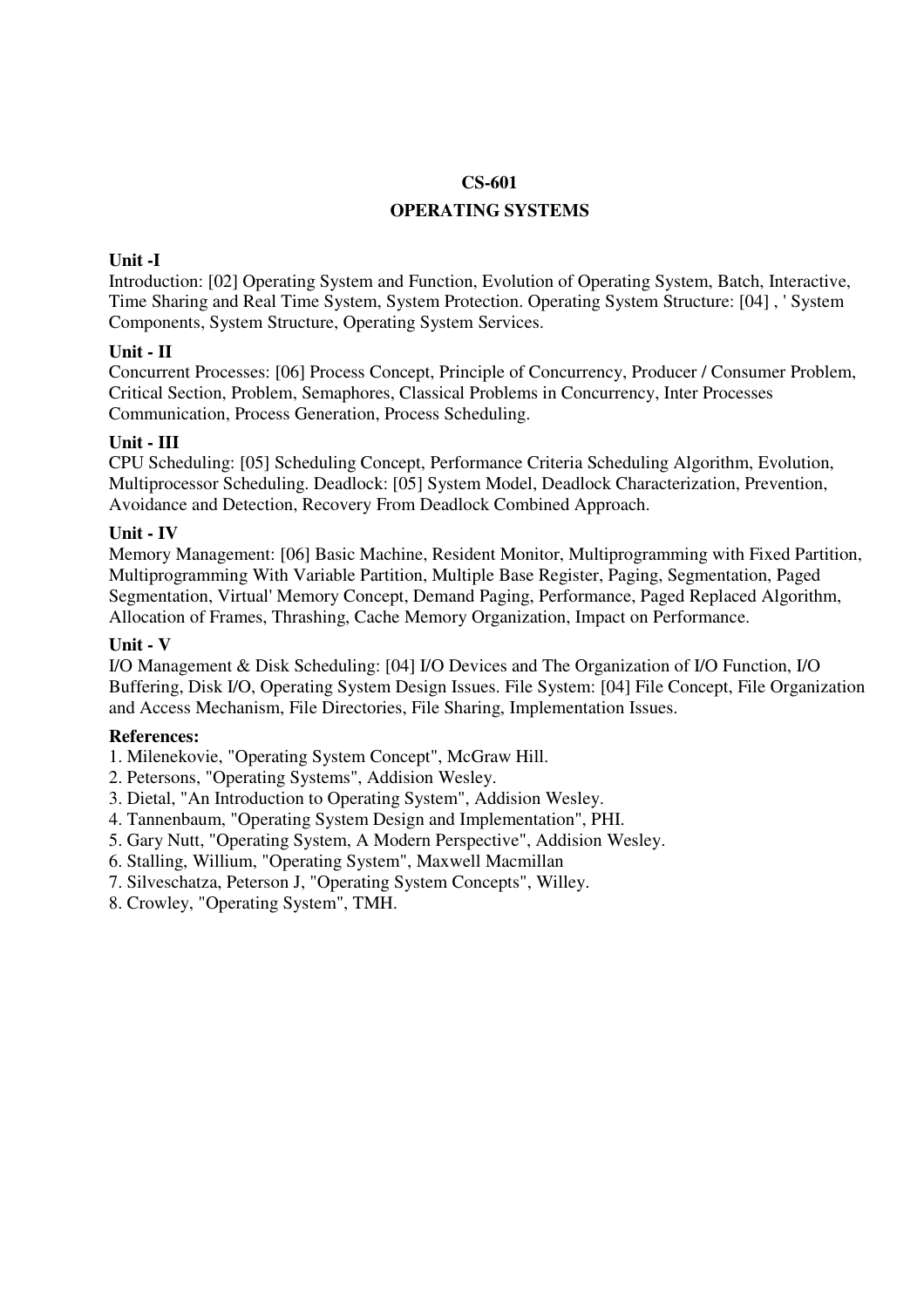# CS-601

## OPERATING SYSTEMS

**Unit -I**

Introduction: [02] Operating System and Function, Evolution of Operating System, Batch, Interactive, Time Sharing and Real Time System, System Protection. Operating System Structure: [04] , ' System Components, System Structure, Operating System Services.

**Unit - II**

Concurrent Processes: [06] Process Concept, Principle of Concurrency, Producer / Consumer Problem, Critical Section, Problem, Semaphores, Classical Problems in Concurrency, Inter Processes Communication, Process Generation, Process Scheduling.

**Unit - III**

CPU Scheduling: [05] Scheduling Concept, Performance Criteria Scheduling Algorithm, Evolution, Multiprocessor Scheduling. Deadlock: [05] System Model, Deadlock Characterization, Prevention, Avoidance and Detection, Recovery From Deadlock Combined Approach.

**Unit - IV**

Memory Management: [06] Basic Machine, Resident Monitor, Multiprogramming with Fixed Partition, Multiprogramming With Variable Partition, Multiple Base Register, Paging, Segmentation, Paged Segmentation, Virtual' Memory Concept, Demand Paging, Performance, Paged Replaced Algorithm, Allocation of Frames, Thrashing, Cache Memory Organization, Impact on Performance.

**Unit - V**

I/O Management & Disk Scheduling: [04] I/O Devices and The Organization of I/O Function, I/O Buffering, Disk I/O, Operating System Design Issues. File System: [04] File Concept, File Organization and Access Mechanism, File Directories, File Sharing, Implementation Issues.

**References:**

1. Milenekovie, "Operating System Concept", McGraw Hill.
2. Petersons, "Operating Systems", Addision Wesley.
3. Dietal, "An Introduction to Operating System", Addision Wesley.
4. Tannenbaum, "Operating System Design and Implementation", PHI.
5. Gary Nutt, "Operating System, A Modern Perspective", Addision Wesley.
6. Stalling, Willium, "Operating System", Maxwell Macmillan
7. Silveschatza, Peterson J, "Operating System Concepts", Willey.
8. Crowley, "Operating System", TMH.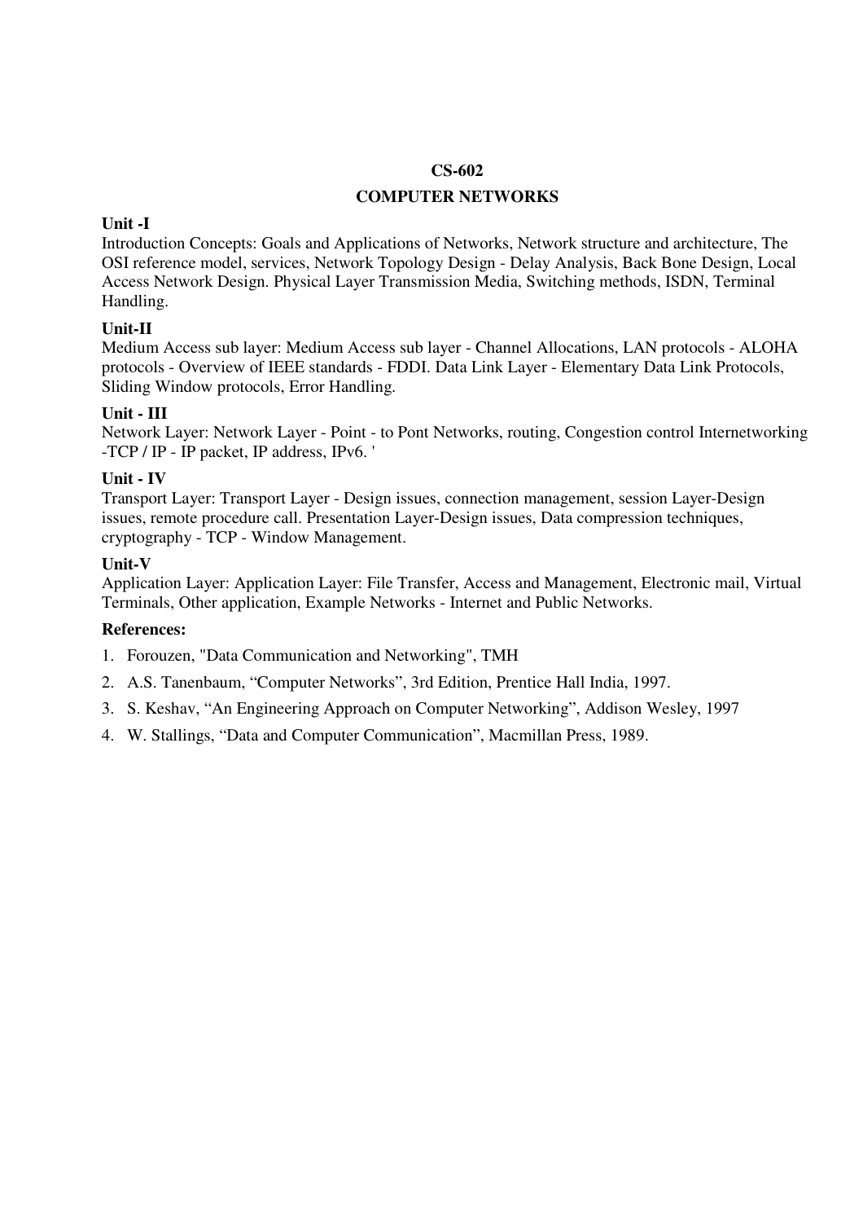## CS-602

## COMPUTER NETWORKS

**Unit -I**

Introduction Concepts: Goals and Applications of Networks, Network structure and architecture, The OSI reference model, services, Network Topology Design - Delay Analysis, Back Bone Design, Local Access Network Design. Physical Layer Transmission Media, Switching methods, ISDN, Terminal Handling.

**Unit-II**

Medium Access sub layer: Medium Access sub layer - Channel Allocations, LAN protocols - ALOHA protocols - Overview of IEEE standards - FDDI. Data Link Layer - Elementary Data Link Protocols, Sliding Window protocols, Error Handling.

**Unit - III**

Network Layer: Network Layer - Point - to Pont Networks, routing, Congestion control Internetworking -TCP / IP - IP packet, IP address, IPv6. '

**Unit - IV**

Transport Layer: Transport Layer - Design issues, connection management, session Layer-Design issues, remote procedure call. Presentation Layer-Design issues, Data compression techniques, cryptography - TCP - Window Management.

**Unit-V**

Application Layer: Application Layer: File Transfer, Access and Management, Electronic mail, Virtual Terminals, Other application, Example Networks - Internet and Public Networks.

**References:**

1. Forouzen, "Data Communication and Networking", TMH
2. A.S. Tanenbaum, "Computer Networks", 3rd Edition, Prentice Hall India, 1997.
3. S. Keshav, "An Engineering Approach on Computer Networking", Addison Wesley, 1997
4. W. Stallings, "Data and Computer Communication", Macmillan Press, 1989.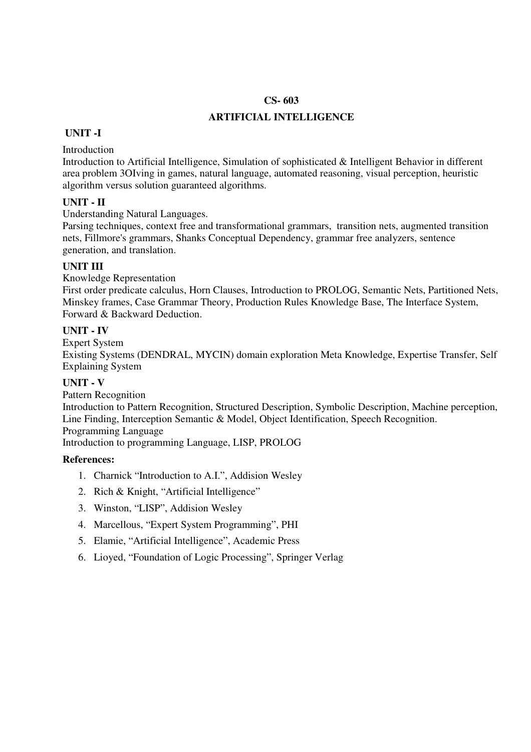**CS- 603**

**ARTIFICIAL INTELLIGENCE**

**UNIT -I**

Introduction

Introduction to Artificial Intelligence, Simulation of sophisticated & Intelligent Behavior in different area problem 3OIving in games, natural language, automated reasoning, visual perception, heuristic algorithm versus solution guaranteed algorithms.

**UNIT - II**

Understanding Natural Languages.

Parsing techniques, context free and transformational grammars, transition nets, augmented transition nets, Fillmore's grammars, Shanks Conceptual Dependency, grammar free analyzers, sentence generation, and translation.

**UNIT III**

Knowledge Representation

First order predicate calculus, Horn Clauses, Introduction to PROLOG, Semantic Nets, Partitioned Nets, Minskey frames, Case Grammar Theory, Production Rules Knowledge Base, The Interface System, Forward & Backward Deduction.

**UNIT - IV**

Expert System

Existing Systems (DENDRAL, MYCIN) domain exploration Meta Knowledge, Expertise Transfer, Self Explaining System

**UNIT - V**

Pattern Recognition

Introduction to Pattern Recognition, Structured Description, Symbolic Description, Machine perception, Line Finding, Interception Semantic & Model, Object Identification, Speech Recognition.

Programming Language

Introduction to programming Language, LISP, PROLOG

**References:**

1. Charnick "Introduction to A.I.", Addision Wesley
2. Rich & Knight, "Artificial Intelligence"
3. Winston, "LISP", Addision Wesley
4. Marcellous, "Expert System Programming", PHI
5. Elamie, "Artificial Intelligence", Academic Press
6. Lioyed, "Foundation of Logic Processing", Springer Verlag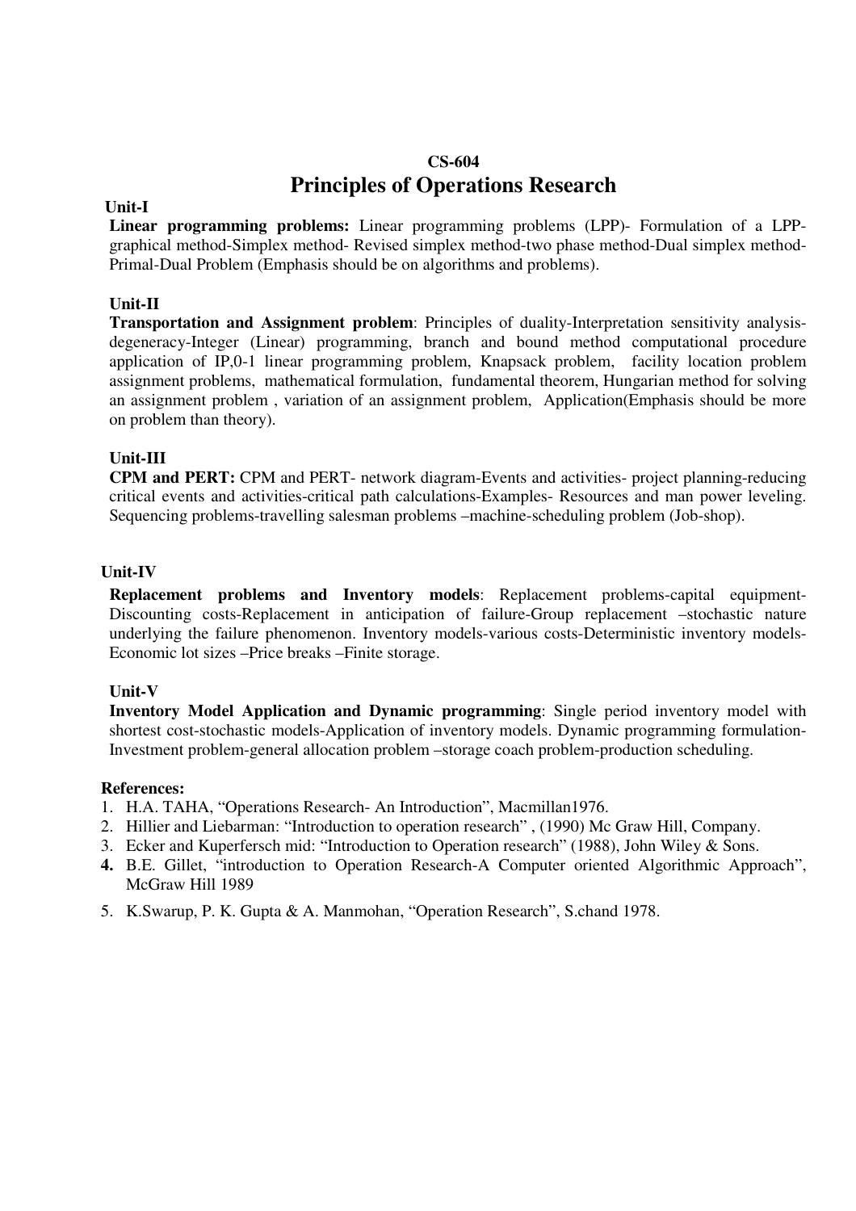## CS-604

# Principles of Operations Research

### Unit-I

**Linear programming problems:** Linear programming problems (LPP)- Formulation of a LPP-graphical method-Simplex method- Revised simplex method-two phase method-Dual simplex method-Primal-Dual Problem (Emphasis should be on algorithms and problems).

### Unit-II

**Transportation and Assignment problem**: Principles of duality-Interpretation sensitivity analysis-degeneracy-Integer (Linear) programming, branch and bound method computational procedure application of IP,0-1 linear programming problem, Knapsack problem, facility location problem assignment problems, mathematical formulation, fundamental theorem, Hungarian method for solving an assignment problem , variation of an assignment problem, Application(Emphasis should be more on problem than theory).

### Unit-III

**CPM and PERT:** CPM and PERT- network diagram-Events and activities- project planning-reducing critical events and activities-critical path calculations-Examples- Resources and man power leveling. Sequencing problems-travelling salesman problems –machine-scheduling problem (Job-shop).

### Unit-IV

**Replacement problems and Inventory models**: Replacement problems-capital equipment-Discounting costs-Replacement in anticipation of failure-Group replacement –stochastic nature underlying the failure phenomenon. Inventory models-various costs-Deterministic inventory models-Economic lot sizes –Price breaks –Finite storage.

### Unit-V

**Inventory Model Application and Dynamic programming**: Single period inventory model with shortest cost-stochastic models-Application of inventory models. Dynamic programming formulation-Investment problem-general allocation problem –storage coach problem-production scheduling.

### References:

1. H.A. TAHA, "Operations Research- An Introduction", Macmillan1976.
2. Hillier and Liebarman: "Introduction to operation research" , (1990) Mc Graw Hill, Company.
3. Ecker and Kuperfersch mid: "Introduction to Operation research" (1988), John Wiley & Sons.
4. B.E. Gillet, "introduction to Operation Research-A Computer oriented Algorithmic Approach", McGraw Hill 1989
5. K.Swarup, P. K. Gupta & A. Manmohan, "Operation Research", S.chand 1978.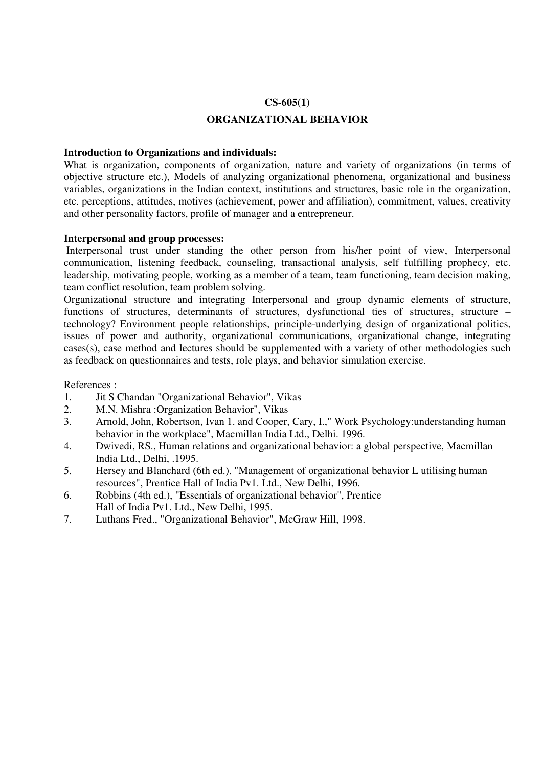## CS-605(1)

## ORGANIZATIONAL BEHAVIOR

**Introduction to Organizations and individuals:**
What is organization, components of organization, nature and variety of organizations (in terms of objective structure etc.), Models of analyzing organizational phenomena, organizational and business variables, organizations in the Indian context, institutions and structures, basic role in the organization, etc. perceptions, attitudes, motives (achievement, power and affiliation), commitment, values, creativity and other personality factors, profile of manager and a entrepreneur.

**Interpersonal and group processes:**
Interpersonal trust under standing the other person from his/her point of view, Interpersonal communication, listening feedback, counseling, transactional analysis, self fulfilling prophecy, etc. leadership, motivating people, working as a member of a team, team functioning, team decision making, team conflict resolution, team problem solving.

Organizational structure and integrating Interpersonal and group dynamic elements of structure, functions of structures, determinants of structures, dysfunctional ties of structures, structure – technology? Environment people relationships, principle-underlying design of organizational politics, issues of power and authority, organizational communications, organizational change, integrating cases(s), case method and lectures should be supplemented with a variety of other methodologies such as feedback on questionnaires and tests, role plays, and behavior simulation exercise.

References :

1. Jit S Chandan "Organizational Behavior", Vikas
2. M.N. Mishra :Organization Behavior", Vikas
3. Arnold, John, Robertson, Ivan 1. and Cooper, Cary, I.," Work Psychology:understanding human behavior in the workplace", Macmillan India Ltd., Delhi. 1996.
4. Dwivedi, RS., Human relations and organizational behavior: a global perspective, Macmillan India Ltd., Delhi, .1995.
5. Hersey and Blanchard (6th ed.). "Management of organizational behavior L utilising human resources", Prentice Hall of India Pv1. Ltd., New Delhi, 1996.
6. Robbins (4th ed.), "Essentials of organizational behavior", Prentice Hall of India Pv1. Ltd., New Delhi, 1995.
7. Luthans Fred., "Organizational Behavior", McGraw Hill, 1998.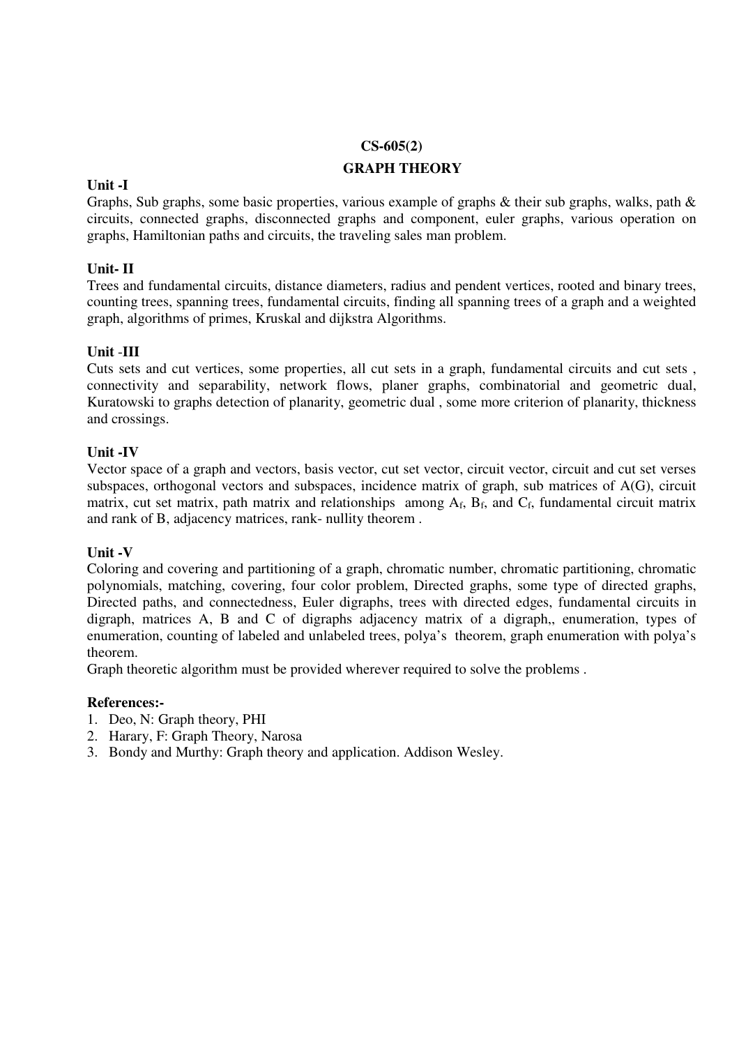## CS-605(2)

## GRAPH THEORY

**Unit -I**

Graphs, Sub graphs, some basic properties, various example of graphs & their sub graphs, walks, path & circuits, connected graphs, disconnected graphs and component, euler graphs, various operation on graphs, Hamiltonian paths and circuits, the traveling sales man problem.

**Unit- II**

Trees and fundamental circuits, distance diameters, radius and pendent vertices, rooted and binary trees, counting trees, spanning trees, fundamental circuits, finding all spanning trees of a graph and a weighted graph, algorithms of primes, Kruskal and dijkstra Algorithms.

**Unit -III**

Cuts sets and cut vertices, some properties, all cut sets in a graph, fundamental circuits and cut sets , connectivity and separability, network flows, planer graphs, combinatorial and geometric dual, Kuratowski to graphs detection of planarity, geometric dual , some more criterion of planarity, thickness and crossings.

**Unit -IV**

Vector space of a graph and vectors, basis vector, cut set vector, circuit vector, circuit and cut set verses subspaces, orthogonal vectors and subspaces, incidence matrix of graph, sub matrices of A(G), circuit matrix, cut set matrix, path matrix and relationships among $A_f$, $B_f$, and $C_f$, fundamental circuit matrix and rank of B, adjacency matrices, rank- nullity theorem .

**Unit -V**

Coloring and covering and partitioning of a graph, chromatic number, chromatic partitioning, chromatic polynomials, matching, covering, four color problem, Directed graphs, some type of directed graphs, Directed paths, and connectedness, Euler digraphs, trees with directed edges, fundamental circuits in digraph, matrices A, B and C of digraphs adjacency matrix of a digraph,, enumeration, types of enumeration, counting of labeled and unlabeled trees, polya's theorem, graph enumeration with polya's theorem.

Graph theoretic algorithm must be provided wherever required to solve the problems .

**References:-**

1. Deo, N: Graph theory, PHI
2. Harary, F: Graph Theory, Narosa
3. Bondy and Murthy: Graph theory and application. Addison Wesley.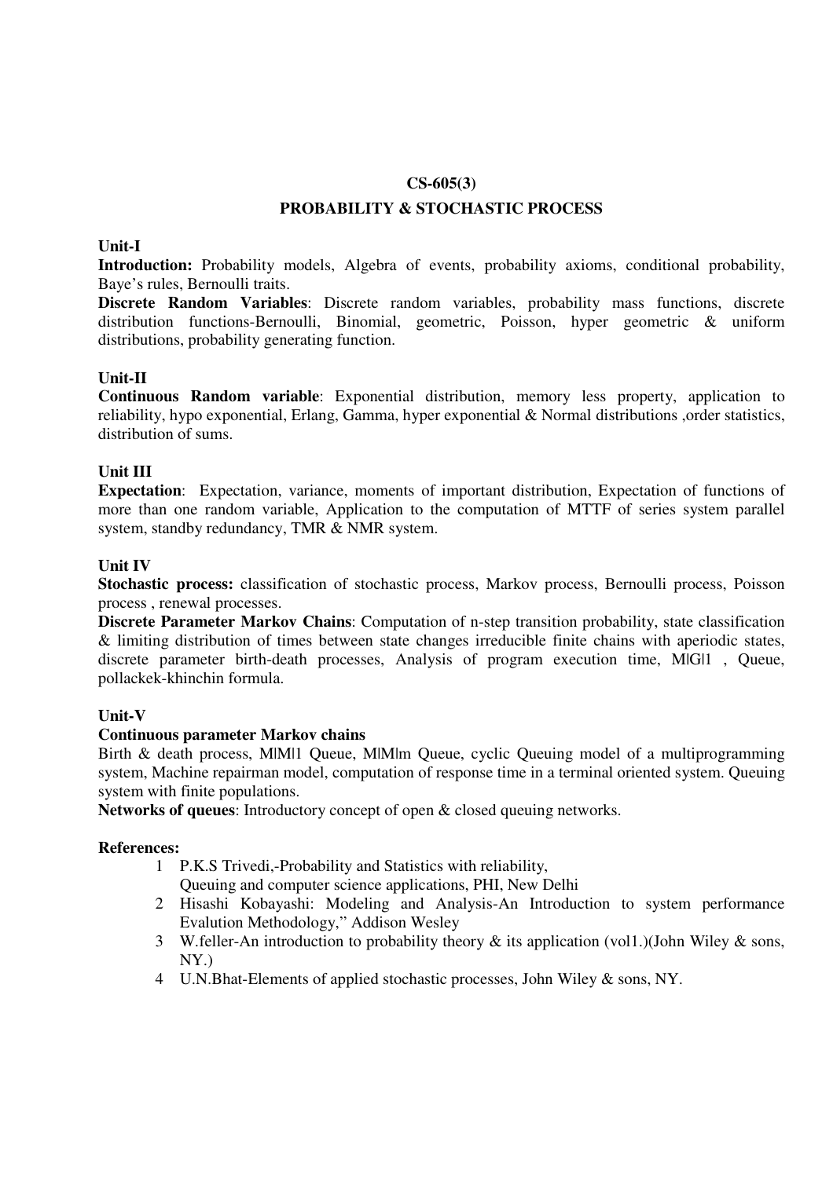# CS-605(3)

## PROBABILITY & STOCHASTIC PROCESS

### Unit-I

**Introduction:** Probability models, Algebra of events, probability axioms, conditional probability, Baye's rules, Bernoulli traits.

**Discrete Random Variables**: Discrete random variables, probability mass functions, discrete distribution functions-Bernoulli, Binomial, geometric, Poisson, hyper geometric & uniform distributions, probability generating function.

### Unit-II

**Continuous Random variable**: Exponential distribution, memory less property, application to reliability, hypo exponential, Erlang, Gamma, hyper exponential & Normal distributions ,order statistics, distribution of sums.

### Unit III

**Expectation**: Expectation, variance, moments of important distribution, Expectation of functions of more than one random variable, Application to the computation of MTTF of series system parallel system, standby redundancy, TMR & NMR system.

### Unit IV

**Stochastic process:** classification of stochastic process, Markov process, Bernoulli process, Poisson process , renewal processes.

**Discrete Parameter Markov Chains**: Computation of n-step transition probability, state classification & limiting distribution of times between state changes irreducible finite chains with aperiodic states, discrete parameter birth-death processes, Analysis of program execution time, M|G|1 , Queue, pollackek-khinchin formula.

### Unit-V

**Continuous parameter Markov chains**

Birth & death process, M|M|1 Queue, M|M|m Queue, cyclic Queuing model of a multiprogramming system, Machine repairman model, computation of response time in a terminal oriented system. Queuing system with finite populations.

**Networks of queues**: Introductory concept of open & closed queuing networks.

**References:**

1. P.K.S Trivedi,-Probability and Statistics with reliability, Queuing and computer science applications, PHI, New Delhi
2. Hisashi Kobayashi: Modeling and Analysis-An Introduction to system performance Evalution Methodology," Addison Wesley
3. W.feller-An introduction to probability theory & its application (vol1.)(John Wiley & sons, NY.)
4. U.N.Bhat-Elements of applied stochastic processes, John Wiley & sons, NY.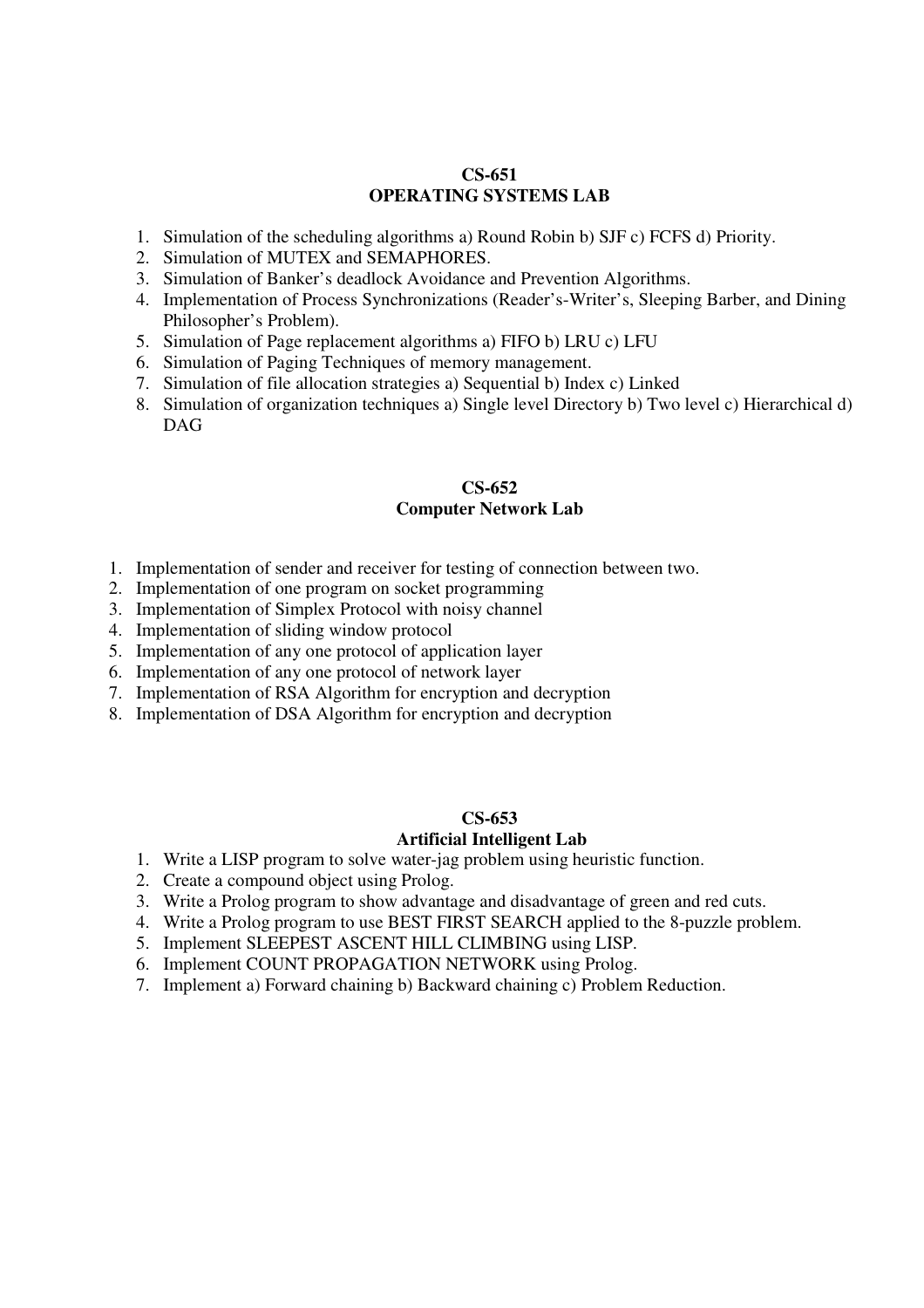## CS-651
## OPERATING SYSTEMS LAB

1. Simulation of the scheduling algorithms a) Round Robin b) SJF c) FCFS d) Priority.
2. Simulation of MUTEX and SEMAPHORES.
3. Simulation of Banker's deadlock Avoidance and Prevention Algorithms.
4. Implementation of Process Synchronizations (Reader's-Writer's, Sleeping Barber, and Dining Philosopher's Problem).
5. Simulation of Page replacement algorithms a) FIFO b) LRU c) LFU
6. Simulation of Paging Techniques of memory management.
7. Simulation of file allocation strategies a) Sequential b) Index c) Linked
8. Simulation of organization techniques a) Single level Directory b) Two level c) Hierarchical d) DAG

## CS-652
## Computer Network Lab

1. Implementation of sender and receiver for testing of connection between two.
2. Implementation of one program on socket programming
3. Implementation of Simplex Protocol with noisy channel
4. Implementation of sliding window protocol
5. Implementation of any one protocol of application layer
6. Implementation of any one protocol of network layer
7. Implementation of RSA Algorithm for encryption and decryption
8. Implementation of DSA Algorithm for encryption and decryption

## CS-653
## Artificial Intelligent Lab

1. Write a LISP program to solve water-jag problem using heuristic function.
2. Create a compound object using Prolog.
3. Write a Prolog program to show advantage and disadvantage of green and red cuts.
4. Write a Prolog program to use BEST FIRST SEARCH applied to the 8-puzzle problem.
5. Implement SLEEPEST ASCENT HILL CLIMBING using LISP.
6. Implement COUNT PROPAGATION NETWORK using Prolog.
7. Implement a) Forward chaining b) Backward chaining c) Problem Reduction.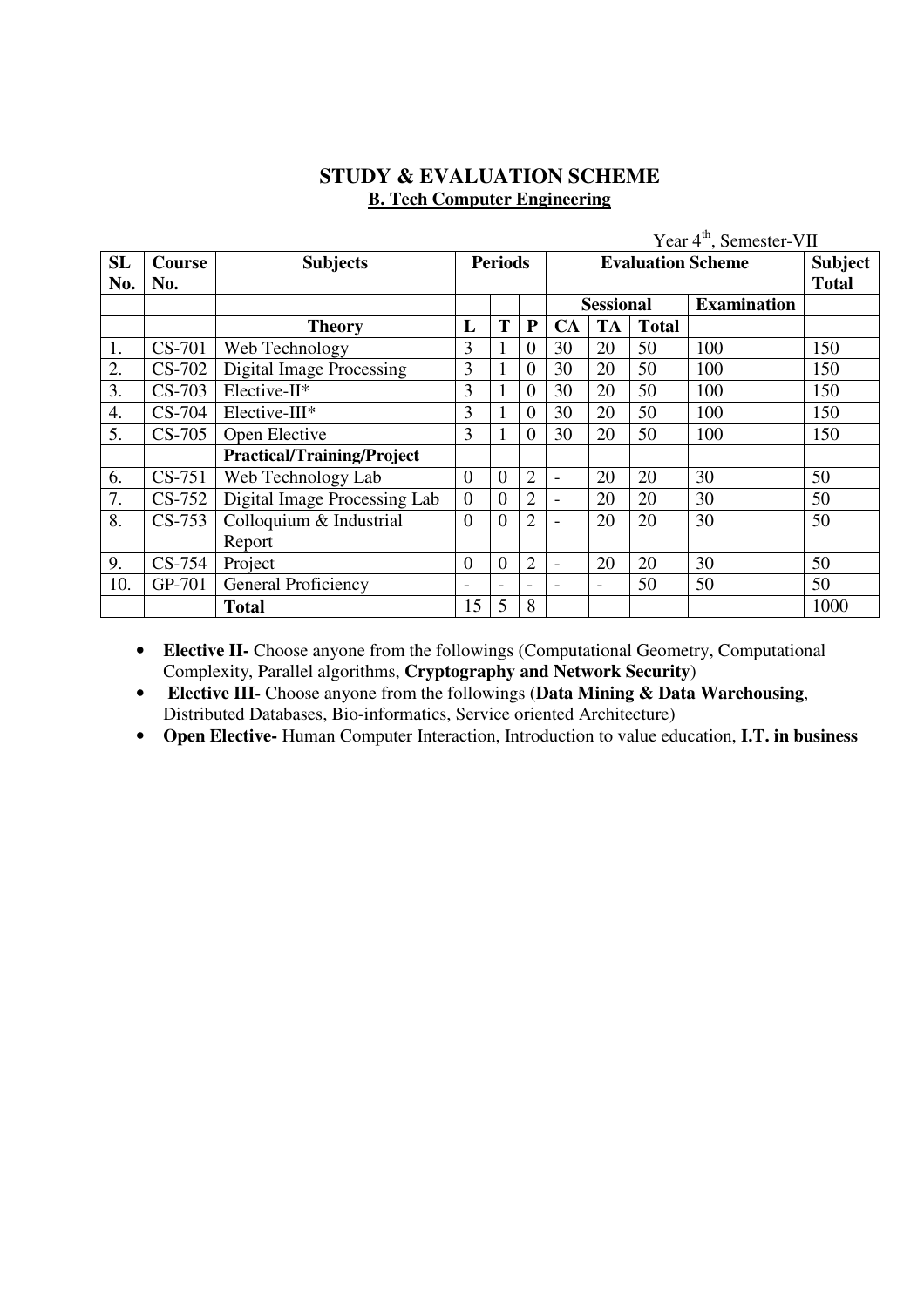# STUDY & EVALUATION SCHEME

**B. Tech Computer Engineering**

Year 4th, Semester-VII

| SL No. | Course No. | Subjects | Periods | | | Evaluation Scheme | | | | Subject Total |
|---|---|---|---|---|---|---|---|---|---|---|
| | | | | | | Sessional | | | Examination | |
| | | **Theory** | L | T | P | CA | TA | Total | | |
| 1. | CS-701 | Web Technology | 3 | 1 | 0 | 30 | 20 | 50 | 100 | 150 |
| 2. | CS-702 | Digital Image Processing | 3 | 1 | 0 | 30 | 20 | 50 | 100 | 150 |
| 3. | CS-703 | Elective-II* | 3 | 1 | 0 | 30 | 20 | 50 | 100 | 150 |
| 4. | CS-704 | Elective-III* | 3 | 1 | 0 | 30 | 20 | 50 | 100 | 150 |
| 5. | CS-705 | Open Elective | 3 | 1 | 0 | 30 | 20 | 50 | 100 | 150 |
| | | **Practical/Training/Project** | | | | | | | | |
| 6. | CS-751 | Web Technology Lab | 0 | 0 | 2 | - | 20 | 20 | 30 | 50 |
| 7. | CS-752 | Digital Image Processing Lab | 0 | 0 | 2 | - | 20 | 20 | 30 | 50 |
| 8. | CS-753 | Colloquium & Industrial Report | 0 | 0 | 2 | - | 20 | 20 | 30 | 50 |
| 9. | CS-754 | Project | 0 | 0 | 2 | - | 20 | 20 | 30 | 50 |
| 10. | GP-701 | General Proficiency | - | - | - | - | - | 50 | 50 | 50 |
| | | **Total** | 15 | 5 | 8 | | | | | 1000 |

- **Elective II-** Choose anyone from the followings (Computational Geometry, Computational Complexity, Parallel algorithms, **Cryptography and Network Security**)
- **Elective III-** Choose anyone from the followings (**Data Mining & Data Warehousing**, Distributed Databases, Bio-informatics, Service oriented Architecture)
- **Open Elective-** Human Computer Interaction, Introduction to value education, **I.T. in business**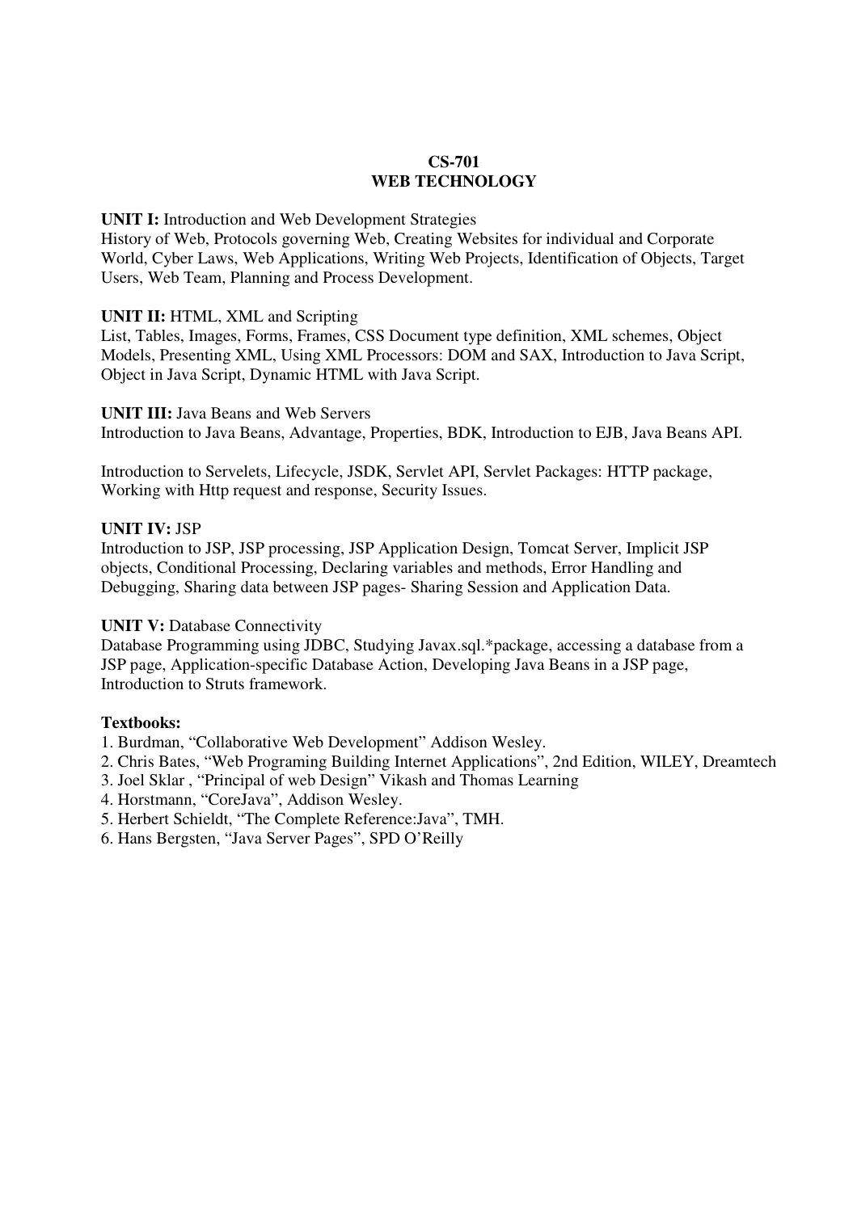# CS-701
# WEB TECHNOLOGY

**UNIT I:** Introduction and Web Development Strategies
History of Web, Protocols governing Web, Creating Websites for individual and Corporate World, Cyber Laws, Web Applications, Writing Web Projects, Identification of Objects, Target Users, Web Team, Planning and Process Development.

**UNIT II:** HTML, XML and Scripting
List, Tables, Images, Forms, Frames, CSS Document type definition, XML schemes, Object Models, Presenting XML, Using XML Processors: DOM and SAX, Introduction to Java Script, Object in Java Script, Dynamic HTML with Java Script.

**UNIT III:** Java Beans and Web Servers
Introduction to Java Beans, Advantage, Properties, BDK, Introduction to EJB, Java Beans API.

Introduction to Servelets, Lifecycle, JSDK, Servlet API, Servlet Packages: HTTP package, Working with Http request and response, Security Issues.

**UNIT IV:** JSP
Introduction to JSP, JSP processing, JSP Application Design, Tomcat Server, Implicit JSP objects, Conditional Processing, Declaring variables and methods, Error Handling and Debugging, Sharing data between JSP pages- Sharing Session and Application Data.

**UNIT V:** Database Connectivity
Database Programming using JDBC, Studying Javax.sql.*package, accessing a database from a JSP page, Application-specific Database Action, Developing Java Beans in a JSP page, Introduction to Struts framework.

**Textbooks:**

1. Burdman, “Collaborative Web Development” Addison Wesley.
2. Chris Bates, “Web Programing Building Internet Applications”, 2nd Edition, WILEY, Dreamtech
3. Joel Sklar , “Principal of web Design” Vikash and Thomas Learning
4. Horstmann, “CoreJava”, Addison Wesley.
5. Herbert Schieldt, “The Complete Reference:Java”, TMH.
6. Hans Bergsten, “Java Server Pages”, SPD O’Reilly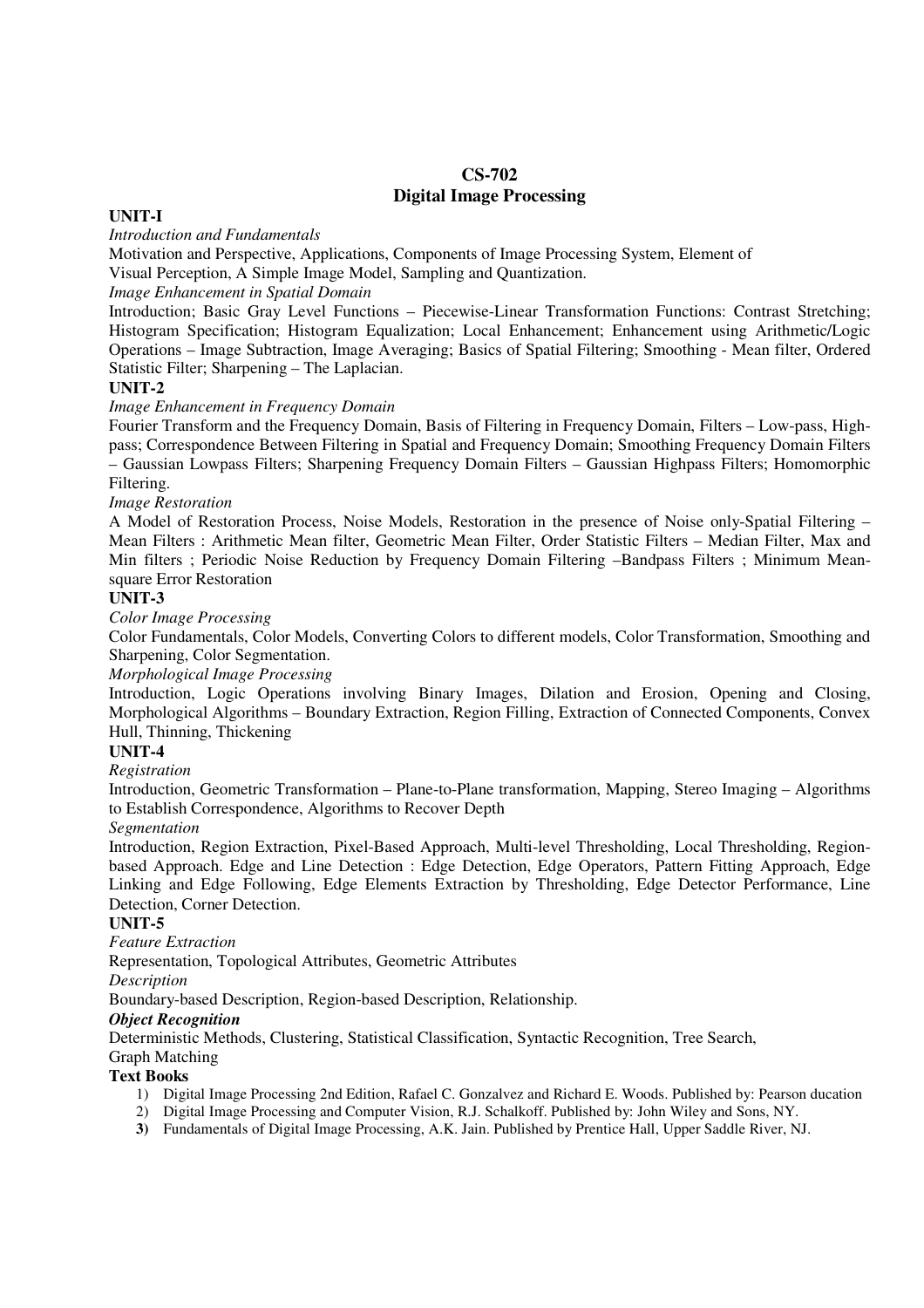# CS-702
# Digital Image Processing

**UNIT-I**

*Introduction and Fundamentals*

Motivation and Perspective, Applications, Components of Image Processing System, Element of Visual Perception, A Simple Image Model, Sampling and Quantization.

*Image Enhancement in Spatial Domain*

Introduction; Basic Gray Level Functions – Piecewise-Linear Transformation Functions: Contrast Stretching; Histogram Specification; Histogram Equalization; Local Enhancement; Enhancement using Arithmetic/Logic Operations – Image Subtraction, Image Averaging; Basics of Spatial Filtering; Smoothing - Mean filter, Ordered Statistic Filter; Sharpening – The Laplacian.

**UNIT-2**

*Image Enhancement in Frequency Domain*

Fourier Transform and the Frequency Domain, Basis of Filtering in Frequency Domain, Filters – Low-pass, High-pass; Correspondence Between Filtering in Spatial and Frequency Domain; Smoothing Frequency Domain Filters – Gaussian Lowpass Filters; Sharpening Frequency Domain Filters – Gaussian Highpass Filters; Homomorphic Filtering.

*Image Restoration*

A Model of Restoration Process, Noise Models, Restoration in the presence of Noise only-Spatial Filtering – Mean Filters : Arithmetic Mean filter, Geometric Mean Filter, Order Statistic Filters – Median Filter, Max and Min filters ; Periodic Noise Reduction by Frequency Domain Filtering –Bandpass Filters ; Minimum Mean-square Error Restoration

**UNIT-3**

*Color Image Processing*

Color Fundamentals, Color Models, Converting Colors to different models, Color Transformation, Smoothing and Sharpening, Color Segmentation.

*Morphological Image Processing*

Introduction, Logic Operations involving Binary Images, Dilation and Erosion, Opening and Closing, Morphological Algorithms – Boundary Extraction, Region Filling, Extraction of Connected Components, Convex Hull, Thinning, Thickening

**UNIT-4**

*Registration*

Introduction, Geometric Transformation – Plane-to-Plane transformation, Mapping, Stereo Imaging – Algorithms to Establish Correspondence, Algorithms to Recover Depth

*Segmentation*

Introduction, Region Extraction, Pixel-Based Approach, Multi-level Thresholding, Local Thresholding, Region-based Approach. Edge and Line Detection : Edge Detection, Edge Operators, Pattern Fitting Approach, Edge Linking and Edge Following, Edge Elements Extraction by Thresholding, Edge Detector Performance, Line Detection, Corner Detection.

**UNIT-5**

*Feature Extraction*

Representation, Topological Attributes, Geometric Attributes

*Description*

Boundary-based Description, Region-based Description, Relationship.

***Object Recognition***

Deterministic Methods, Clustering, Statistical Classification, Syntactic Recognition, Tree Search, Graph Matching

**Text Books**

1) Digital Image Processing 2nd Edition, Rafael C. Gonzalvez and Richard E. Woods. Published by: Pearson ducation
2) Digital Image Processing and Computer Vision, R.J. Schalkoff. Published by: John Wiley and Sons, NY.
3) Fundamentals of Digital Image Processing, A.K. Jain. Published by Prentice Hall, Upper Saddle River, NJ.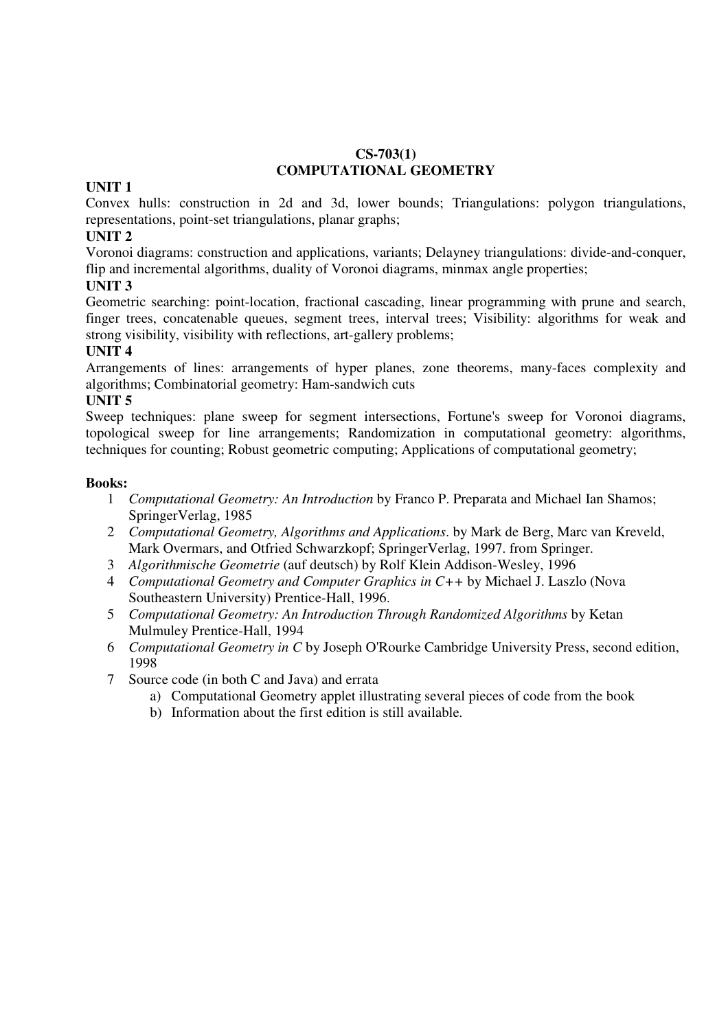# CS-703(1)
# COMPUTATIONAL GEOMETRY

**UNIT 1**

Convex hulls: construction in 2d and 3d, lower bounds; Triangulations: polygon triangulations, representations, point-set triangulations, planar graphs;

**UNIT 2**

Voronoi diagrams: construction and applications, variants; Delayney triangulations: divide-and-conquer, flip and incremental algorithms, duality of Voronoi diagrams, minmax angle properties;

**UNIT 3**

Geometric searching: point-location, fractional cascading, linear programming with prune and search, finger trees, concatenable queues, segment trees, interval trees; Visibility: algorithms for weak and strong visibility, visibility with reflections, art-gallery problems;

**UNIT 4**

Arrangements of lines: arrangements of hyper planes, zone theorems, many-faces complexity and algorithms; Combinatorial geometry: Ham-sandwich cuts

**UNIT 5**

Sweep techniques: plane sweep for segment intersections, Fortune's sweep for Voronoi diagrams, topological sweep for line arrangements; Randomization in computational geometry: algorithms, techniques for counting; Robust geometric computing; Applications of computational geometry;

**Books:**

1. *Computational Geometry: An Introduction* by Franco P. Preparata and Michael Ian Shamos; SpringerVerlag, 1985
2. *Computational Geometry, Algorithms and Applications*. by Mark de Berg, Marc van Kreveld, Mark Overmars, and Otfried Schwarzkopf; SpringerVerlag, 1997. from Springer.
3. *Algorithmische Geometrie* (auf deutsch) by Rolf Klein Addison-Wesley, 1996
4. *Computational Geometry and Computer Graphics in C++* by Michael J. Laszlo (Nova Southeastern University) Prentice-Hall, 1996.
5. *Computational Geometry: An Introduction Through Randomized Algorithms* by Ketan Mulmuley Prentice-Hall, 1994
6. *Computational Geometry in C* by Joseph O'Rourke Cambridge University Press, second edition, 1998
7. Source code (in both C and Java) and errata
   a) Computational Geometry applet illustrating several pieces of code from the book
   b) Information about the first edition is still available.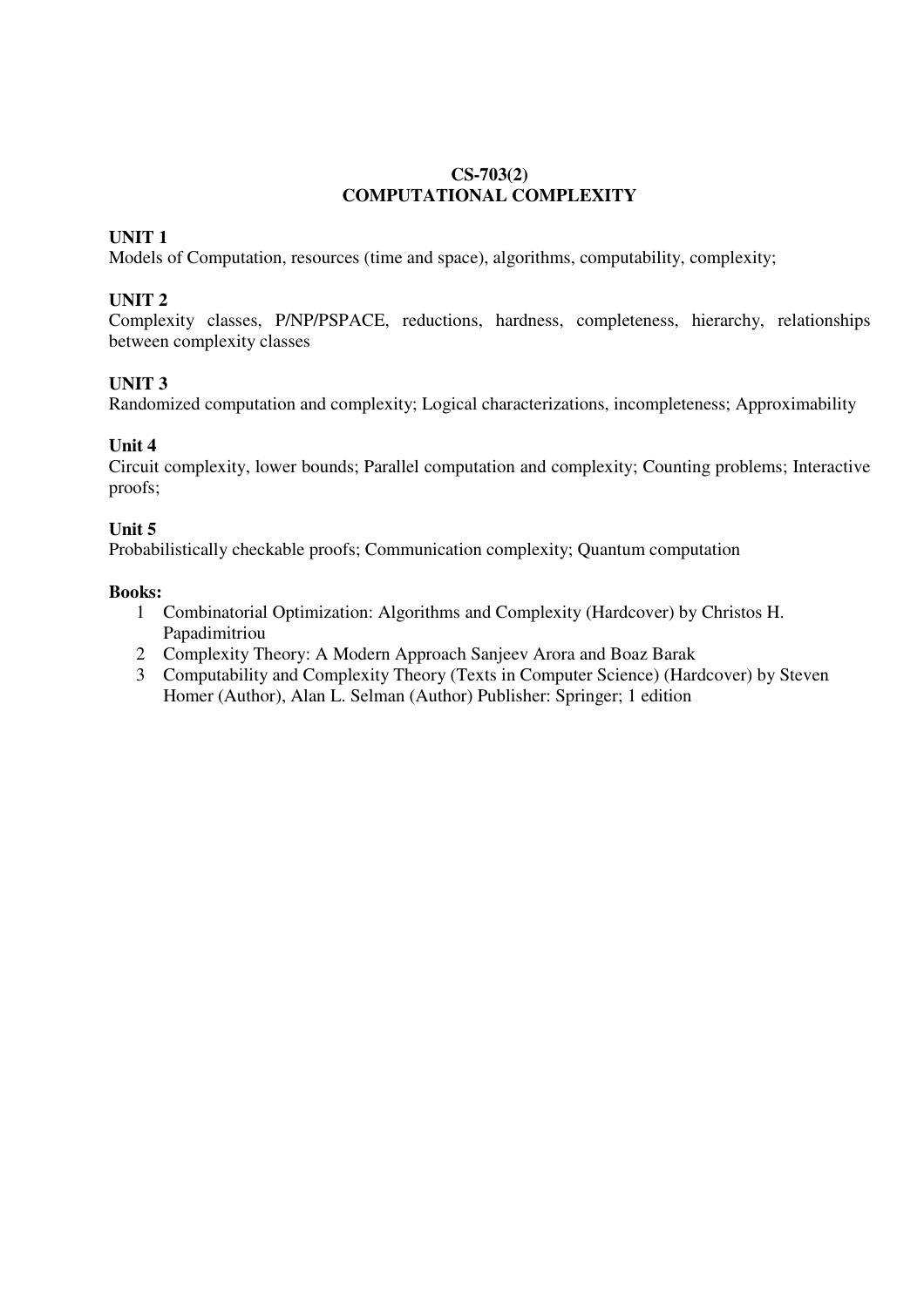# CS-703(2)
# COMPUTATIONAL COMPLEXITY

**UNIT 1**

Models of Computation, resources (time and space), algorithms, computability, complexity;

**UNIT 2**

Complexity classes, P/NP/PSPACE, reductions, hardness, completeness, hierarchy, relationships between complexity classes

**UNIT 3**

Randomized computation and complexity; Logical characterizations, incompleteness; Approximability

**Unit 4**

Circuit complexity, lower bounds; Parallel computation and complexity; Counting problems; Interactive proofs;

**Unit 5**

Probabilistically checkable proofs; Communication complexity; Quantum computation

**Books:**

1. Combinatorial Optimization: Algorithms and Complexity (Hardcover) by Christos H. Papadimitriou
2. Complexity Theory: A Modern Approach Sanjeev Arora and Boaz Barak
3. Computability and Complexity Theory (Texts in Computer Science) (Hardcover) by Steven Homer (Author), Alan L. Selman (Author) Publisher: Springer; 1 edition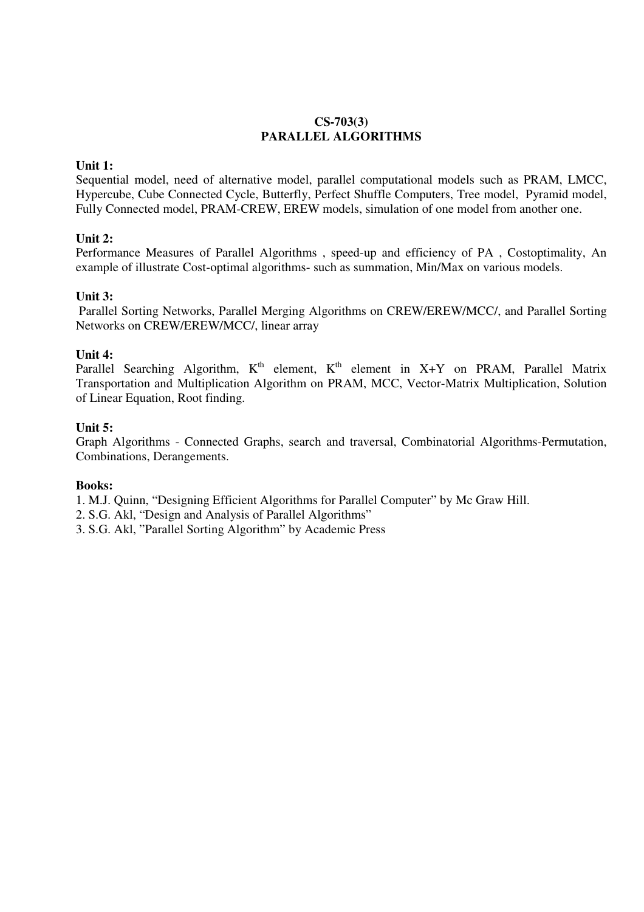# CS-703(3)
# PARALLEL ALGORITHMS

**Unit 1:**
Sequential model, need of alternative model, parallel computational models such as PRAM, LMCC, Hypercube, Cube Connected Cycle, Butterfly, Perfect Shuffle Computers, Tree model, Pyramid model, Fully Connected model, PRAM-CREW, EREW models, simulation of one model from another one.

**Unit 2:**
Performance Measures of Parallel Algorithms , speed-up and efficiency of PA , Costoptimality, An example of illustrate Cost-optimal algorithms- such as summation, Min/Max on various models.

**Unit 3:**
Parallel Sorting Networks, Parallel Merging Algorithms on CREW/EREW/MCC/, and Parallel Sorting Networks on CREW/EREW/MCC/, linear array

**Unit 4:**
Parallel Searching Algorithm, $K^{th}$ element, $K^{th}$ element in X+Y on PRAM, Parallel Matrix Transportation and Multiplication Algorithm on PRAM, MCC, Vector-Matrix Multiplication, Solution of Linear Equation, Root finding.

**Unit 5:**
Graph Algorithms - Connected Graphs, search and traversal, Combinatorial Algorithms-Permutation, Combinations, Derangements.

**Books:**

1. M.J. Quinn, "Designing Efficient Algorithms for Parallel Computer" by Mc Graw Hill.
2. S.G. Akl, "Design and Analysis of Parallel Algorithms"
3. S.G. Akl, "Parallel Sorting Algorithm" by Academic Press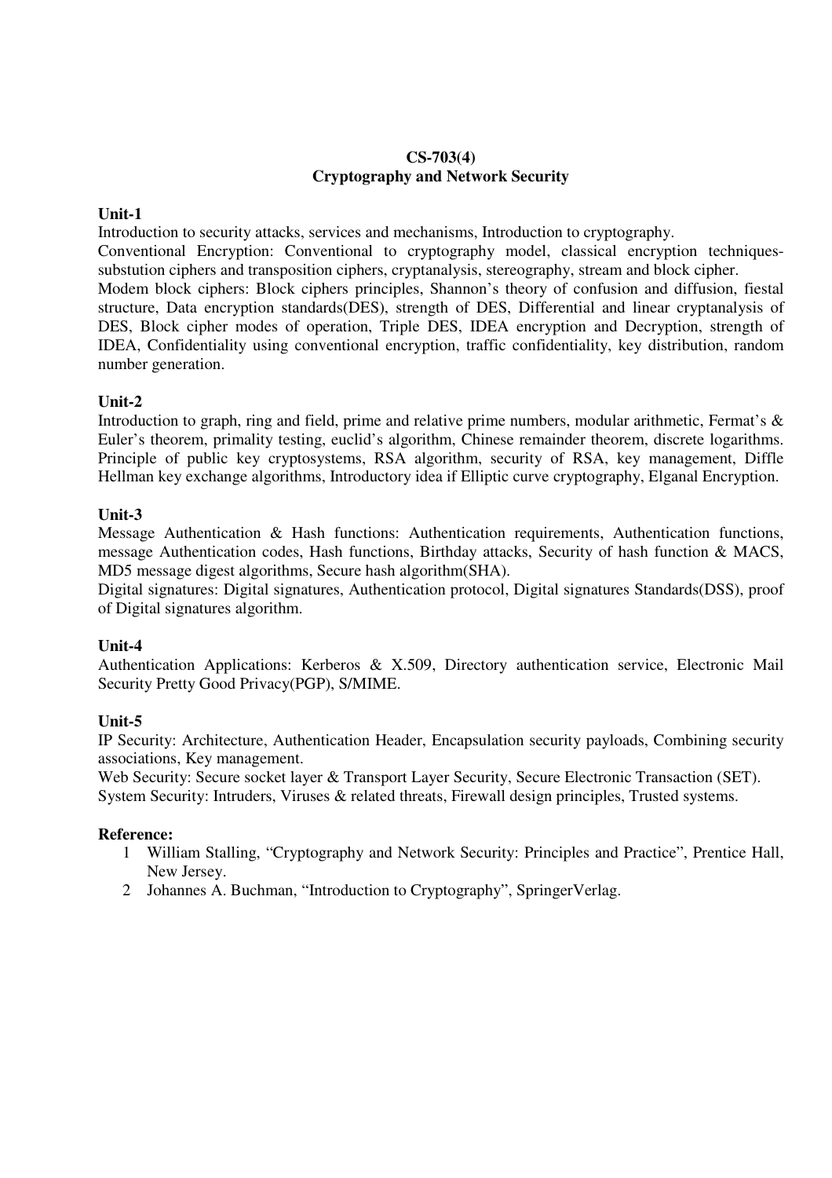**CS-703(4)**
**Cryptography and Network Security**

**Unit-1**

Introduction to security attacks, services and mechanisms, Introduction to cryptography.
Conventional Encryption: Conventional to cryptography model, classical encryption techniques-substution ciphers and transposition ciphers, cryptanalysis, stereography, stream and block cipher.
Modem block ciphers: Block ciphers principles, Shannon's theory of confusion and diffusion, fiestal structure, Data encryption standards(DES), strength of DES, Differential and linear cryptanalysis of DES, Block cipher modes of operation, Triple DES, IDEA encryption and Decryption, strength of IDEA, Confidentiality using conventional encryption, traffic confidentiality, key distribution, random number generation.

**Unit-2**

Introduction to graph, ring and field, prime and relative prime numbers, modular arithmetic, Fermat's & Euler's theorem, primality testing, euclid's algorithm, Chinese remainder theorem, discrete logarithms.
Principle of public key cryptosystems, RSA algorithm, security of RSA, key management, Diffle Hellman key exchange algorithms, Introductory idea if Elliptic curve cryptography, Elganal Encryption.

**Unit-3**

Message Authentication & Hash functions: Authentication requirements, Authentication functions, message Authentication codes, Hash functions, Birthday attacks, Security of hash function & MACS, MD5 message digest algorithms, Secure hash algorithm(SHA).
Digital signatures: Digital signatures, Authentication protocol, Digital signatures Standards(DSS), proof of Digital signatures algorithm.

**Unit-4**

Authentication Applications: Kerberos & X.509, Directory authentication service, Electronic Mail Security Pretty Good Privacy(PGP), S/MIME.

**Unit-5**

IP Security: Architecture, Authentication Header, Encapsulation security payloads, Combining security associations, Key management.
Web Security: Secure socket layer & Transport Layer Security, Secure Electronic Transaction (SET).
System Security: Intruders, Viruses & related threats, Firewall design principles, Trusted systems.

**Reference:**

1. William Stalling, "Cryptography and Network Security: Principles and Practice", Prentice Hall, New Jersey.
2. Johannes A. Buchman, "Introduction to Cryptography", SpringerVerlag.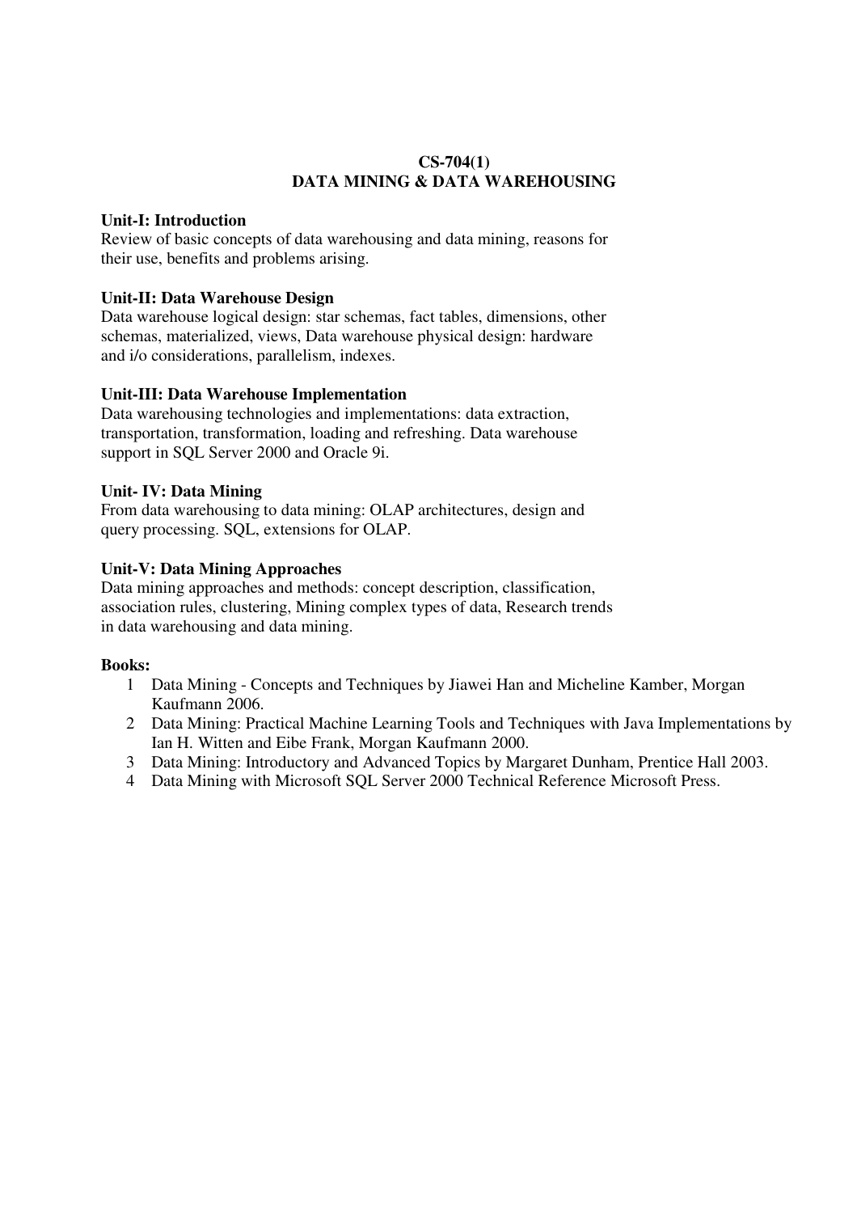# CS-704(1)
# DATA MINING & DATA WAREHOUSING

**Unit-I: Introduction**

Review of basic concepts of data warehousing and data mining, reasons for their use, benefits and problems arising.

**Unit-II: Data Warehouse Design**

Data warehouse logical design: star schemas, fact tables, dimensions, other schemas, materialized, views, Data warehouse physical design: hardware and i/o considerations, parallelism, indexes.

**Unit-III: Data Warehouse Implementation**

Data warehousing technologies and implementations: data extraction, transportation, transformation, loading and refreshing. Data warehouse support in SQL Server 2000 and Oracle 9i.

**Unit- IV: Data Mining**

From data warehousing to data mining: OLAP architectures, design and query processing. SQL, extensions for OLAP.

**Unit-V: Data Mining Approaches**

Data mining approaches and methods: concept description, classification, association rules, clustering, Mining complex types of data, Research trends in data warehousing and data mining.

**Books:**

1. Data Mining - Concepts and Techniques by Jiawei Han and Micheline Kamber, Morgan Kaufmann 2006.
2. Data Mining: Practical Machine Learning Tools and Techniques with Java Implementations by Ian H. Witten and Eibe Frank, Morgan Kaufmann 2000.
3. Data Mining: Introductory and Advanced Topics by Margaret Dunham, Prentice Hall 2003.
4. Data Mining with Microsoft SQL Server 2000 Technical Reference Microsoft Press.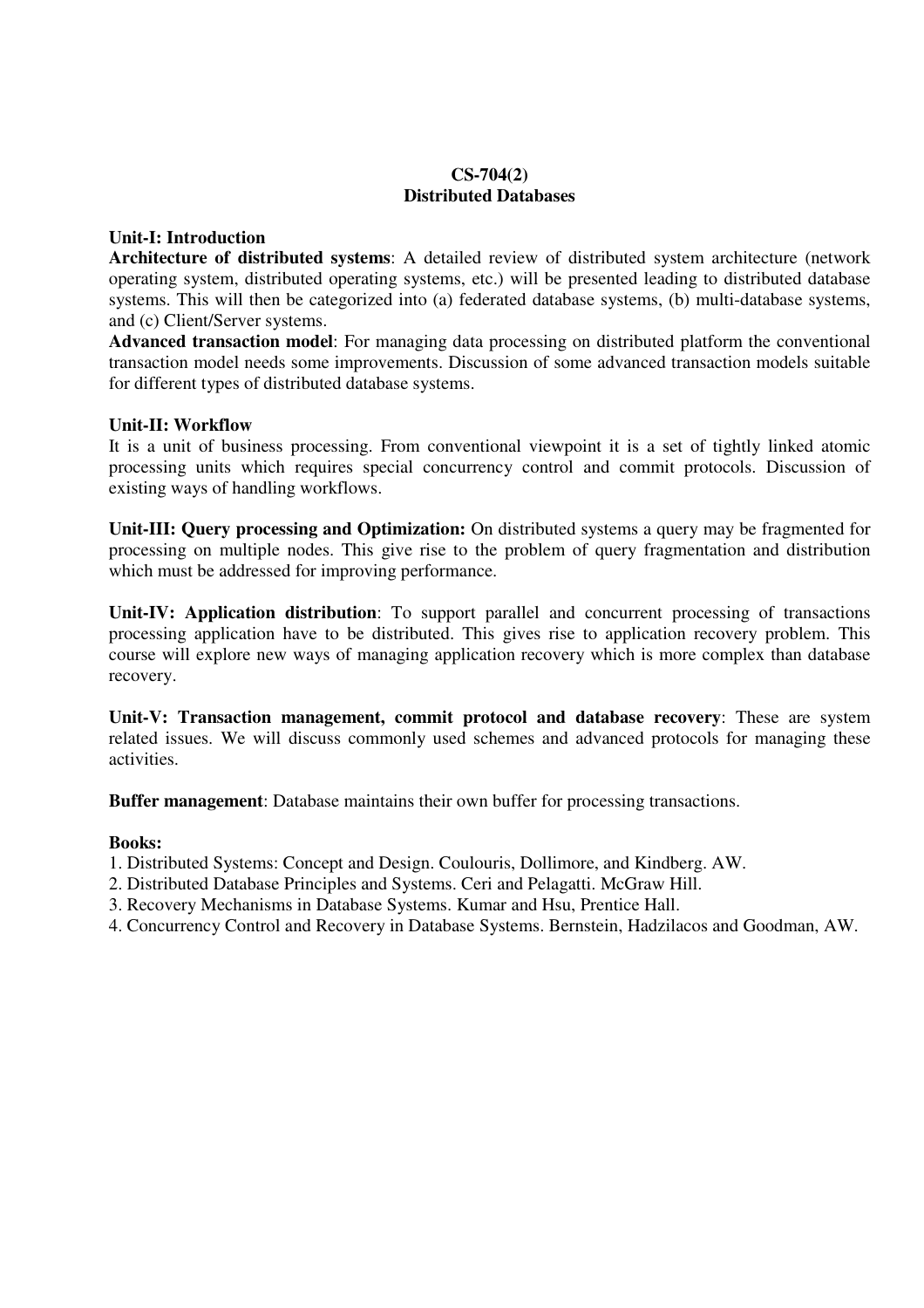# CS-704(2)
# Distributed Databases

## Unit-I: Introduction

**Architecture of distributed systems**: A detailed review of distributed system architecture (network operating system, distributed operating systems, etc.) will be presented leading to distributed database systems. This will then be categorized into (a) federated database systems, (b) multi-database systems, and (c) Client/Server systems.

**Advanced transaction model**: For managing data processing on distributed platform the conventional transaction model needs some improvements. Discussion of some advanced transaction models suitable for different types of distributed database systems.

## Unit-II: Workflow

It is a unit of business processing. From conventional viewpoint it is a set of tightly linked atomic processing units which requires special concurrency control and commit protocols. Discussion of existing ways of handling workflows.

**Unit-III: Query processing and Optimization:** On distributed systems a query may be fragmented for processing on multiple nodes. This give rise to the problem of query fragmentation and distribution which must be addressed for improving performance.

**Unit-IV: Application distribution**: To support parallel and concurrent processing of transactions processing application have to be distributed. This gives rise to application recovery problem. This course will explore new ways of managing application recovery which is more complex than database recovery.

**Unit-V: Transaction management, commit protocol and database recovery**: These are system related issues. We will discuss commonly used schemes and advanced protocols for managing these activities.

**Buffer management**: Database maintains their own buffer for processing transactions.

**Books:**

1. Distributed Systems: Concept and Design. Coulouris, Dollimore, and Kindberg. AW.
2. Distributed Database Principles and Systems. Ceri and Pelagatti. McGraw Hill.
3. Recovery Mechanisms in Database Systems. Kumar and Hsu, Prentice Hall.
4. Concurrency Control and Recovery in Database Systems. Bernstein, Hadzilacos and Goodman, AW.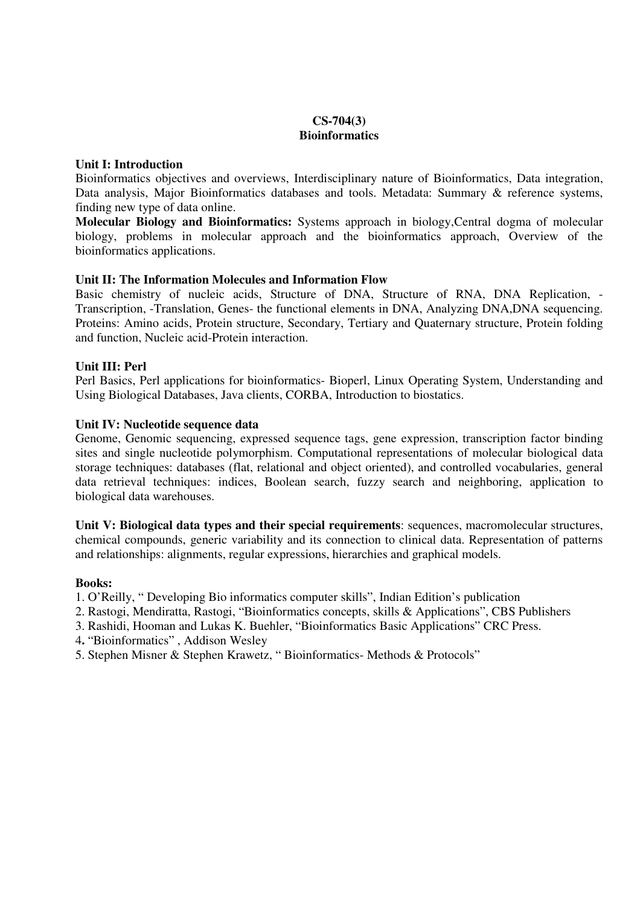**CS-704(3)**
**Bioinformatics**

**Unit I: Introduction**
Bioinformatics objectives and overviews, Interdisciplinary nature of Bioinformatics, Data integration, Data analysis, Major Bioinformatics databases and tools. Metadata: Summary & reference systems, finding new type of data online.
**Molecular Biology and Bioinformatics:** Systems approach in biology,Central dogma of molecular biology, problems in molecular approach and the bioinformatics approach, Overview of the bioinformatics applications.

**Unit II: The Information Molecules and Information Flow**
Basic chemistry of nucleic acids, Structure of DNA, Structure of RNA, DNA Replication, -Transcription, -Translation, Genes- the functional elements in DNA, Analyzing DNA,DNA sequencing. Proteins: Amino acids, Protein structure, Secondary, Tertiary and Quaternary structure, Protein folding and function, Nucleic acid-Protein interaction.

**Unit III: Perl**
Perl Basics, Perl applications for bioinformatics- Bioperl, Linux Operating System, Understanding and Using Biological Databases, Java clients, CORBA, Introduction to biostatics.

**Unit IV: Nucleotide sequence data**
Genome, Genomic sequencing, expressed sequence tags, gene expression, transcription factor binding sites and single nucleotide polymorphism. Computational representations of molecular biological data storage techniques: databases (flat, relational and object oriented), and controlled vocabularies, general data retrieval techniques: indices, Boolean search, fuzzy search and neighboring, application to biological data warehouses.

**Unit V: Biological data types and their special requirements**: sequences, macromolecular structures, chemical compounds, generic variability and its connection to clinical data. Representation of patterns and relationships: alignments, regular expressions, hierarchies and graphical models.

**Books:**
1. O'Reilly, " Developing Bio informatics computer skills", Indian Edition's publication
2. Rastogi, Mendiratta, Rastogi, "Bioinformatics concepts, skills & Applications", CBS Publishers
3. Rashidi, Hooman and Lukas K. Buehler, "Bioinformatics Basic Applications" CRC Press.
4. "Bioinformatics" , Addison Wesley
5. Stephen Misner & Stephen Krawetz, " Bioinformatics- Methods & Protocols"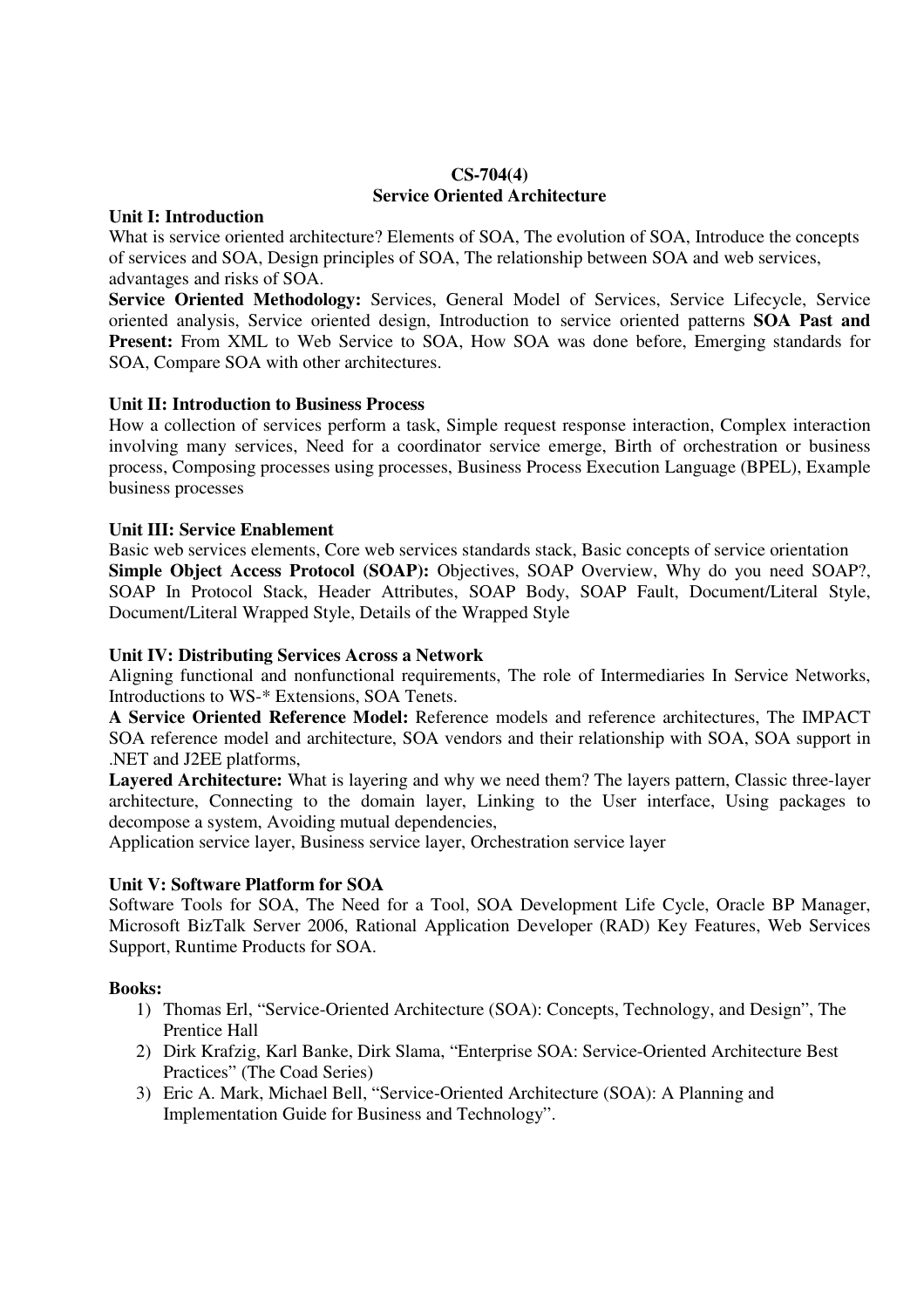# CS-704(4)
## Service Oriented Architecture

**Unit I: Introduction**

What is service oriented architecture? Elements of SOA, The evolution of SOA, Introduce the concepts of services and SOA, Design principles of SOA, The relationship between SOA and web services, advantages and risks of SOA.

**Service Oriented Methodology:** Services, General Model of Services, Service Lifecycle, Service oriented analysis, Service oriented design, Introduction to service oriented patterns **SOA Past and Present:** From XML to Web Service to SOA, How SOA was done before, Emerging standards for SOA, Compare SOA with other architectures.

**Unit II: Introduction to Business Process**

How a collection of services perform a task, Simple request response interaction, Complex interaction involving many services, Need for a coordinator service emerge, Birth of orchestration or business process, Composing processes using processes, Business Process Execution Language (BPEL), Example business processes

**Unit III: Service Enablement**

Basic web services elements, Core web services standards stack, Basic concepts of service orientation

**Simple Object Access Protocol (SOAP):** Objectives, SOAP Overview, Why do you need SOAP?, SOAP In Protocol Stack, Header Attributes, SOAP Body, SOAP Fault, Document/Literal Style, Document/Literal Wrapped Style, Details of the Wrapped Style

**Unit IV: Distributing Services Across a Network**

Aligning functional and nonfunctional requirements, The role of Intermediaries In Service Networks, Introductions to WS-* Extensions, SOA Tenets.

**A Service Oriented Reference Model:** Reference models and reference architectures, The IMPACT SOA reference model and architecture, SOA vendors and their relationship with SOA, SOA support in .NET and J2EE platforms,

**Layered Architecture:** What is layering and why we need them? The layers pattern, Classic three-layer architecture, Connecting to the domain layer, Linking to the User interface, Using packages to decompose a system, Avoiding mutual dependencies,

Application service layer, Business service layer, Orchestration service layer

**Unit V: Software Platform for SOA**

Software Tools for SOA, The Need for a Tool, SOA Development Life Cycle, Oracle BP Manager, Microsoft BizTalk Server 2006, Rational Application Developer (RAD) Key Features, Web Services Support, Runtime Products for SOA.

**Books:**

1) Thomas Erl, "Service-Oriented Architecture (SOA): Concepts, Technology, and Design", The Prentice Hall
2) Dirk Krafzig, Karl Banke, Dirk Slama, "Enterprise SOA: Service-Oriented Architecture Best Practices" (The Coad Series)
3) Eric A. Mark, Michael Bell, "Service-Oriented Architecture (SOA): A Planning and Implementation Guide for Business and Technology".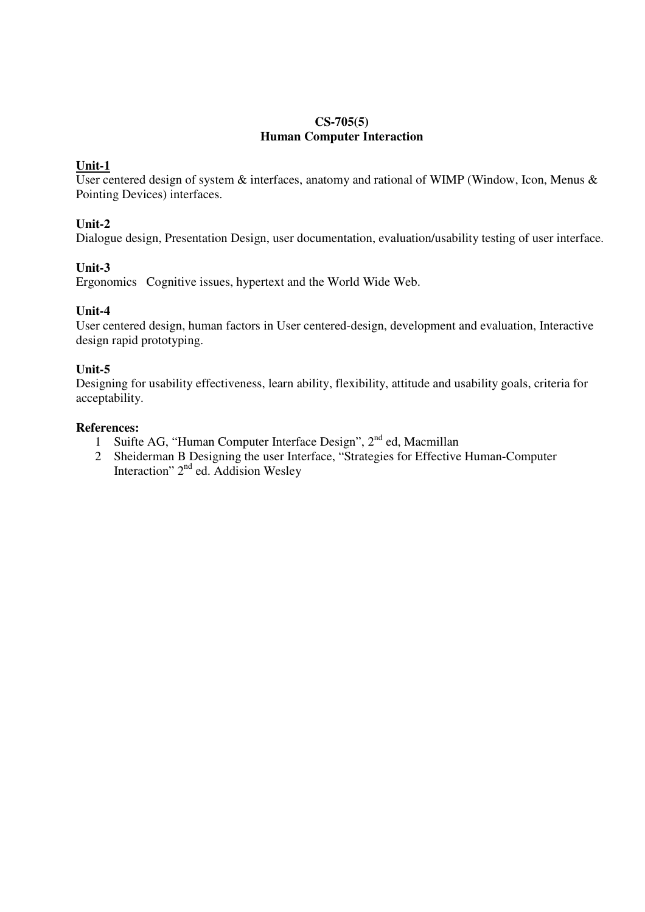**CS-705(5)**
**Human Computer Interaction**

**Unit-1**
User centered design of system & interfaces, anatomy and rational of WIMP (Window, Icon, Menus & Pointing Devices) interfaces.

**Unit-2**
Dialogue design, Presentation Design, user documentation, evaluation/usability testing of user interface.

**Unit-3**
Ergonomics Cognitive issues, hypertext and the World Wide Web.

**Unit-4**
User centered design, human factors in User centered-design, development and evaluation, Interactive design rapid prototyping.

**Unit-5**
Designing for usability effectiveness, learn ability, flexibility, attitude and usability goals, criteria for acceptability.

**References:**

1. Suifte AG, "Human Computer Interface Design", 2nd ed, Macmillan
2. Sheiderman B Designing the user Interface, "Strategies for Effective Human-Computer Interaction" 2nd ed. Addision Wesley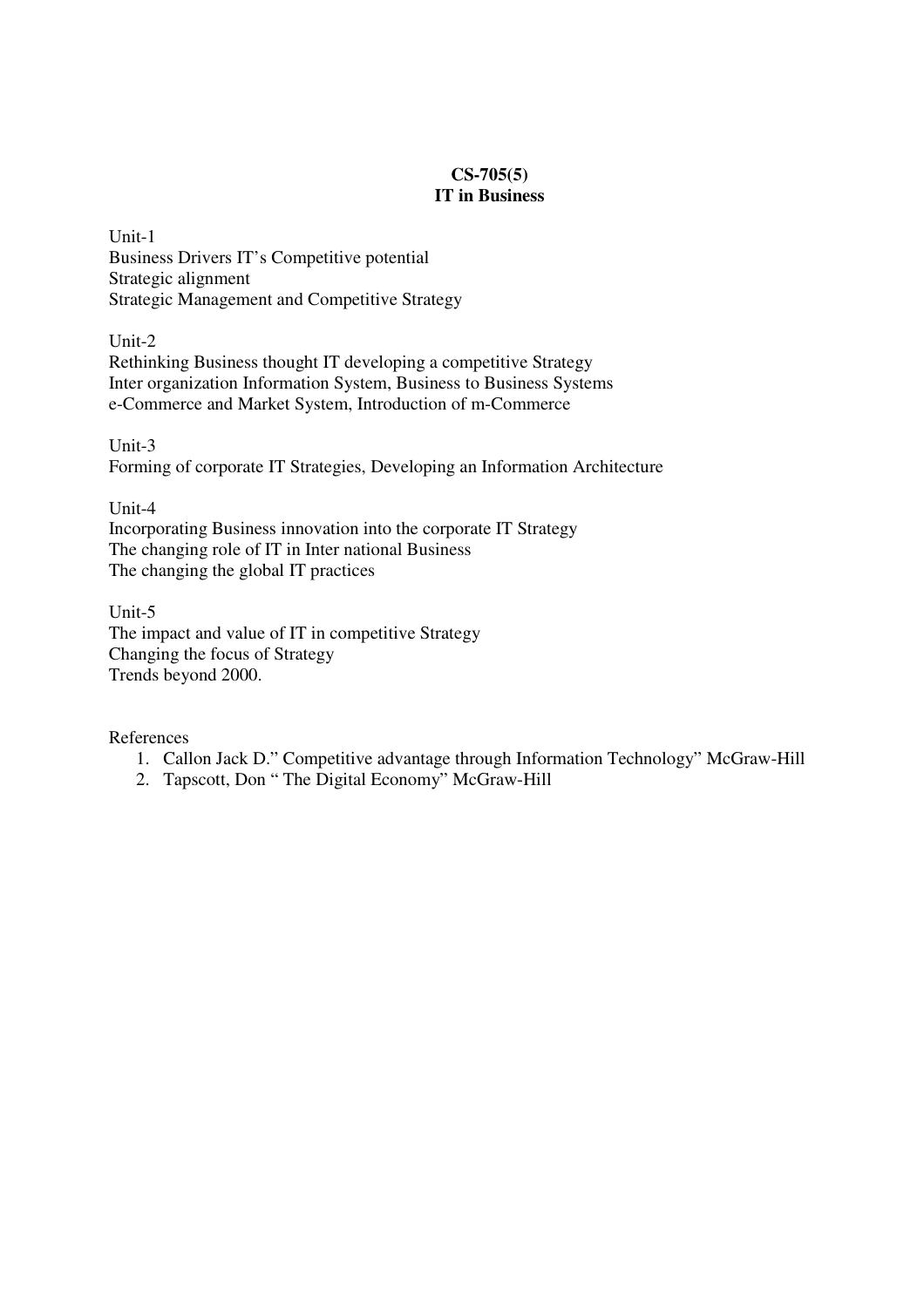# CS-705(5)
## IT in Business

Unit-1
Business Drivers IT's Competitive potential
Strategic alignment
Strategic Management and Competitive Strategy

Unit-2
Rethinking Business thought IT developing a competitive Strategy
Inter organization Information System, Business to Business Systems
e-Commerce and Market System, Introduction of m-Commerce

Unit-3
Forming of corporate IT Strategies, Developing an Information Architecture

Unit-4
Incorporating Business innovation into the corporate IT Strategy
The changing role of IT in Inter national Business
The changing the global IT practices

Unit-5
The impact and value of IT in competitive Strategy
Changing the focus of Strategy
Trends beyond 2000.

References

1. Callon Jack D." Competitive advantage through Information Technology" McGraw-Hill
2. Tapscott, Don " The Digital Economy" McGraw-Hill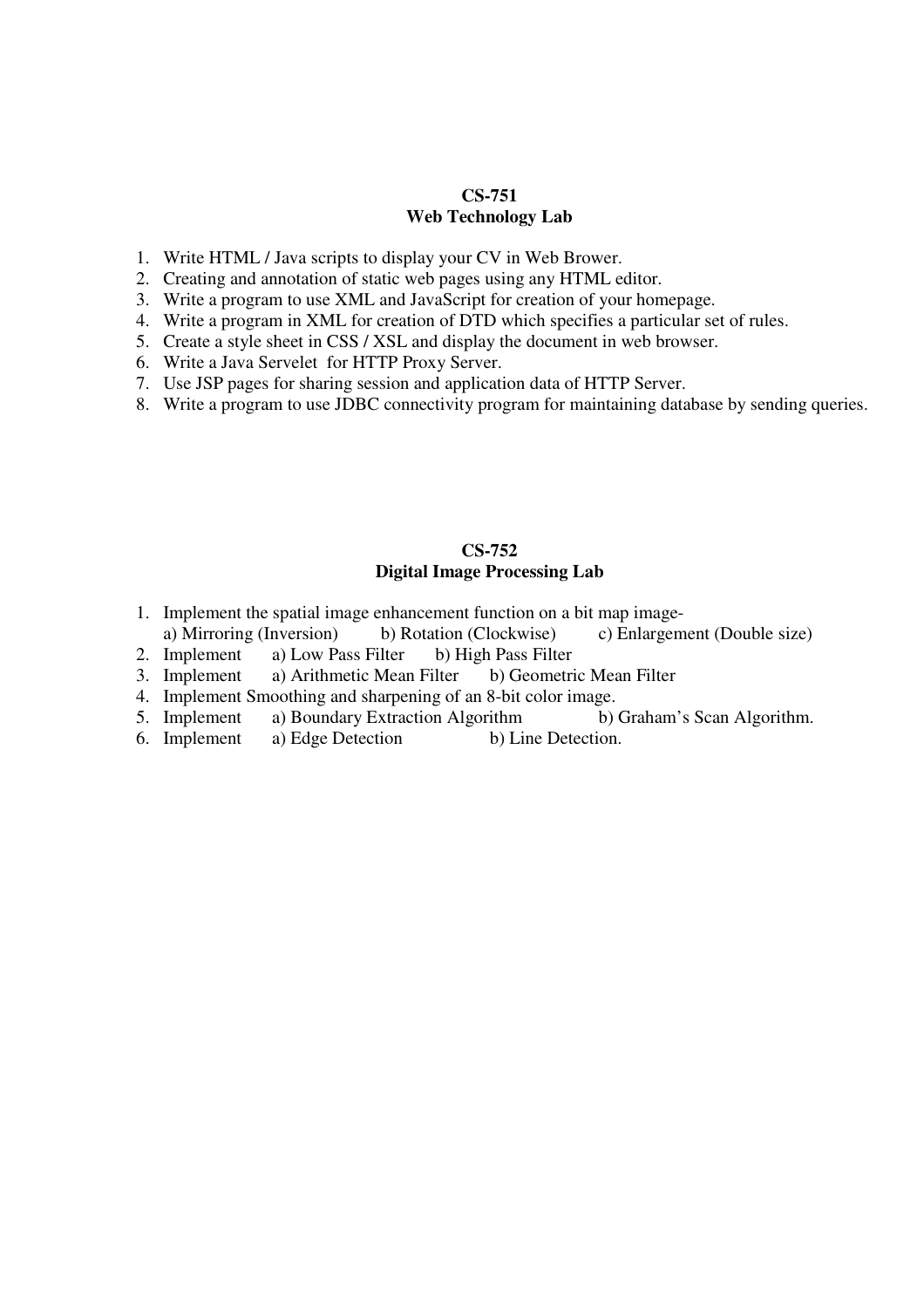## CS-751
## Web Technology Lab

1. Write HTML / Java scripts to display your CV in Web Brower.
2. Creating and annotation of static web pages using any HTML editor.
3. Write a program to use XML and JavaScript for creation of your homepage.
4. Write a program in XML for creation of DTD which specifies a particular set of rules.
5. Create a style sheet in CSS / XSL and display the document in web browser.
6. Write a Java Servelet for HTTP Proxy Server.
7. Use JSP pages for sharing session and application data of HTTP Server.
8. Write a program to use JDBC connectivity program for maintaining database by sending queries.

## CS-752
## Digital Image Processing Lab

1. Implement the spatial image enhancement function on a bit map image-
   a) Mirroring (Inversion) b) Rotation (Clockwise) c) Enlargement (Double size)
2. Implement a) Low Pass Filter b) High Pass Filter
3. Implement a) Arithmetic Mean Filter b) Geometric Mean Filter
4. Implement Smoothing and sharpening of an 8-bit color image.
5. Implement a) Boundary Extraction Algorithm b) Graham's Scan Algorithm.
6. Implement a) Edge Detection b) Line Detection.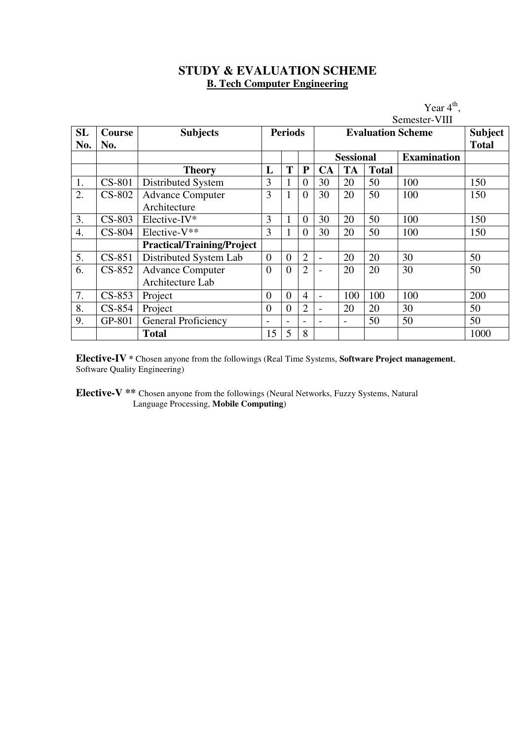# STUDY & EVALUATION SCHEME

## B. Tech Computer Engineering

Year 4th,
Semester-VIII

| SL No. | Course No. | Subjects | Periods | | | Evaluation Scheme | | | | Subject Total |
|---|---|---|---|---|---|---|---|---|---|---|
| | | | | | | Sessional | | | Examination | |
| | | **Theory** | **L** | **T** | **P** | **CA** | **TA** | **Total** | | |
| 1. | CS-801 | Distributed System | 3 | 1 | 0 | 30 | 20 | 50 | 100 | 150 |
| 2. | CS-802 | Advance Computer Architecture | 3 | 1 | 0 | 30 | 20 | 50 | 100 | 150 |
| 3. | CS-803 | Elective-IV* | 3 | 1 | 0 | 30 | 20 | 50 | 100 | 150 |
| 4. | CS-804 | Elective-V** | 3 | 1 | 0 | 30 | 20 | 50 | 100 | 150 |
| | | **Practical/Training/Project** | | | | | | | | |
| 5. | CS-851 | Distributed System Lab | 0 | 0 | 2 | - | 20 | 20 | 30 | 50 |
| 6. | CS-852 | Advance Computer Architecture Lab | 0 | 0 | 2 | - | 20 | 20 | 30 | 50 |
| 7. | CS-853 | Project | 0 | 0 | 4 | - | 100 | 100 | 100 | 200 |
| 8. | CS-854 | Project | 0 | 0 | 2 | - | 20 | 20 | 30 | 50 |
| 9. | GP-801 | General Proficiency | - | - | - | - | - | 50 | 50 | 50 |
| | | **Total** | 15 | 5 | 8 | | | | | 1000 |

**Elective-IV** * Chosen anyone from the followings (Real Time Systems, **Software Project management**, Software Quality Engineering)

**Elective-V** ** Chosen anyone from the followings (Neural Networks, Fuzzy Systems, Natural Language Processing, **Mobile Computing**)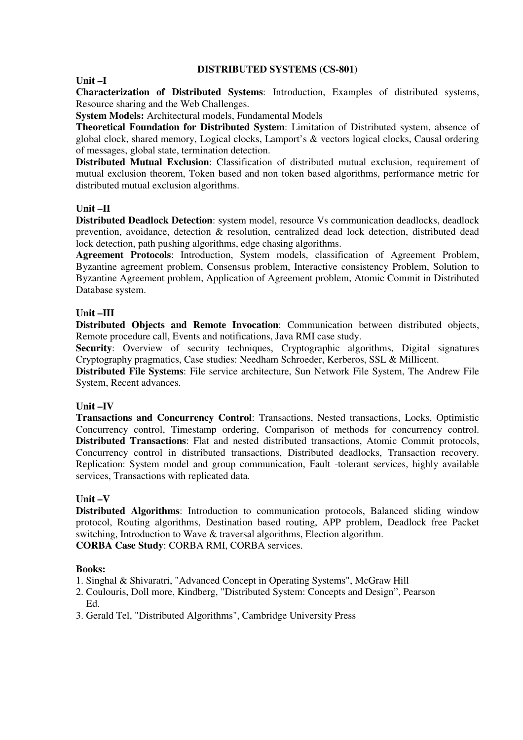# DISTRIBUTED SYSTEMS (CS-801)

## Unit –I

**Characterization of Distributed Systems**: Introduction, Examples of distributed systems, Resource sharing and the Web Challenges.

**System Models:** Architectural models, Fundamental Models

**Theoretical Foundation for Distributed System**: Limitation of Distributed system, absence of global clock, shared memory, Logical clocks, Lamport's & vectors logical clocks, Causal ordering of messages, global state, termination detection.

**Distributed Mutual Exclusion**: Classification of distributed mutual exclusion, requirement of mutual exclusion theorem, Token based and non token based algorithms, performance metric for distributed mutual exclusion algorithms.

## Unit –II

**Distributed Deadlock Detection**: system model, resource Vs communication deadlocks, deadlock prevention, avoidance, detection & resolution, centralized dead lock detection, distributed dead lock detection, path pushing algorithms, edge chasing algorithms.

**Agreement Protocols**: Introduction, System models, classification of Agreement Problem, Byzantine agreement problem, Consensus problem, Interactive consistency Problem, Solution to Byzantine Agreement problem, Application of Agreement problem, Atomic Commit in Distributed Database system.

## Unit –III

**Distributed Objects and Remote Invocation**: Communication between distributed objects, Remote procedure call, Events and notifications, Java RMI case study.

**Security**: Overview of security techniques, Cryptographic algorithms, Digital signatures Cryptography pragmatics, Case studies: Needham Schroeder, Kerberos, SSL & Millicent.

**Distributed File Systems**: File service architecture, Sun Network File System, The Andrew File System, Recent advances.

## Unit –IV

**Transactions and Concurrency Control**: Transactions, Nested transactions, Locks, Optimistic Concurrency control, Timestamp ordering, Comparison of methods for concurrency control. **Distributed Transactions**: Flat and nested distributed transactions, Atomic Commit protocols, Concurrency control in distributed transactions, Distributed deadlocks, Transaction recovery. Replication: System model and group communication, Fault -tolerant services, highly available services, Transactions with replicated data.

## Unit –V

**Distributed Algorithms**: Introduction to communication protocols, Balanced sliding window protocol, Routing algorithms, Destination based routing, APP problem, Deadlock free Packet switching, Introduction to Wave & traversal algorithms, Election algorithm.

**CORBA Case Study**: CORBA RMI, CORBA services.

**Books:**

1. Singhal & Shivaratri, "Advanced Concept in Operating Systems", McGraw Hill
2. Coulouris, Doll more, Kindberg, "Distributed System: Concepts and Design", Pearson Ed.
3. Gerald Tel, "Distributed Algorithms", Cambridge University Press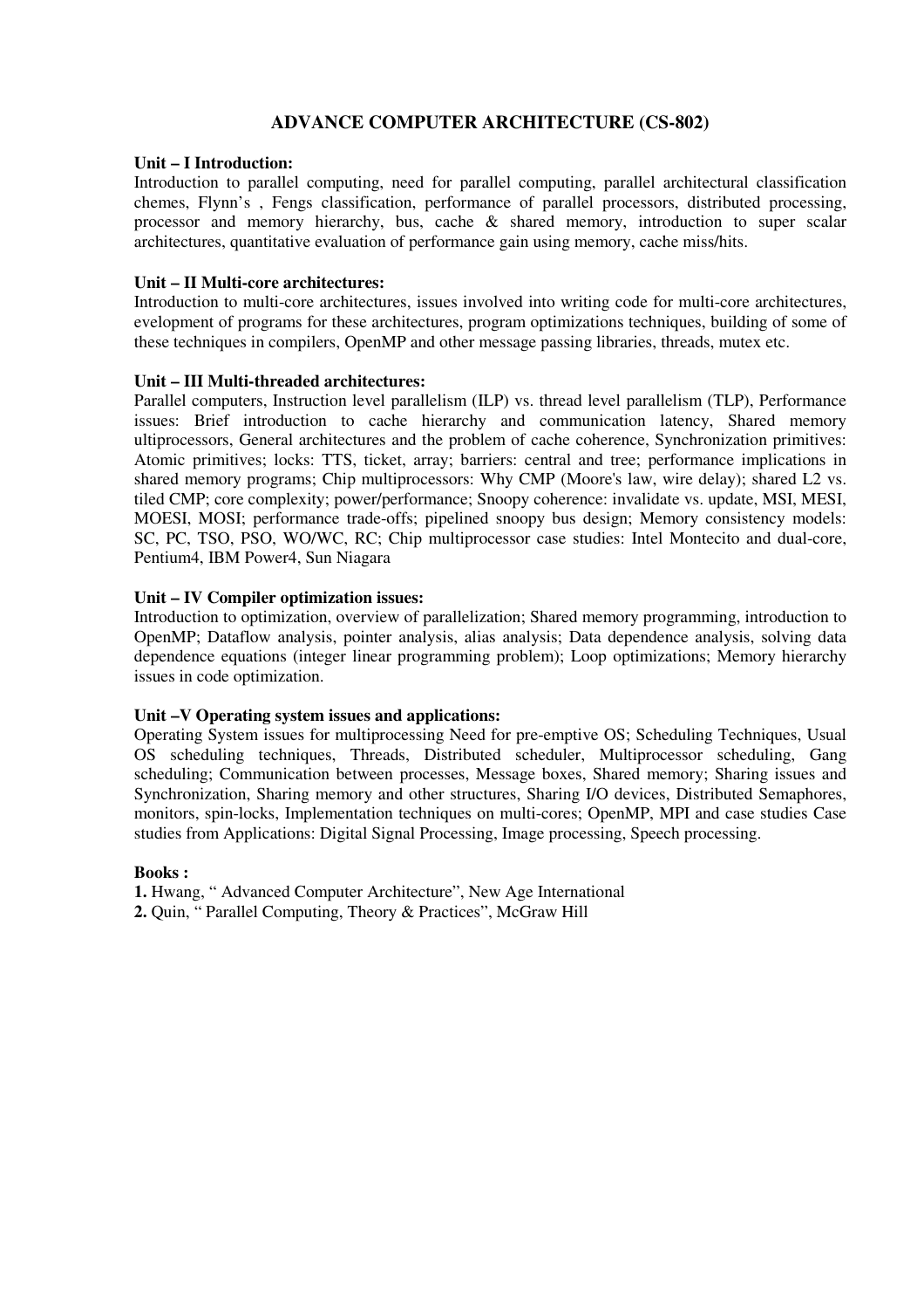## ADVANCE COMPUTER ARCHITECTURE (CS-802)

**Unit – I Introduction:**
Introduction to parallel computing, need for parallel computing, parallel architectural classification chemes, Flynn's , Fengs classification, performance of parallel processors, distributed processing, processor and memory hierarchy, bus, cache & shared memory, introduction to super scalar architectures, quantitative evaluation of performance gain using memory, cache miss/hits.

**Unit – II Multi-core architectures:**
Introduction to multi-core architectures, issues involved into writing code for multi-core architectures, evelopment of programs for these architectures, program optimizations techniques, building of some of these techniques in compilers, OpenMP and other message passing libraries, threads, mutex etc.

**Unit – III Multi-threaded architectures:**
Parallel computers, Instruction level parallelism (ILP) vs. thread level parallelism (TLP), Performance issues: Brief introduction to cache hierarchy and communication latency, Shared memory ultiprocessors, General architectures and the problem of cache coherence, Synchronization primitives: Atomic primitives; locks: TTS, ticket, array; barriers: central and tree; performance implications in shared memory programs; Chip multiprocessors: Why CMP (Moore's law, wire delay); shared L2 vs. tiled CMP; core complexity; power/performance; Snoopy coherence: invalidate vs. update, MSI, MESI, MOESI, MOSI; performance trade-offs; pipelined snoopy bus design; Memory consistency models: SC, PC, TSO, PSO, WO/WC, RC; Chip multiprocessor case studies: Intel Montecito and dual-core, Pentium4, IBM Power4, Sun Niagara

**Unit – IV Compiler optimization issues:**
Introduction to optimization, overview of parallelization; Shared memory programming, introduction to OpenMP; Dataflow analysis, pointer analysis, alias analysis; Data dependence analysis, solving data dependence equations (integer linear programming problem); Loop optimizations; Memory hierarchy issues in code optimization.

**Unit –V Operating system issues and applications:**
Operating System issues for multiprocessing Need for pre-emptive OS; Scheduling Techniques, Usual OS scheduling techniques, Threads, Distributed scheduler, Multiprocessor scheduling, Gang scheduling; Communication between processes, Message boxes, Shared memory; Sharing issues and Synchronization, Sharing memory and other structures, Sharing I/O devices, Distributed Semaphores, monitors, spin-locks, Implementation techniques on multi-cores; OpenMP, MPI and case studies Case studies from Applications: Digital Signal Processing, Image processing, Speech processing.

**Books :**

**1.** Hwang, " Advanced Computer Architecture", New Age International
**2.** Quin, " Parallel Computing, Theory & Practices", McGraw Hill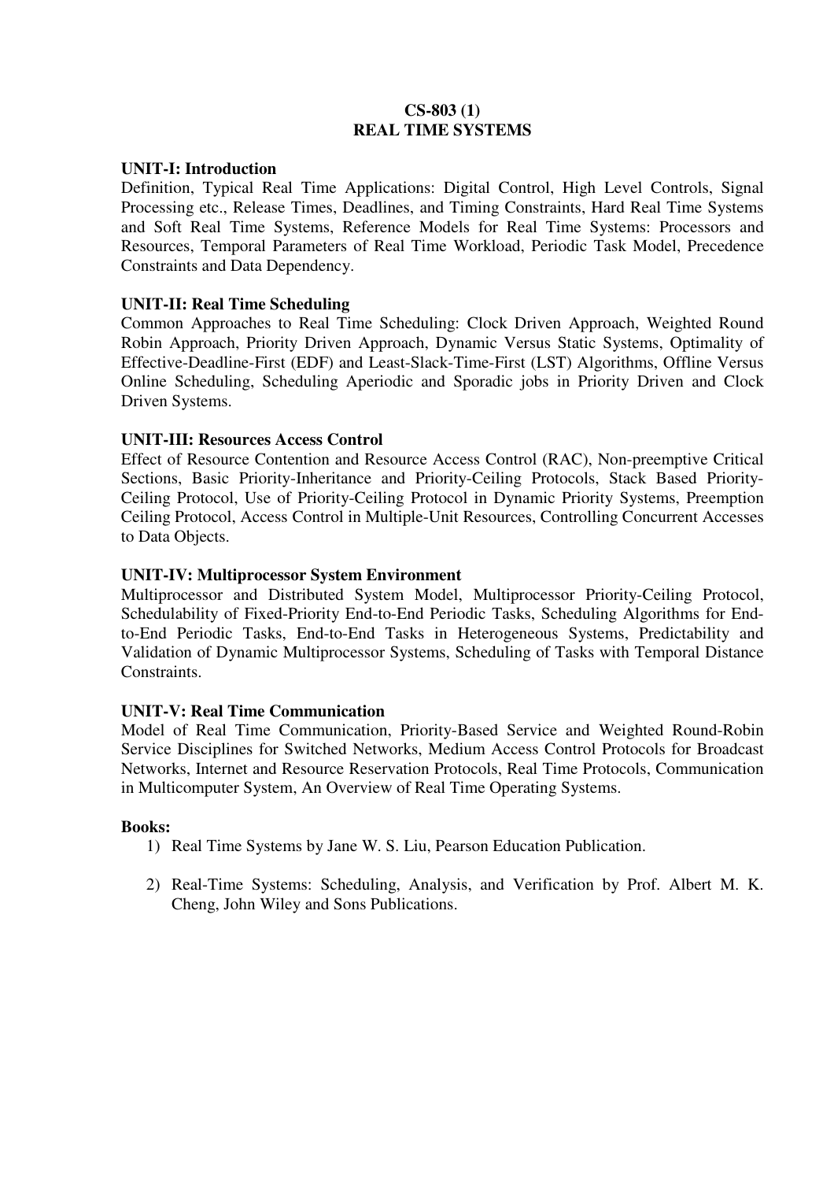# CS-803 (1)
# REAL TIME SYSTEMS

**UNIT-I: Introduction**

Definition, Typical Real Time Applications: Digital Control, High Level Controls, Signal Processing etc., Release Times, Deadlines, and Timing Constraints, Hard Real Time Systems and Soft Real Time Systems, Reference Models for Real Time Systems: Processors and Resources, Temporal Parameters of Real Time Workload, Periodic Task Model, Precedence Constraints and Data Dependency.

**UNIT-II: Real Time Scheduling**

Common Approaches to Real Time Scheduling: Clock Driven Approach, Weighted Round Robin Approach, Priority Driven Approach, Dynamic Versus Static Systems, Optimality of Effective-Deadline-First (EDF) and Least-Slack-Time-First (LST) Algorithms, Offline Versus Online Scheduling, Scheduling Aperiodic and Sporadic jobs in Priority Driven and Clock Driven Systems.

**UNIT-III: Resources Access Control**

Effect of Resource Contention and Resource Access Control (RAC), Non-preemptive Critical Sections, Basic Priority-Inheritance and Priority-Ceiling Protocols, Stack Based Priority-Ceiling Protocol, Use of Priority-Ceiling Protocol in Dynamic Priority Systems, Preemption Ceiling Protocol, Access Control in Multiple-Unit Resources, Controlling Concurrent Accesses to Data Objects.

**UNIT-IV: Multiprocessor System Environment**

Multiprocessor and Distributed System Model, Multiprocessor Priority-Ceiling Protocol, Schedulability of Fixed-Priority End-to-End Periodic Tasks, Scheduling Algorithms for End-to-End Periodic Tasks, End-to-End Tasks in Heterogeneous Systems, Predictability and Validation of Dynamic Multiprocessor Systems, Scheduling of Tasks with Temporal Distance Constraints.

**UNIT-V: Real Time Communication**

Model of Real Time Communication, Priority-Based Service and Weighted Round-Robin Service Disciplines for Switched Networks, Medium Access Control Protocols for Broadcast Networks, Internet and Resource Reservation Protocols, Real Time Protocols, Communication in Multicomputer System, An Overview of Real Time Operating Systems.

**Books:**

1) Real Time Systems by Jane W. S. Liu, Pearson Education Publication.
2) Real-Time Systems: Scheduling, Analysis, and Verification by Prof. Albert M. K. Cheng, John Wiley and Sons Publications.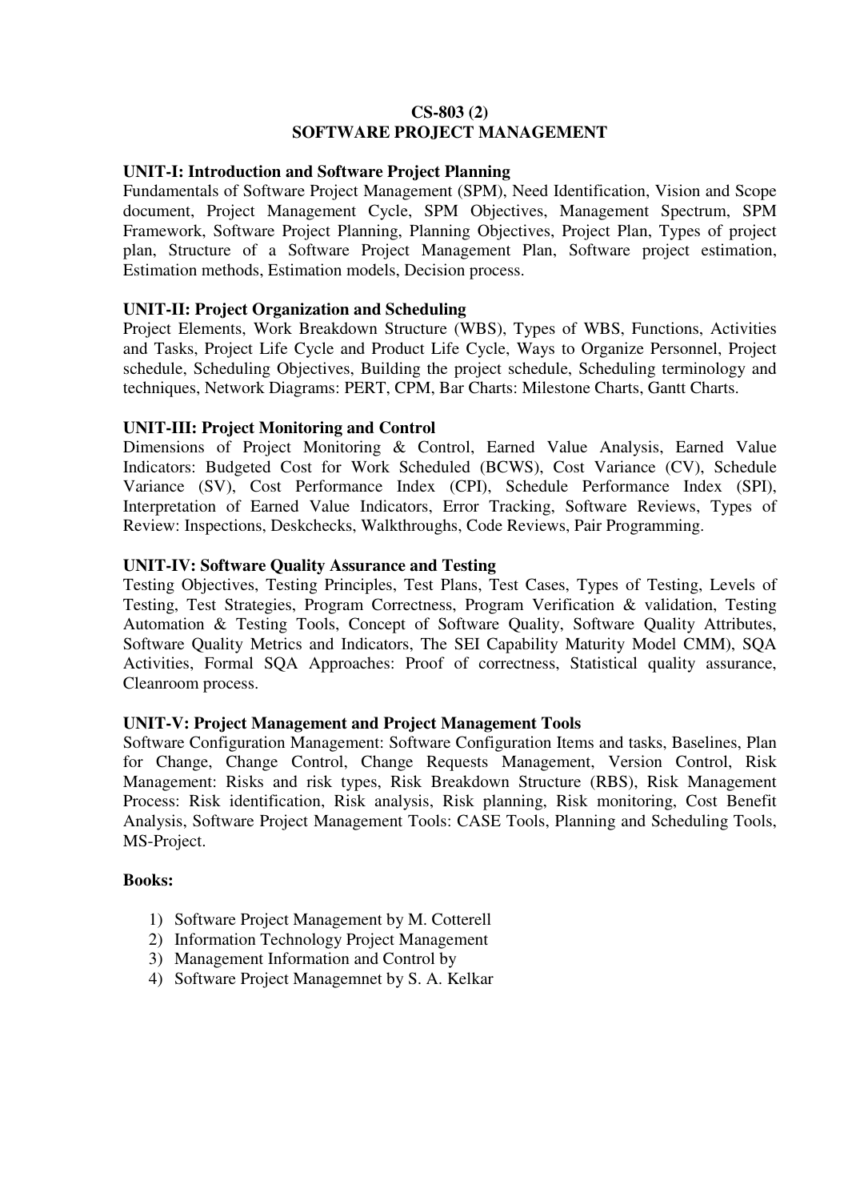# CS-803 (2)
# SOFTWARE PROJECT MANAGEMENT

**UNIT-I: Introduction and Software Project Planning**
Fundamentals of Software Project Management (SPM), Need Identification, Vision and Scope document, Project Management Cycle, SPM Objectives, Management Spectrum, SPM Framework, Software Project Planning, Planning Objectives, Project Plan, Types of project plan, Structure of a Software Project Management Plan, Software project estimation, Estimation methods, Estimation models, Decision process.

**UNIT-II: Project Organization and Scheduling**
Project Elements, Work Breakdown Structure (WBS), Types of WBS, Functions, Activities and Tasks, Project Life Cycle and Product Life Cycle, Ways to Organize Personnel, Project schedule, Scheduling Objectives, Building the project schedule, Scheduling terminology and techniques, Network Diagrams: PERT, CPM, Bar Charts: Milestone Charts, Gantt Charts.

**UNIT-III: Project Monitoring and Control**
Dimensions of Project Monitoring & Control, Earned Value Analysis, Earned Value Indicators: Budgeted Cost for Work Scheduled (BCWS), Cost Variance (CV), Schedule Variance (SV), Cost Performance Index (CPI), Schedule Performance Index (SPI), Interpretation of Earned Value Indicators, Error Tracking, Software Reviews, Types of Review: Inspections, Deskchecks, Walkthroughs, Code Reviews, Pair Programming.

**UNIT-IV: Software Quality Assurance and Testing**
Testing Objectives, Testing Principles, Test Plans, Test Cases, Types of Testing, Levels of Testing, Test Strategies, Program Correctness, Program Verification & validation, Testing Automation & Testing Tools, Concept of Software Quality, Software Quality Attributes, Software Quality Metrics and Indicators, The SEI Capability Maturity Model CMM), SQA Activities, Formal SQA Approaches: Proof of correctness, Statistical quality assurance, Cleanroom process.

**UNIT-V: Project Management and Project Management Tools**
Software Configuration Management: Software Configuration Items and tasks, Baselines, Plan for Change, Change Control, Change Requests Management, Version Control, Risk Management: Risks and risk types, Risk Breakdown Structure (RBS), Risk Management Process: Risk identification, Risk analysis, Risk planning, Risk monitoring, Cost Benefit Analysis, Software Project Management Tools: CASE Tools, Planning and Scheduling Tools, MS-Project.

**Books:**

1) Software Project Management by M. Cotterell
2) Information Technology Project Management
3) Management Information and Control by
4) Software Project Managemnet by S. A. Kelkar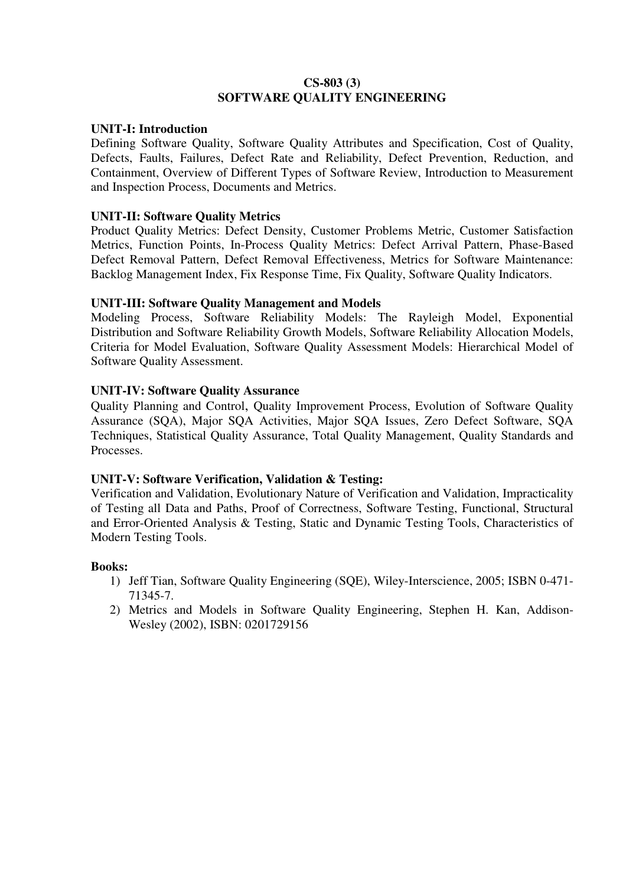# CS-803 (3)
# SOFTWARE QUALITY ENGINEERING

**UNIT-I: Introduction**

Defining Software Quality, Software Quality Attributes and Specification, Cost of Quality, Defects, Faults, Failures, Defect Rate and Reliability, Defect Prevention, Reduction, and Containment, Overview of Different Types of Software Review, Introduction to Measurement and Inspection Process, Documents and Metrics.

**UNIT-II: Software Quality Metrics**

Product Quality Metrics: Defect Density, Customer Problems Metric, Customer Satisfaction Metrics, Function Points, In-Process Quality Metrics: Defect Arrival Pattern, Phase-Based Defect Removal Pattern, Defect Removal Effectiveness, Metrics for Software Maintenance: Backlog Management Index, Fix Response Time, Fix Quality, Software Quality Indicators.

**UNIT-III: Software Quality Management and Models**

Modeling Process, Software Reliability Models: The Rayleigh Model, Exponential Distribution and Software Reliability Growth Models, Software Reliability Allocation Models, Criteria for Model Evaluation, Software Quality Assessment Models: Hierarchical Model of Software Quality Assessment.

**UNIT-IV: Software Quality Assurance**

Quality Planning and Control, Quality Improvement Process, Evolution of Software Quality Assurance (SQA), Major SQA Activities, Major SQA Issues, Zero Defect Software, SQA Techniques, Statistical Quality Assurance, Total Quality Management, Quality Standards and Processes.

**UNIT-V: Software Verification, Validation & Testing:**

Verification and Validation, Evolutionary Nature of Verification and Validation, Impracticality of Testing all Data and Paths, Proof of Correctness, Software Testing, Functional, Structural and Error-Oriented Analysis & Testing, Static and Dynamic Testing Tools, Characteristics of Modern Testing Tools.

**Books:**

1) Jeff Tian, Software Quality Engineering (SQE), Wiley-Interscience, 2005; ISBN 0-471-71345-7.
2) Metrics and Models in Software Quality Engineering, Stephen H. Kan, Addison-Wesley (2002), ISBN: 0201729156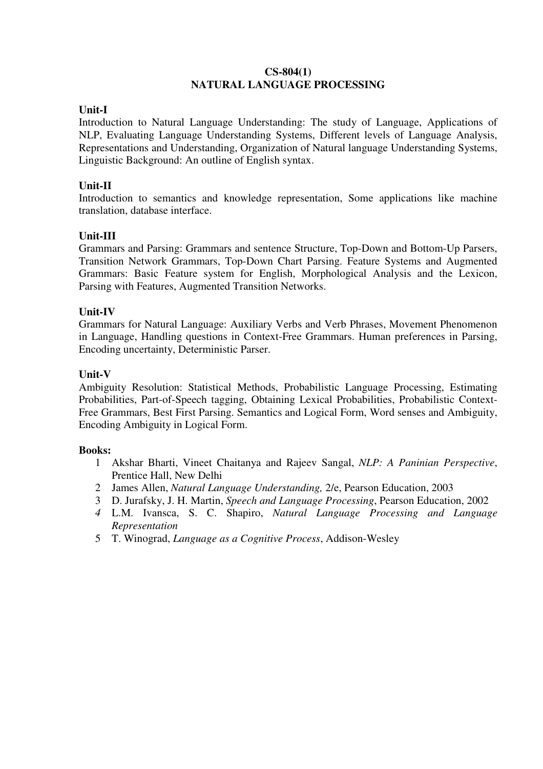# CS-804(1)
# NATURAL LANGUAGE PROCESSING

**Unit-I**

Introduction to Natural Language Understanding: The study of Language, Applications of NLP, Evaluating Language Understanding Systems, Different levels of Language Analysis, Representations and Understanding, Organization of Natural language Understanding Systems, Linguistic Background: An outline of English syntax.

**Unit-II**

Introduction to semantics and knowledge representation, Some applications like machine translation, database interface.

**Unit-III**

Grammars and Parsing: Grammars and sentence Structure, Top-Down and Bottom-Up Parsers, Transition Network Grammars, Top-Down Chart Parsing. Feature Systems and Augmented Grammars: Basic Feature system for English, Morphological Analysis and the Lexicon, Parsing with Features, Augmented Transition Networks.

**Unit-IV**

Grammars for Natural Language: Auxiliary Verbs and Verb Phrases, Movement Phenomenon in Language, Handling questions in Context-Free Grammars. Human preferences in Parsing, Encoding uncertainty, Deterministic Parser.

**Unit-V**

Ambiguity Resolution: Statistical Methods, Probabilistic Language Processing, Estimating Probabilities, Part-of-Speech tagging, Obtaining Lexical Probabilities, Probabilistic Context-Free Grammars, Best First Parsing. Semantics and Logical Form, Word senses and Ambiguity, Encoding Ambiguity in Logical Form.

**Books:**

1. Akshar Bharti, Vineet Chaitanya and Rajeev Sangal, *NLP: A Paninian Perspective*, Prentice Hall, New Delhi
2. James Allen, *Natural Language Understanding,* 2/e, Pearson Education, 2003
3. D. Jurafsky, J. H. Martin, *Speech and Language Processing*, Pearson Education, 2002
4. L.M. Ivansca, S. C. Shapiro, *Natural Language Processing and Language Representation*
5. T. Winograd, *Language as a Cognitive Process*, Addison-Wesley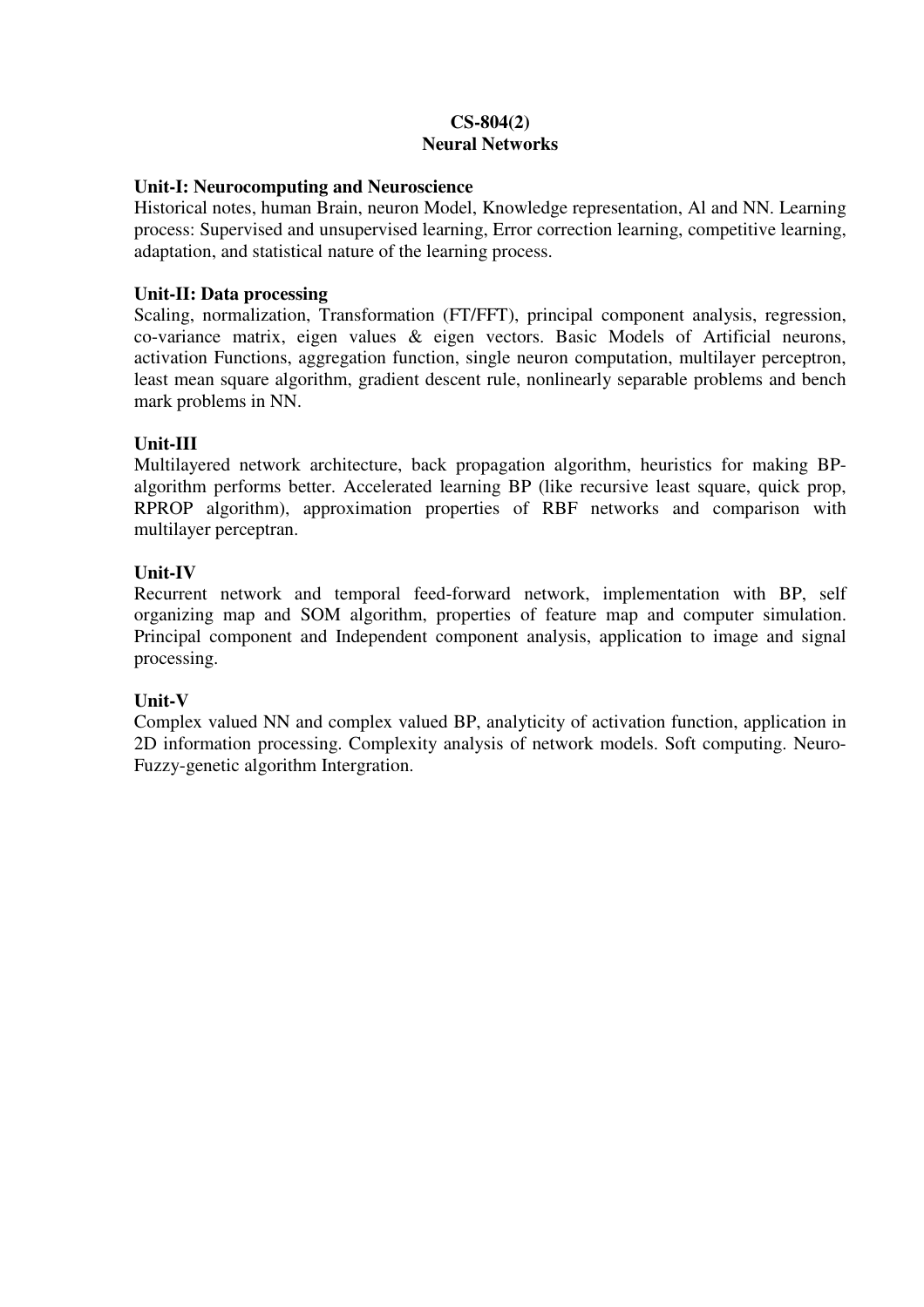# CS-804(2)
# Neural Networks

**Unit-I: Neurocomputing and Neuroscience**

Historical notes, human Brain, neuron Model, Knowledge representation, Al and NN. Learning process: Supervised and unsupervised learning, Error correction learning, competitive learning, adaptation, and statistical nature of the learning process.

**Unit-II: Data processing**

Scaling, normalization, Transformation (FT/FFT), principal component analysis, regression, co-variance matrix, eigen values & eigen vectors. Basic Models of Artificial neurons, activation Functions, aggregation function, single neuron computation, multilayer perceptron, least mean square algorithm, gradient descent rule, nonlinearly separable problems and bench mark problems in NN.

**Unit-III**

Multilayered network architecture, back propagation algorithm, heuristics for making BP-algorithm performs better. Accelerated learning BP (like recursive least square, quick prop, RPROP algorithm), approximation properties of RBF networks and comparison with multilayer perceptran.

**Unit-IV**

Recurrent network and temporal feed-forward network, implementation with BP, self organizing map and SOM algorithm, properties of feature map and computer simulation. Principal component and Independent component analysis, application to image and signal processing.

**Unit-V**

Complex valued NN and complex valued BP, analyticity of activation function, application in 2D information processing. Complexity analysis of network models. Soft computing. Neuro-Fuzzy-genetic algorithm Intergration.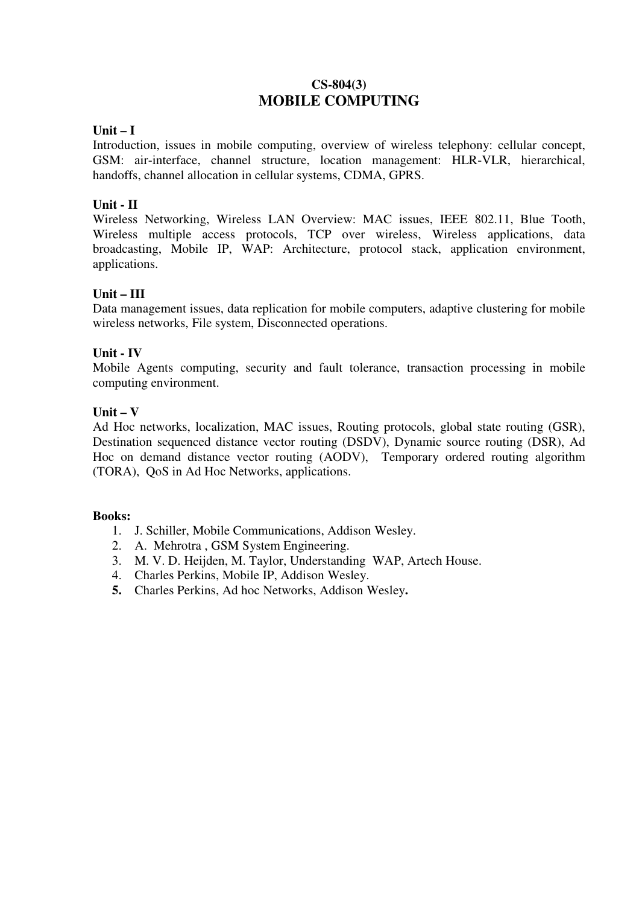**CS-804(3)**

# MOBILE COMPUTING

**Unit – I**

Introduction, issues in mobile computing, overview of wireless telephony: cellular concept, GSM: air-interface, channel structure, location management: HLR-VLR, hierarchical, handoffs, channel allocation in cellular systems, CDMA, GPRS.

**Unit - II**

Wireless Networking, Wireless LAN Overview: MAC issues, IEEE 802.11, Blue Tooth, Wireless multiple access protocols, TCP over wireless, Wireless applications, data broadcasting, Mobile IP, WAP: Architecture, protocol stack, application environment, applications.

**Unit – III**

Data management issues, data replication for mobile computers, adaptive clustering for mobile wireless networks, File system, Disconnected operations.

**Unit - IV**

Mobile Agents computing, security and fault tolerance, transaction processing in mobile computing environment.

**Unit – V**

Ad Hoc networks, localization, MAC issues, Routing protocols, global state routing (GSR), Destination sequenced distance vector routing (DSDV), Dynamic source routing (DSR), Ad Hoc on demand distance vector routing (AODV), Temporary ordered routing algorithm (TORA), QoS in Ad Hoc Networks, applications.

**Books:**

1. J. Schiller, Mobile Communications, Addison Wesley.
2. A. Mehrotra , GSM System Engineering.
3. M. V. D. Heijden, M. Taylor, Understanding WAP, Artech House.
4. Charles Perkins, Mobile IP, Addison Wesley.
5. Charles Perkins, Ad hoc Networks, Addison Wesley.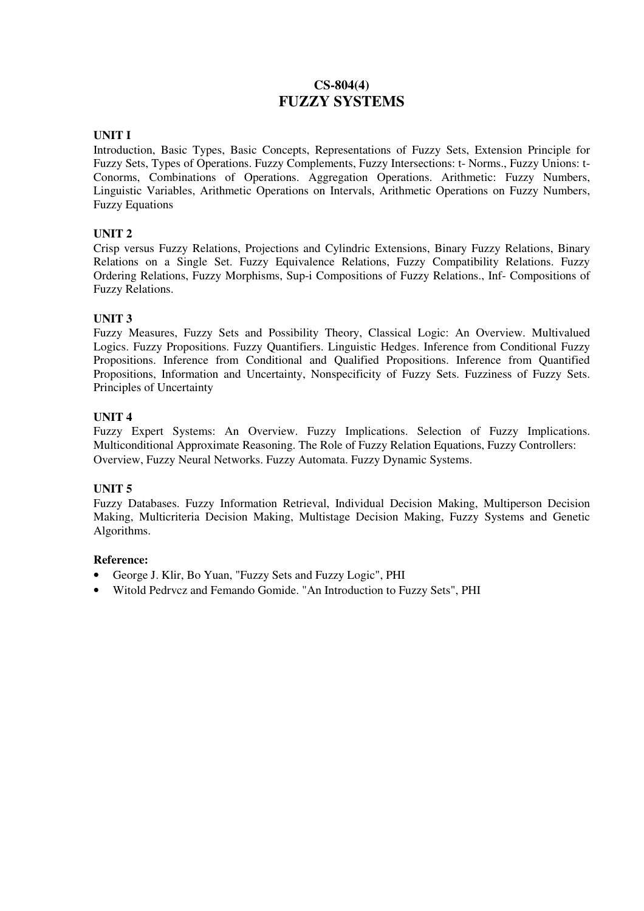# CS-804(4)
# FUZZY SYSTEMS

### UNIT I

Introduction, Basic Types, Basic Concepts, Representations of Fuzzy Sets, Extension Principle for Fuzzy Sets, Types of Operations. Fuzzy Complements, Fuzzy Intersections: t- Norms., Fuzzy Unions: t-Conorms, Combinations of Operations. Aggregation Operations. Arithmetic: Fuzzy Numbers, Linguistic Variables, Arithmetic Operations on Intervals, Arithmetic Operations on Fuzzy Numbers, Fuzzy Equations

### UNIT 2

Crisp versus Fuzzy Relations, Projections and Cylindric Extensions, Binary Fuzzy Relations, Binary Relations on a Single Set. Fuzzy Equivalence Relations, Fuzzy Compatibility Relations. Fuzzy Ordering Relations, Fuzzy Morphisms, Sup-i Compositions of Fuzzy Relations., Inf- Compositions of Fuzzy Relations.

### UNIT 3

Fuzzy Measures, Fuzzy Sets and Possibility Theory, Classical Logic: An Overview. Multivalued Logics. Fuzzy Propositions. Fuzzy Quantifiers. Linguistic Hedges. Inference from Conditional Fuzzy Propositions. Inference from Conditional and Qualified Propositions. Inference from Quantified Propositions, Information and Uncertainty, Nonspecificity of Fuzzy Sets. Fuzziness of Fuzzy Sets. Principles of Uncertainty

### UNIT 4

Fuzzy Expert Systems: An Overview. Fuzzy Implications. Selection of Fuzzy Implications. Multiconditional Approximate Reasoning. The Role of Fuzzy Relation Equations, Fuzzy Controllers: Overview, Fuzzy Neural Networks. Fuzzy Automata. Fuzzy Dynamic Systems.

### UNIT 5

Fuzzy Databases. Fuzzy Information Retrieval, Individual Decision Making, Multiperson Decision Making, Multicriteria Decision Making, Multistage Decision Making, Fuzzy Systems and Genetic Algorithms.

**Reference:**

- George J. Klir, Bo Yuan, "Fuzzy Sets and Fuzzy Logic", PHI
- Witold Pedrvcz and Femando Gomide. "An Introduction to Fuzzy Sets", PHI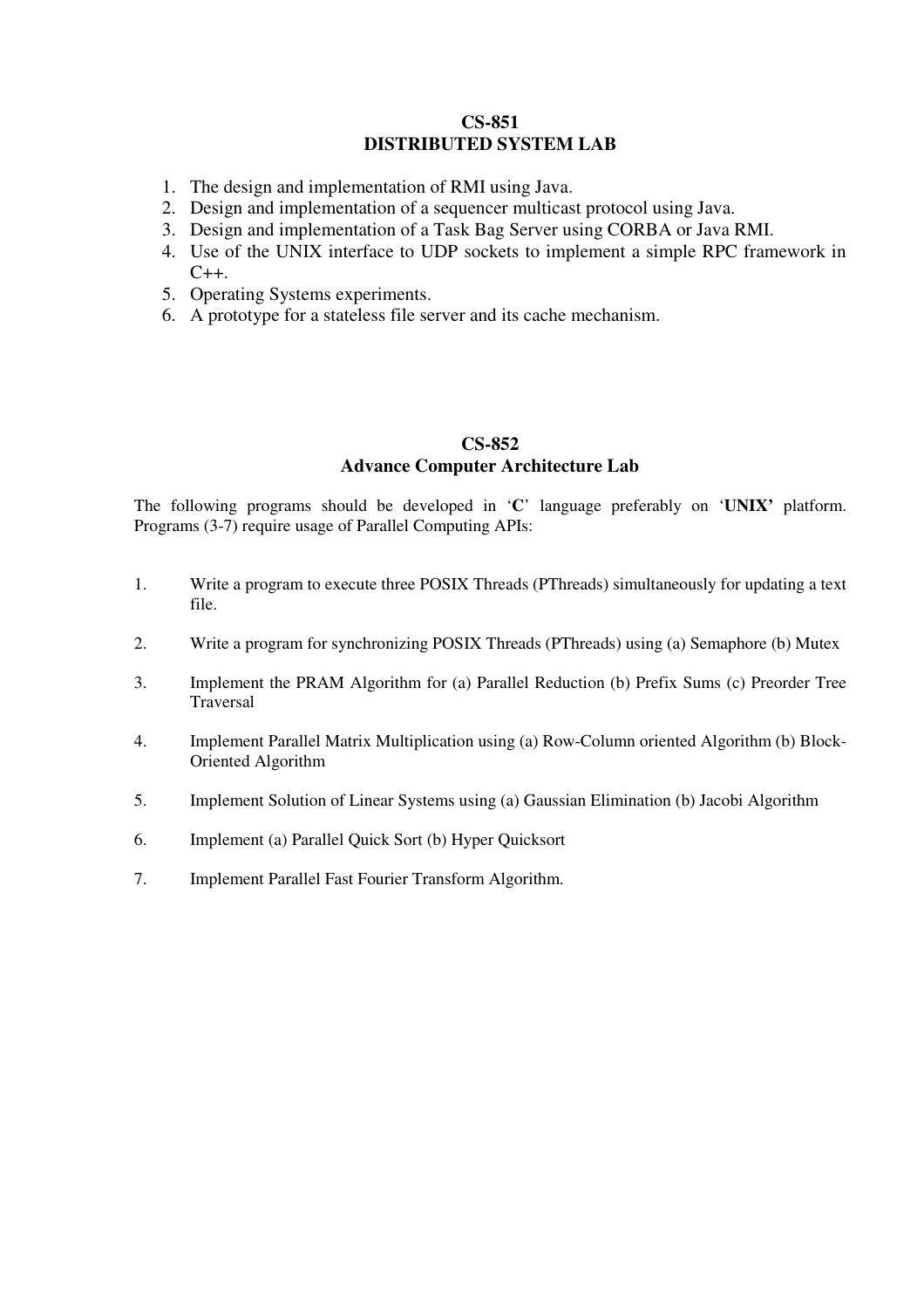## CS-851
## DISTRIBUTED SYSTEM LAB

1. The design and implementation of RMI using Java.
2. Design and implementation of a sequencer multicast protocol using Java.
3. Design and implementation of a Task Bag Server using CORBA or Java RMI.
4. Use of the UNIX interface to UDP sockets to implement a simple RPC framework in C++.
5. Operating Systems experiments.
6. A prototype for a stateless file server and its cache mechanism.

## CS-852
## Advance Computer Architecture Lab

The following programs should be developed in '**C**' language preferably on '**UNIX'** platform. Programs (3-7) require usage of Parallel Computing APIs:

1. Write a program to execute three POSIX Threads (PThreads) simultaneously for updating a text file.

2. Write a program for synchronizing POSIX Threads (PThreads) using (a) Semaphore (b) Mutex

3. Implement the PRAM Algorithm for (a) Parallel Reduction (b) Prefix Sums (c) Preorder Tree Traversal

4. Implement Parallel Matrix Multiplication using (a) Row-Column oriented Algorithm (b) Block-Oriented Algorithm

5. Implement Solution of Linear Systems using (a) Gaussian Elimination (b) Jacobi Algorithm

6. Implement (a) Parallel Quick Sort (b) Hyper Quicksort

7. Implement Parallel Fast Fourier Transform Algorithm.